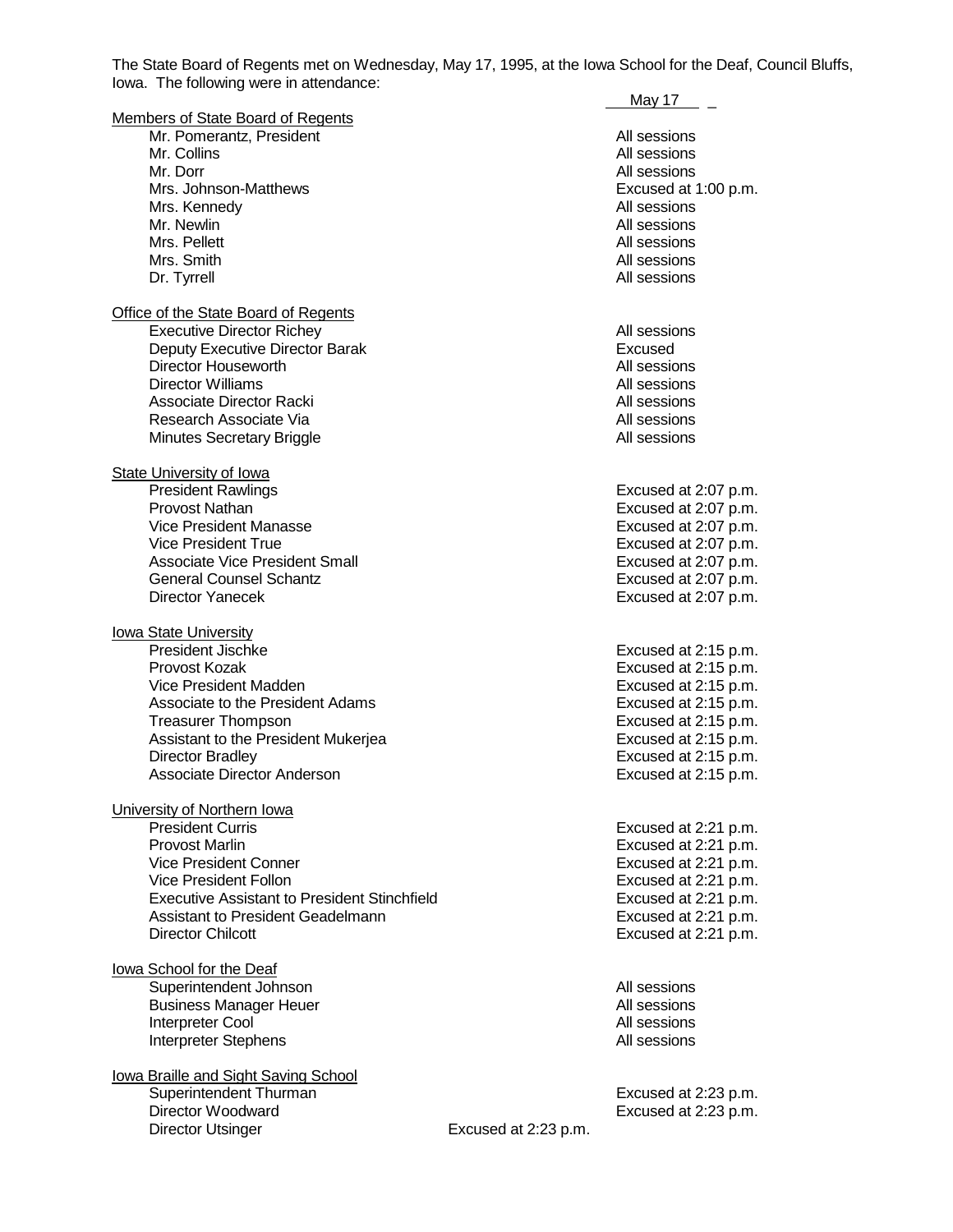The State Board of Regents met on Wednesday, May 17, 1995, at the Iowa School for the Deaf, Council Bluffs, Iowa. The following were in attendance:

| | May 17 |
|---|---|
| **Members of State Board of Regents** | |
| Mr. Pomerantz, President | All sessions |
| Mr. Collins | All sessions |
| Mr. Dorr | All sessions |
| Mrs. Johnson-Matthews | Excused at 1:00 p.m. |
| Mrs. Kennedy | All sessions |
| Mr. Newlin | All sessions |
| Mrs. Pellett | All sessions |
| Mrs. Smith | All sessions |
| Dr. Tyrrell | All sessions |
| **Office of the State Board of Regents** | |
| Executive Director Richey | All sessions |
| Deputy Executive Director Barak | Excused |
| Director Houseworth | All sessions |
| Director Williams | All sessions |
| Associate Director Racki | All sessions |
| Research Associate Via | All sessions |
| Minutes Secretary Briggle | All sessions |
| **State University of Iowa** | |
| President Rawlings | Excused at 2:07 p.m. |
| Provost Nathan | Excused at 2:07 p.m. |
| Vice President Manasse | Excused at 2:07 p.m. |
| Vice President True | Excused at 2:07 p.m. |
| Associate Vice President Small | Excused at 2:07 p.m. |
| General Counsel Schantz | Excused at 2:07 p.m. |
| Director Yanecek | Excused at 2:07 p.m. |
| **Iowa State University** | |
| President Jischke | Excused at 2:15 p.m. |
| Provost Kozak | Excused at 2:15 p.m. |
| Vice President Madden | Excused at 2:15 p.m. |
| Associate to the President Adams | Excused at 2:15 p.m. |
| Treasurer Thompson | Excused at 2:15 p.m. |
| Assistant to the President Mukerjea | Excused at 2:15 p.m. |
| Director Bradley | Excused at 2:15 p.m. |
| Associate Director Anderson | Excused at 2:15 p.m. |
| **University of Northern Iowa** | |
| President Curris | Excused at 2:21 p.m. |
| Provost Marlin | Excused at 2:21 p.m. |
| Vice President Conner | Excused at 2:21 p.m. |
| Vice President Follon | Excused at 2:21 p.m. |
| Executive Assistant to President Stinchfield | Excused at 2:21 p.m. |
| Assistant to President Geadelmann | Excused at 2:21 p.m. |
| Director Chilcott | Excused at 2:21 p.m. |
| **Iowa School for the Deaf** | |
| Superintendent Johnson | All sessions |
| Business Manager Heuer | All sessions |
| Interpreter Cool | All sessions |
| Interpreter Stephens | All sessions |
| **Iowa Braille and Sight Saving School** | |
| Superintendent Thurman | Excused at 2:23 p.m. |
| Director Woodward | Excused at 2:23 p.m. |
| Director Utsinger | Excused at 2:23 p.m. |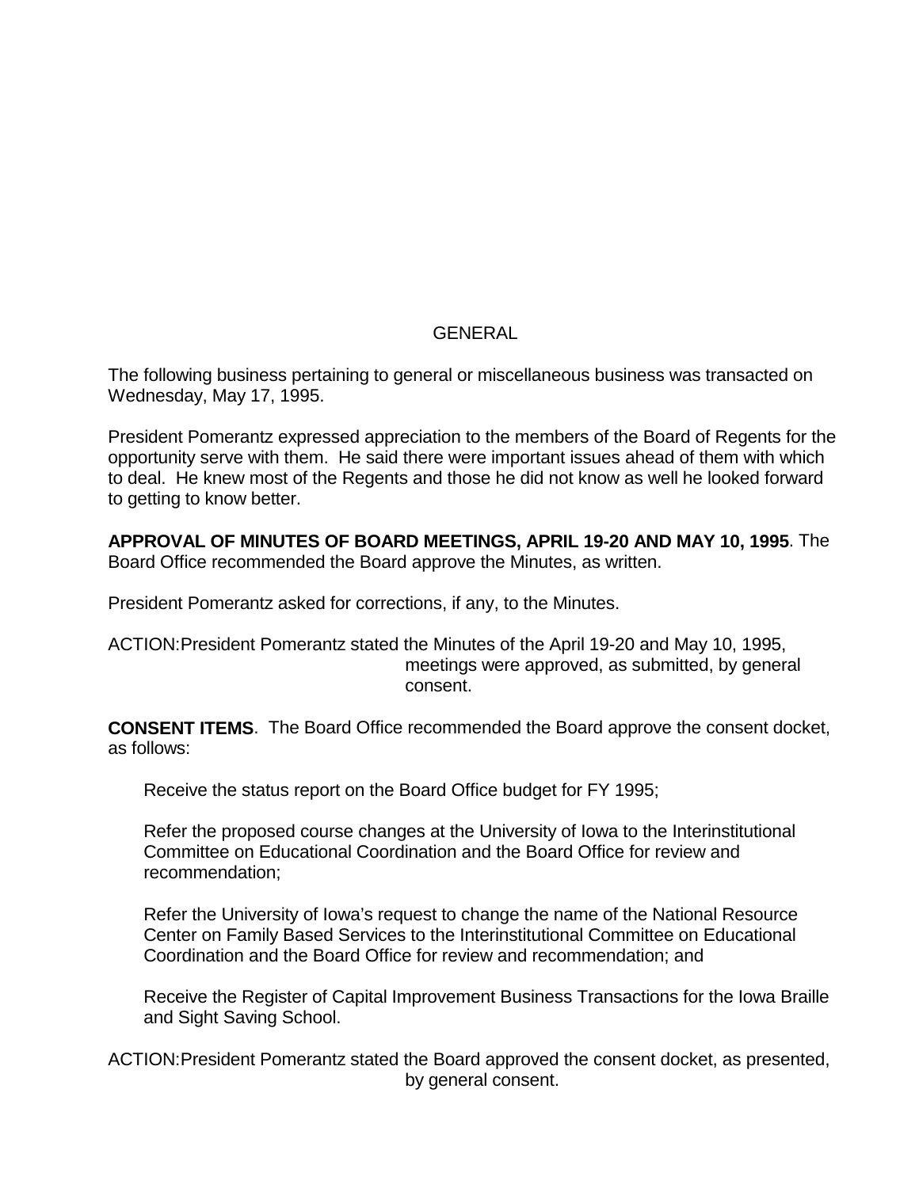# GENERAL

The following business pertaining to general or miscellaneous business was transacted on Wednesday, May 17, 1995.

President Pomerantz expressed appreciation to the members of the Board of Regents for the opportunity serve with them. He said there were important issues ahead of them with which to deal. He knew most of the Regents and those he did not know as well he looked forward to getting to know better.

**APPROVAL OF MINUTES OF BOARD MEETINGS, APRIL 19-20 AND MAY 10, 1995**. The Board Office recommended the Board approve the Minutes, as written.

President Pomerantz asked for corrections, if any, to the Minutes.

ACTION: President Pomerantz stated the Minutes of the April 19-20 and May 10, 1995, meetings were approved, as submitted, by general consent.

**CONSENT ITEMS**. The Board Office recommended the Board approve the consent docket, as follows:

Receive the status report on the Board Office budget for FY 1995;

Refer the proposed course changes at the University of Iowa to the Interinstitutional Committee on Educational Coordination and the Board Office for review and recommendation;

Refer the University of Iowa's request to change the name of the National Resource Center on Family Based Services to the Interinstitutional Committee on Educational Coordination and the Board Office for review and recommendation; and

Receive the Register of Capital Improvement Business Transactions for the Iowa Braille and Sight Saving School.

ACTION: President Pomerantz stated the Board approved the consent docket, as presented, by general consent.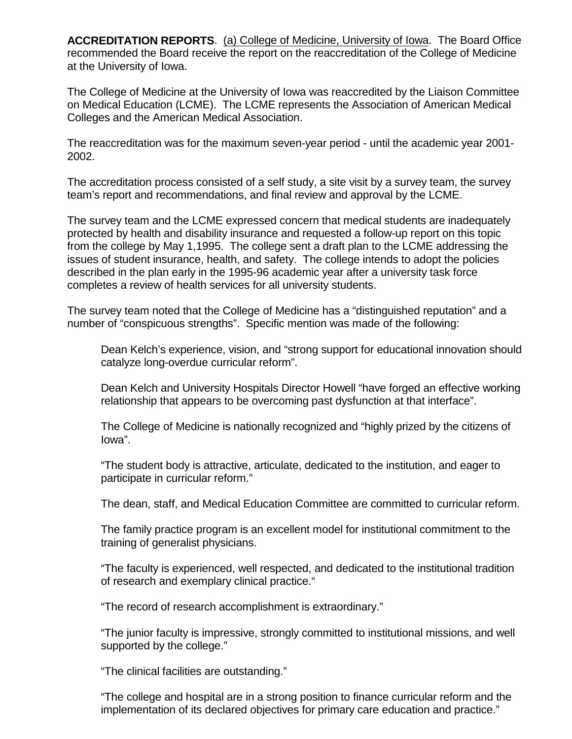**ACCREDITATION REPORTS**. (a) College of Medicine, University of Iowa. The Board Office recommended the Board receive the report on the reaccreditation of the College of Medicine at the University of Iowa.

The College of Medicine at the University of Iowa was reaccredited by the Liaison Committee on Medical Education (LCME). The LCME represents the Association of American Medical Colleges and the American Medical Association.

The reaccreditation was for the maximum seven-year period - until the academic year 2001-2002.

The accreditation process consisted of a self study, a site visit by a survey team, the survey team's report and recommendations, and final review and approval by the LCME.

The survey team and the LCME expressed concern that medical students are inadequately protected by health and disability insurance and requested a follow-up report on this topic from the college by May 1,1995. The college sent a draft plan to the LCME addressing the issues of student insurance, health, and safety. The college intends to adopt the policies described in the plan early in the 1995-96 academic year after a university task force completes a review of health services for all university students.

The survey team noted that the College of Medicine has a "distinguished reputation" and a number of "conspicuous strengths". Specific mention was made of the following:

> Dean Kelch's experience, vision, and "strong support for educational innovation should catalyze long-overdue curricular reform".
>
> Dean Kelch and University Hospitals Director Howell "have forged an effective working relationship that appears to be overcoming past dysfunction at that interface".
>
> The College of Medicine is nationally recognized and "highly prized by the citizens of Iowa".
>
> "The student body is attractive, articulate, dedicated to the institution, and eager to participate in curricular reform."
>
> The dean, staff, and Medical Education Committee are committed to curricular reform.
>
> The family practice program is an excellent model for institutional commitment to the training of generalist physicians.
>
> "The faculty is experienced, well respected, and dedicated to the institutional tradition of research and exemplary clinical practice."
>
> "The record of research accomplishment is extraordinary."
>
> "The junior faculty is impressive, strongly committed to institutional missions, and well supported by the college."
>
> "The clinical facilities are outstanding."
>
> "The college and hospital are in a strong position to finance curricular reform and the implementation of its declared objectives for primary care education and practice."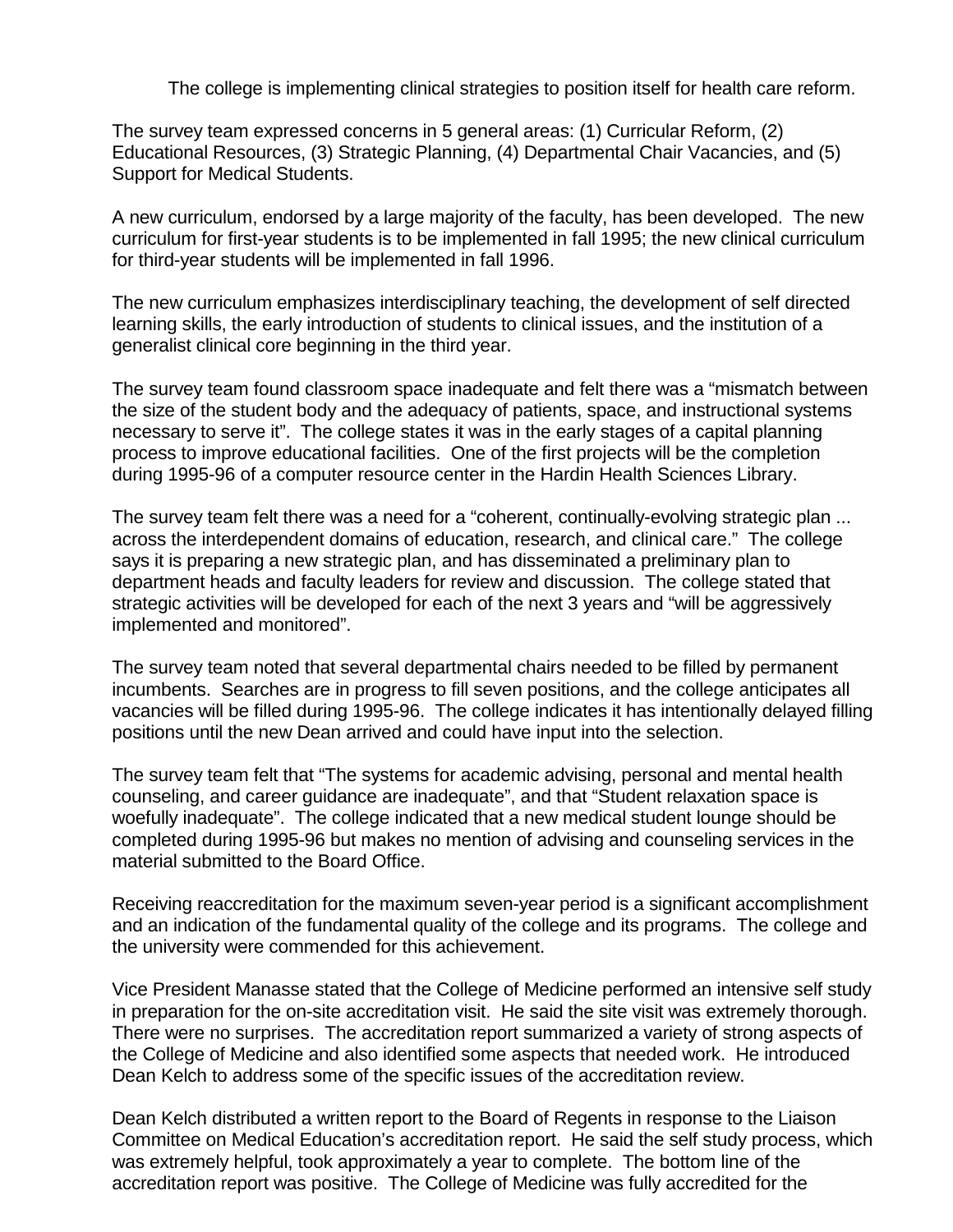The college is implementing clinical strategies to position itself for health care reform.

The survey team expressed concerns in 5 general areas: (1) Curricular Reform, (2) Educational Resources, (3) Strategic Planning, (4) Departmental Chair Vacancies, and (5) Support for Medical Students.

A new curriculum, endorsed by a large majority of the faculty, has been developed. The new curriculum for first-year students is to be implemented in fall 1995; the new clinical curriculum for third-year students will be implemented in fall 1996.

The new curriculum emphasizes interdisciplinary teaching, the development of self directed learning skills, the early introduction of students to clinical issues, and the institution of a generalist clinical core beginning in the third year.

The survey team found classroom space inadequate and felt there was a "mismatch between the size of the student body and the adequacy of patients, space, and instructional systems necessary to serve it". The college states it was in the early stages of a capital planning process to improve educational facilities. One of the first projects will be the completion during 1995-96 of a computer resource center in the Hardin Health Sciences Library.

The survey team felt there was a need for a "coherent, continually-evolving strategic plan ... across the interdependent domains of education, research, and clinical care." The college says it is preparing a new strategic plan, and has disseminated a preliminary plan to department heads and faculty leaders for review and discussion. The college stated that strategic activities will be developed for each of the next 3 years and "will be aggressively implemented and monitored".

The survey team noted that several departmental chairs needed to be filled by permanent incumbents. Searches are in progress to fill seven positions, and the college anticipates all vacancies will be filled during 1995-96. The college indicates it has intentionally delayed filling positions until the new Dean arrived and could have input into the selection.

The survey team felt that "The systems for academic advising, personal and mental health counseling, and career guidance are inadequate", and that "Student relaxation space is woefully inadequate". The college indicated that a new medical student lounge should be completed during 1995-96 but makes no mention of advising and counseling services in the material submitted to the Board Office.

Receiving reaccreditation for the maximum seven-year period is a significant accomplishment and an indication of the fundamental quality of the college and its programs. The college and the university were commended for this achievement.

Vice President Manasse stated that the College of Medicine performed an intensive self study in preparation for the on-site accreditation visit. He said the site visit was extremely thorough. There were no surprises. The accreditation report summarized a variety of strong aspects of the College of Medicine and also identified some aspects that needed work. He introduced Dean Kelch to address some of the specific issues of the accreditation review.

Dean Kelch distributed a written report to the Board of Regents in response to the Liaison Committee on Medical Education's accreditation report. He said the self study process, which was extremely helpful, took approximately a year to complete. The bottom line of the accreditation report was positive. The College of Medicine was fully accredited for the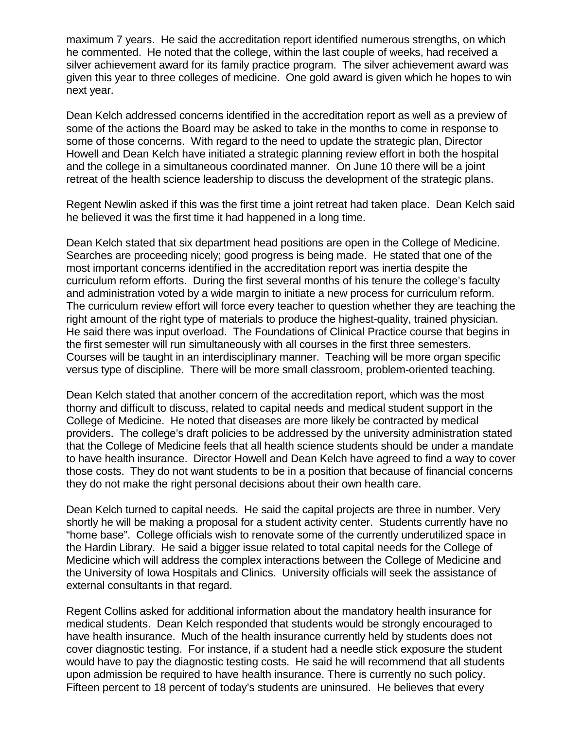maximum 7 years. He said the accreditation report identified numerous strengths, on which he commented. He noted that the college, within the last couple of weeks, had received a silver achievement award for its family practice program. The silver achievement award was given this year to three colleges of medicine. One gold award is given which he hopes to win next year.

Dean Kelch addressed concerns identified in the accreditation report as well as a preview of some of the actions the Board may be asked to take in the months to come in response to some of those concerns. With regard to the need to update the strategic plan, Director Howell and Dean Kelch have initiated a strategic planning review effort in both the hospital and the college in a simultaneous coordinated manner. On June 10 there will be a joint retreat of the health science leadership to discuss the development of the strategic plans.

Regent Newlin asked if this was the first time a joint retreat had taken place. Dean Kelch said he believed it was the first time it had happened in a long time.

Dean Kelch stated that six department head positions are open in the College of Medicine. Searches are proceeding nicely; good progress is being made. He stated that one of the most important concerns identified in the accreditation report was inertia despite the curriculum reform efforts. During the first several months of his tenure the college's faculty and administration voted by a wide margin to initiate a new process for curriculum reform. The curriculum review effort will force every teacher to question whether they are teaching the right amount of the right type of materials to produce the highest-quality, trained physician. He said there was input overload. The Foundations of Clinical Practice course that begins in the first semester will run simultaneously with all courses in the first three semesters. Courses will be taught in an interdisciplinary manner. Teaching will be more organ specific versus type of discipline. There will be more small classroom, problem-oriented teaching.

Dean Kelch stated that another concern of the accreditation report, which was the most thorny and difficult to discuss, related to capital needs and medical student support in the College of Medicine. He noted that diseases are more likely be contracted by medical providers. The college's draft policies to be addressed by the university administration stated that the College of Medicine feels that all health science students should be under a mandate to have health insurance. Director Howell and Dean Kelch have agreed to find a way to cover those costs. They do not want students to be in a position that because of financial concerns they do not make the right personal decisions about their own health care.

Dean Kelch turned to capital needs. He said the capital projects are three in number. Very shortly he will be making a proposal for a student activity center. Students currently have no "home base". College officials wish to renovate some of the currently underutilized space in the Hardin Library. He said a bigger issue related to total capital needs for the College of Medicine which will address the complex interactions between the College of Medicine and the University of Iowa Hospitals and Clinics. University officials will seek the assistance of external consultants in that regard.

Regent Collins asked for additional information about the mandatory health insurance for medical students. Dean Kelch responded that students would be strongly encouraged to have health insurance. Much of the health insurance currently held by students does not cover diagnostic testing. For instance, if a student had a needle stick exposure the student would have to pay the diagnostic testing costs. He said he will recommend that all students upon admission be required to have health insurance. There is currently no such policy. Fifteen percent to 18 percent of today's students are uninsured. He believes that every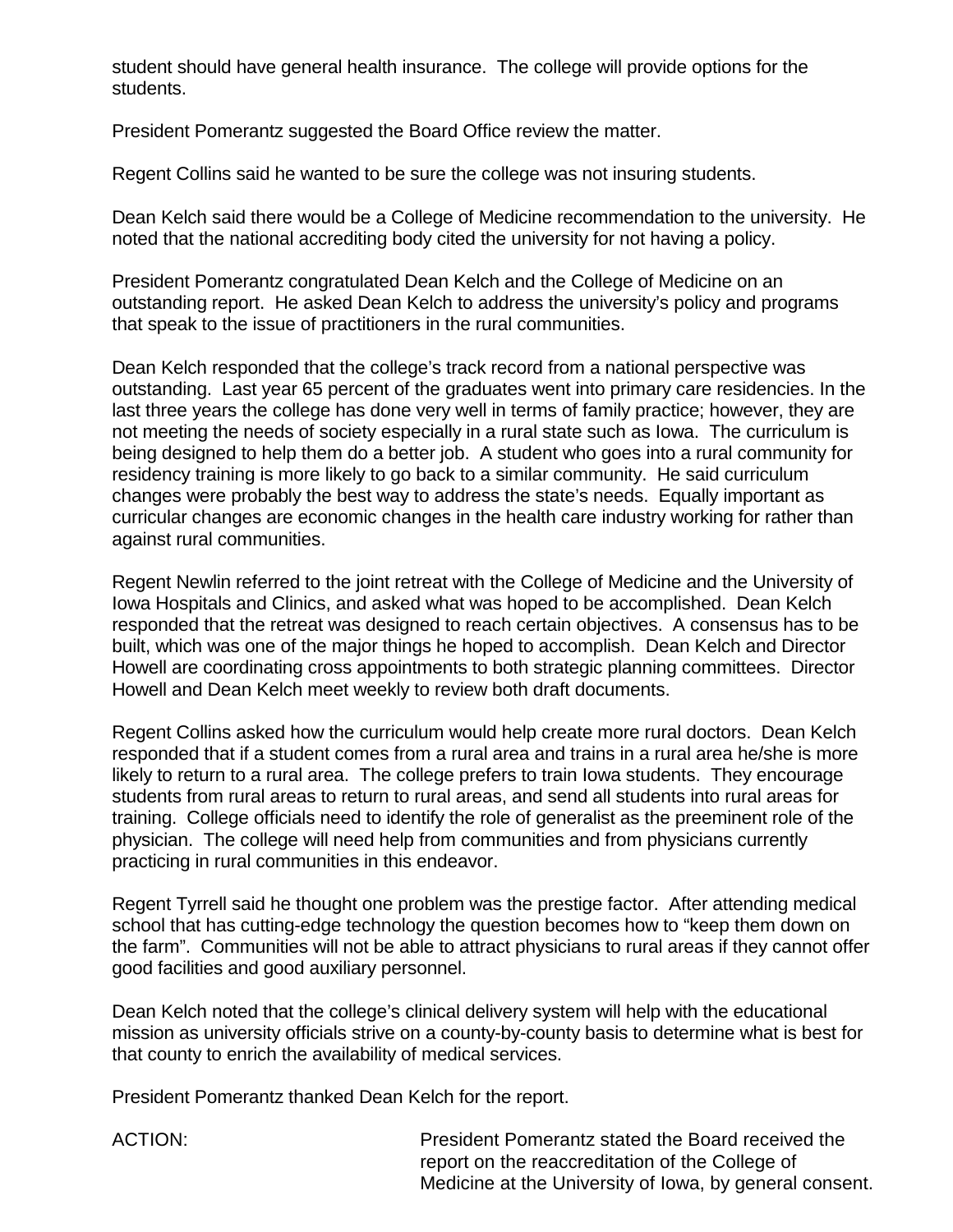student should have general health insurance. The college will provide options for the students.

President Pomerantz suggested the Board Office review the matter.

Regent Collins said he wanted to be sure the college was not insuring students.

Dean Kelch said there would be a College of Medicine recommendation to the university. He noted that the national accrediting body cited the university for not having a policy.

President Pomerantz congratulated Dean Kelch and the College of Medicine on an outstanding report. He asked Dean Kelch to address the university's policy and programs that speak to the issue of practitioners in the rural communities.

Dean Kelch responded that the college's track record from a national perspective was outstanding. Last year 65 percent of the graduates went into primary care residencies. In the last three years the college has done very well in terms of family practice; however, they are not meeting the needs of society especially in a rural state such as Iowa. The curriculum is being designed to help them do a better job. A student who goes into a rural community for residency training is more likely to go back to a similar community. He said curriculum changes were probably the best way to address the state's needs. Equally important as curricular changes are economic changes in the health care industry working for rather than against rural communities.

Regent Newlin referred to the joint retreat with the College of Medicine and the University of Iowa Hospitals and Clinics, and asked what was hoped to be accomplished. Dean Kelch responded that the retreat was designed to reach certain objectives. A consensus has to be built, which was one of the major things he hoped to accomplish. Dean Kelch and Director Howell are coordinating cross appointments to both strategic planning committees. Director Howell and Dean Kelch meet weekly to review both draft documents.

Regent Collins asked how the curriculum would help create more rural doctors. Dean Kelch responded that if a student comes from a rural area and trains in a rural area he/she is more likely to return to a rural area. The college prefers to train Iowa students. They encourage students from rural areas to return to rural areas, and send all students into rural areas for training. College officials need to identify the role of generalist as the preeminent role of the physician. The college will need help from communities and from physicians currently practicing in rural communities in this endeavor.

Regent Tyrrell said he thought one problem was the prestige factor. After attending medical school that has cutting-edge technology the question becomes how to "keep them down on the farm". Communities will not be able to attract physicians to rural areas if they cannot offer good facilities and good auxiliary personnel.

Dean Kelch noted that the college's clinical delivery system will help with the educational mission as university officials strive on a county-by-county basis to determine what is best for that county to enrich the availability of medical services.

President Pomerantz thanked Dean Kelch for the report.

ACTION: President Pomerantz stated the Board received the report on the reaccreditation of the College of Medicine at the University of Iowa, by general consent.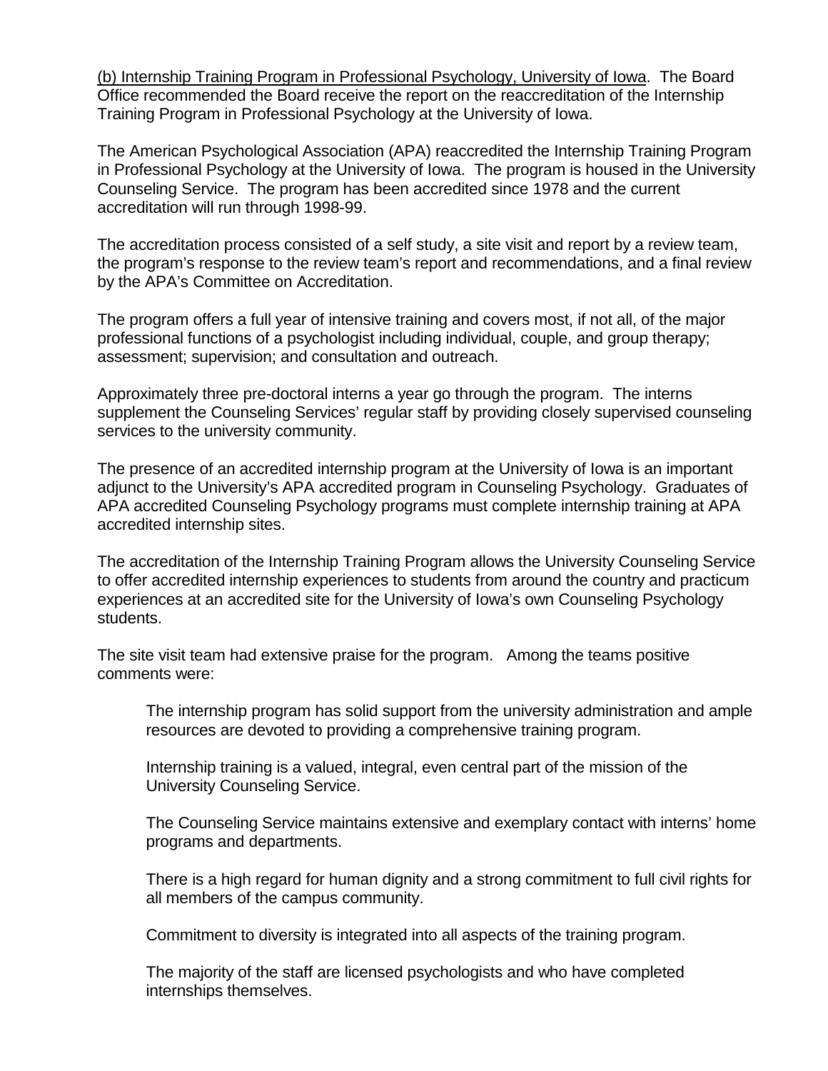(b) Internship Training Program in Professional Psychology, University of Iowa. The Board Office recommended the Board receive the report on the reaccreditation of the Internship Training Program in Professional Psychology at the University of Iowa.

The American Psychological Association (APA) reaccredited the Internship Training Program in Professional Psychology at the University of Iowa. The program is housed in the University Counseling Service. The program has been accredited since 1978 and the current accreditation will run through 1998-99.

The accreditation process consisted of a self study, a site visit and report by a review team, the program's response to the review team's report and recommendations, and a final review by the APA's Committee on Accreditation.

The program offers a full year of intensive training and covers most, if not all, of the major professional functions of a psychologist including individual, couple, and group therapy; assessment; supervision; and consultation and outreach.

Approximately three pre-doctoral interns a year go through the program. The interns supplement the Counseling Services' regular staff by providing closely supervised counseling services to the university community.

The presence of an accredited internship program at the University of Iowa is an important adjunct to the University's APA accredited program in Counseling Psychology. Graduates of APA accredited Counseling Psychology programs must complete internship training at APA accredited internship sites.

The accreditation of the Internship Training Program allows the University Counseling Service to offer accredited internship experiences to students from around the country and practicum experiences at an accredited site for the University of Iowa's own Counseling Psychology students.

The site visit team had extensive praise for the program. Among the teams positive comments were:

> The internship program has solid support from the university administration and ample resources are devoted to providing a comprehensive training program.
>
> Internship training is a valued, integral, even central part of the mission of the University Counseling Service.
>
> The Counseling Service maintains extensive and exemplary contact with interns' home programs and departments.
>
> There is a high regard for human dignity and a strong commitment to full civil rights for all members of the campus community.
>
> Commitment to diversity is integrated into all aspects of the training program.
>
> The majority of the staff are licensed psychologists and who have completed internships themselves.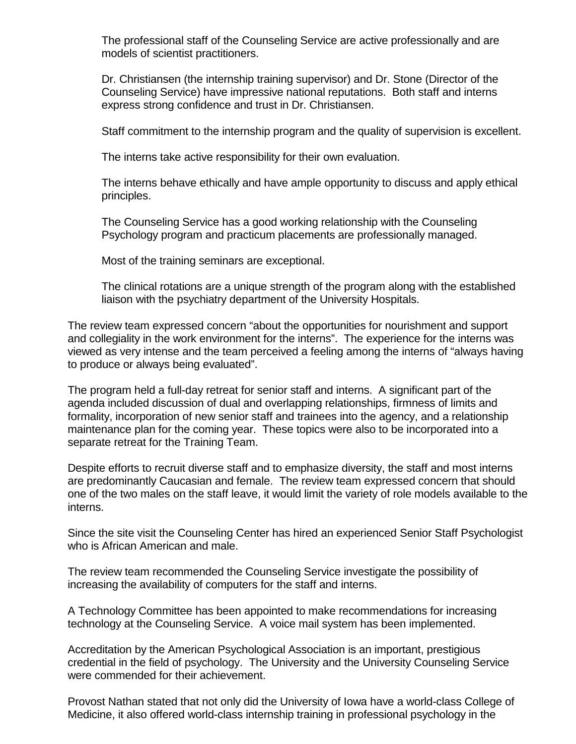The professional staff of the Counseling Service are active professionally and are models of scientist practitioners.

Dr. Christiansen (the internship training supervisor) and Dr. Stone (Director of the Counseling Service) have impressive national reputations. Both staff and interns express strong confidence and trust in Dr. Christiansen.

Staff commitment to the internship program and the quality of supervision is excellent.

The interns take active responsibility for their own evaluation.

The interns behave ethically and have ample opportunity to discuss and apply ethical principles.

The Counseling Service has a good working relationship with the Counseling Psychology program and practicum placements are professionally managed.

Most of the training seminars are exceptional.

The clinical rotations are a unique strength of the program along with the established liaison with the psychiatry department of the University Hospitals.

The review team expressed concern "about the opportunities for nourishment and support and collegiality in the work environment for the interns". The experience for the interns was viewed as very intense and the team perceived a feeling among the interns of "always having to produce or always being evaluated".

The program held a full-day retreat for senior staff and interns. A significant part of the agenda included discussion of dual and overlapping relationships, firmness of limits and formality, incorporation of new senior staff and trainees into the agency, and a relationship maintenance plan for the coming year. These topics were also to be incorporated into a separate retreat for the Training Team.

Despite efforts to recruit diverse staff and to emphasize diversity, the staff and most interns are predominantly Caucasian and female. The review team expressed concern that should one of the two males on the staff leave, it would limit the variety of role models available to the interns.

Since the site visit the Counseling Center has hired an experienced Senior Staff Psychologist who is African American and male.

The review team recommended the Counseling Service investigate the possibility of increasing the availability of computers for the staff and interns.

A Technology Committee has been appointed to make recommendations for increasing technology at the Counseling Service. A voice mail system has been implemented.

Accreditation by the American Psychological Association is an important, prestigious credential in the field of psychology. The University and the University Counseling Service were commended for their achievement.

Provost Nathan stated that not only did the University of Iowa have a world-class College of Medicine, it also offered world-class internship training in professional psychology in the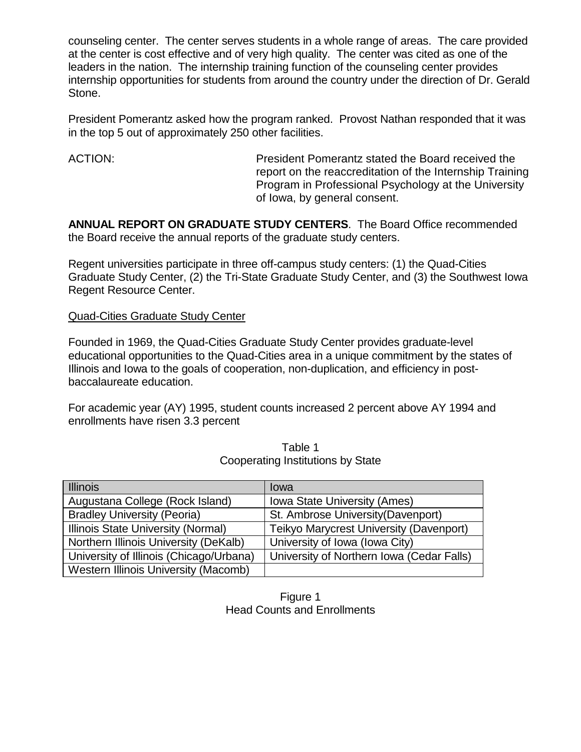counseling center. The center serves students in a whole range of areas. The care provided at the center is cost effective and of very high quality. The center was cited as one of the leaders in the nation. The internship training function of the counseling center provides internship opportunities for students from around the country under the direction of Dr. Gerald Stone.

President Pomerantz asked how the program ranked. Provost Nathan responded that it was in the top 5 out of approximately 250 other facilities.

ACTION: President Pomerantz stated the Board received the report on the reaccreditation of the Internship Training Program in Professional Psychology at the University of Iowa, by general consent.

**ANNUAL REPORT ON GRADUATE STUDY CENTERS**. The Board Office recommended the Board receive the annual reports of the graduate study centers.

Regent universities participate in three off-campus study centers: (1) the Quad-Cities Graduate Study Center, (2) the Tri-State Graduate Study Center, and (3) the Southwest Iowa Regent Resource Center.

Quad-Cities Graduate Study Center

Founded in 1969, the Quad-Cities Graduate Study Center provides graduate-level educational opportunities to the Quad-Cities area in a unique commitment by the states of Illinois and Iowa to the goals of cooperation, non-duplication, and efficiency in post-baccalaureate education.

For academic year (AY) 1995, student counts increased 2 percent above AY 1994 and enrollments have risen 3.3 percent

Table 1
Cooperating Institutions by State

| Illinois | Iowa |
|---|---|
| Augustana College (Rock Island) | Iowa State University (Ames) |
| Bradley University (Peoria) | St. Ambrose University(Davenport) |
| Illinois State University (Normal) | Teikyo Marycrest University (Davenport) |
| Northern Illinois University (DeKalb) | University of Iowa (Iowa City) |
| University of Illinois (Chicago/Urbana) | University of Northern Iowa (Cedar Falls) |
| Western Illinois University (Macomb) | |

Figure 1
Head Counts and Enrollments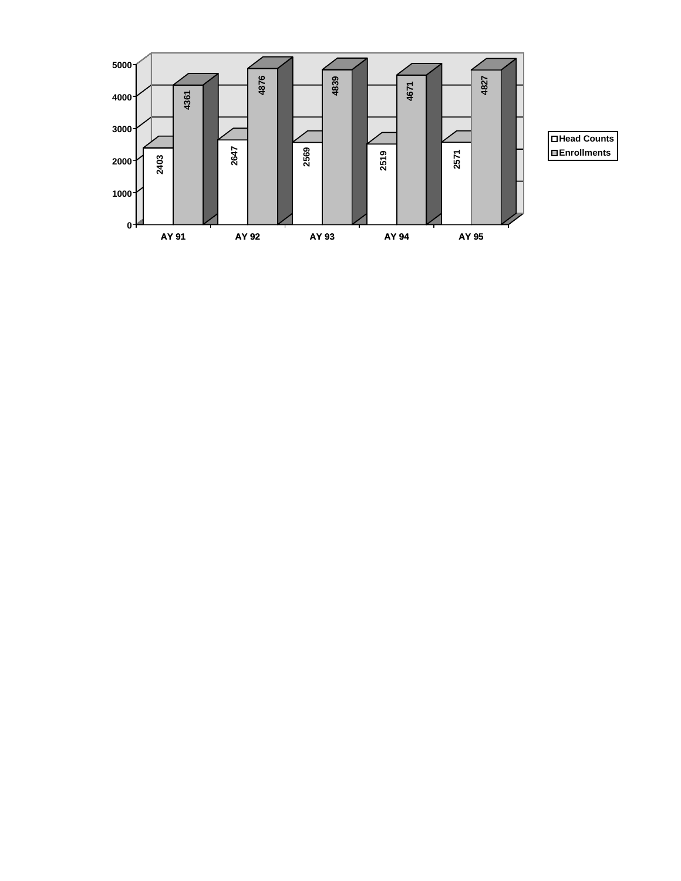| | AY 91 | AY 92 | AY 93 | AY 94 | AY 95 |
|---|---|---|---|---|---|
| Head Counts | 2403 | 2647 | 2569 | 2519 | 2571 |
| Enrollments | 4361 | 4876 | 4839 | 4671 | 4827 |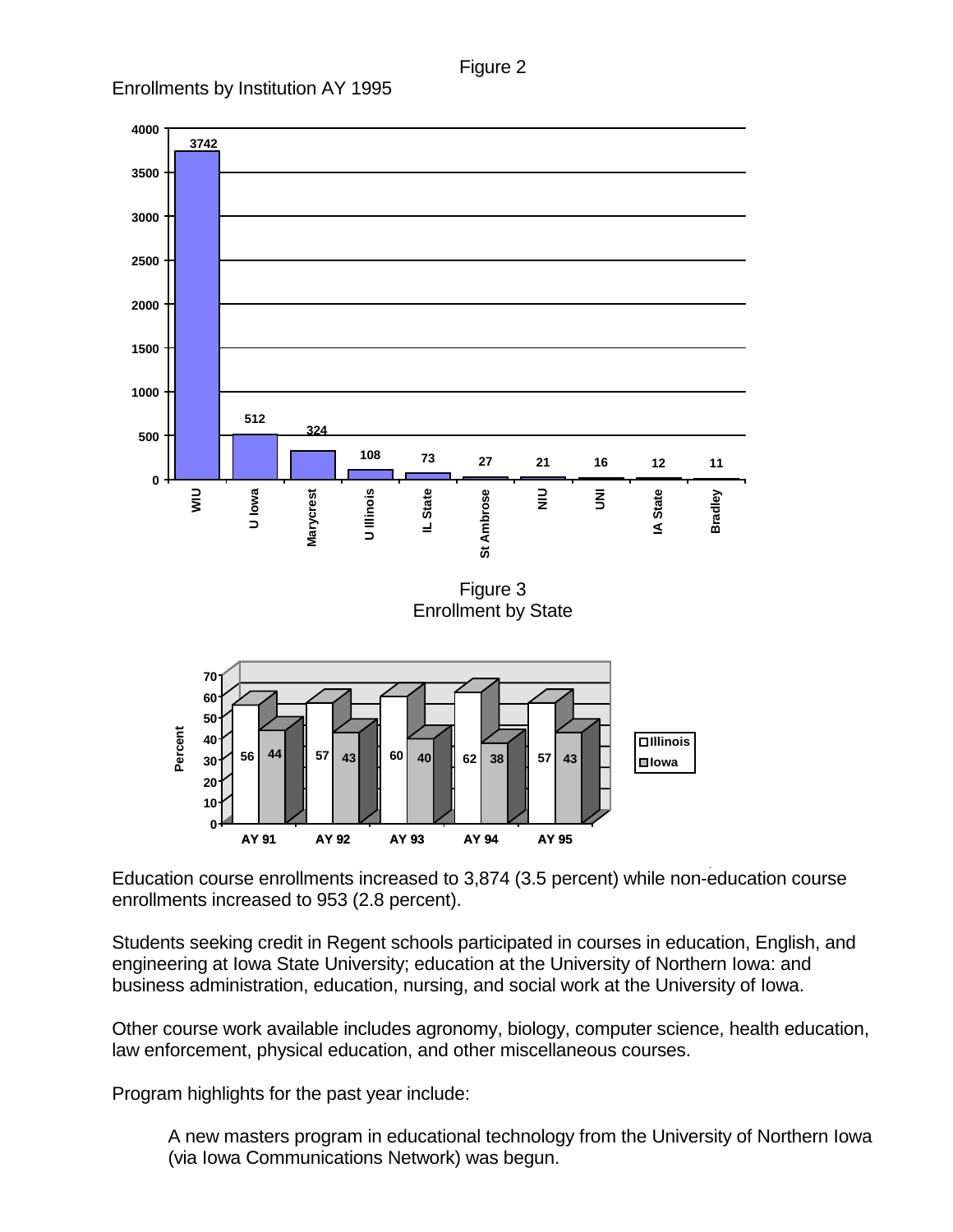Figure 2

Enrollments by Institution AY 1995

| Institution | Enrollments |
|---|---|
| WIU | 3742 |
| U Iowa | 512 |
| Marycrest | 324 |
| U Illinois | 108 |
| IL State | 73 |
| St Ambrose | 27 |
| NIU | 21 |
| UNI | 16 |
| IA State | 12 |
| Bradley | 11 |

Figure 3
Enrollment by State

| Percent | AY 91 | AY 92 | AY 93 | AY 94 | AY 95 |
|---|---|---|---|---|---|
| Illinois | 56 | 57 | 60 | 62 | 57 |
| Iowa | 44 | 43 | 40 | 38 | 43 |

Education course enrollments increased to 3,874 (3.5 percent) while non-education course enrollments increased to 953 (2.8 percent).

Students seeking credit in Regent schools participated in courses in education, English, and engineering at Iowa State University; education at the University of Northern Iowa: and business administration, education, nursing, and social work at the University of Iowa.

Other course work available includes agronomy, biology, computer science, health education, law enforcement, physical education, and other miscellaneous courses.

Program highlights for the past year include:

> A new masters program in educational technology from the University of Northern Iowa (via Iowa Communications Network) was begun.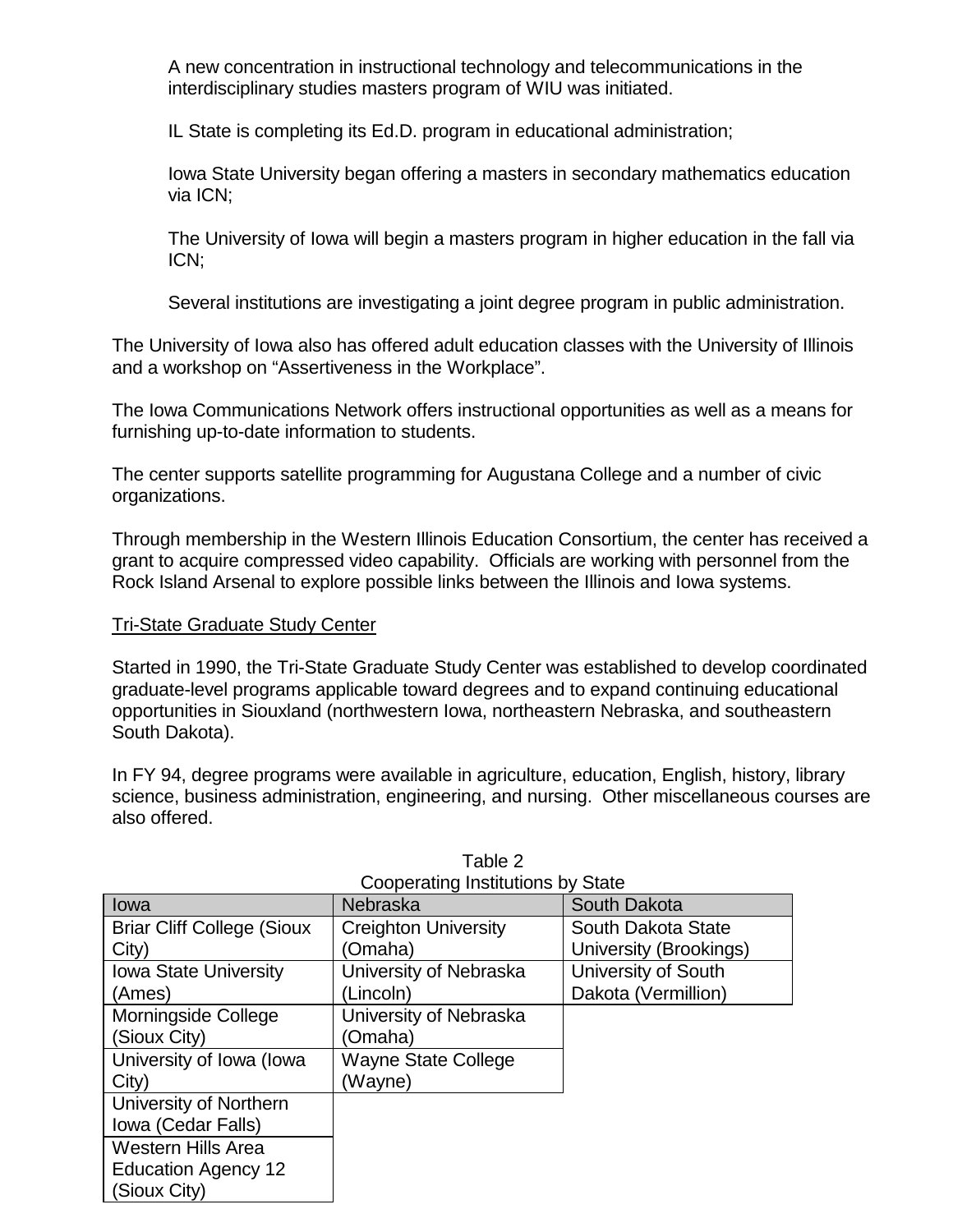A new concentration in instructional technology and telecommunications in the interdisciplinary studies masters program of WIU was initiated.

IL State is completing its Ed.D. program in educational administration;

Iowa State University began offering a masters in secondary mathematics education via ICN;

The University of Iowa will begin a masters program in higher education in the fall via ICN;

Several institutions are investigating a joint degree program in public administration.

The University of Iowa also has offered adult education classes with the University of Illinois and a workshop on “Assertiveness in the Workplace”.

The Iowa Communications Network offers instructional opportunities as well as a means for furnishing up-to-date information to students.

The center supports satellite programming for Augustana College and a number of civic organizations.

Through membership in the Western Illinois Education Consortium, the center has received a grant to acquire compressed video capability. Officials are working with personnel from the Rock Island Arsenal to explore possible links between the Illinois and Iowa systems.

Tri-State Graduate Study Center

Started in 1990, the Tri-State Graduate Study Center was established to develop coordinated graduate-level programs applicable toward degrees and to expand continuing educational opportunities in Siouxland (northwestern Iowa, northeastern Nebraska, and southeastern South Dakota).

In FY 94, degree programs were available in agriculture, education, English, history, library science, business administration, engineering, and nursing. Other miscellaneous courses are also offered.

Table 2
Cooperating Institutions by State

| Iowa | Nebraska | South Dakota |
|---|---|---|
| Briar Cliff College (Sioux City) | Creighton University (Omaha) | South Dakota State University (Brookings) |
| Iowa State University (Ames) | University of Nebraska (Lincoln) | University of South Dakota (Vermillion) |
| Morningside College (Sioux City) | University of Nebraska (Omaha) | |
| University of Iowa (Iowa City) | Wayne State College (Wayne) | |
| University of Northern Iowa (Cedar Falls) | | |
| Western Hills Area Education Agency 12 (Sioux City) | | |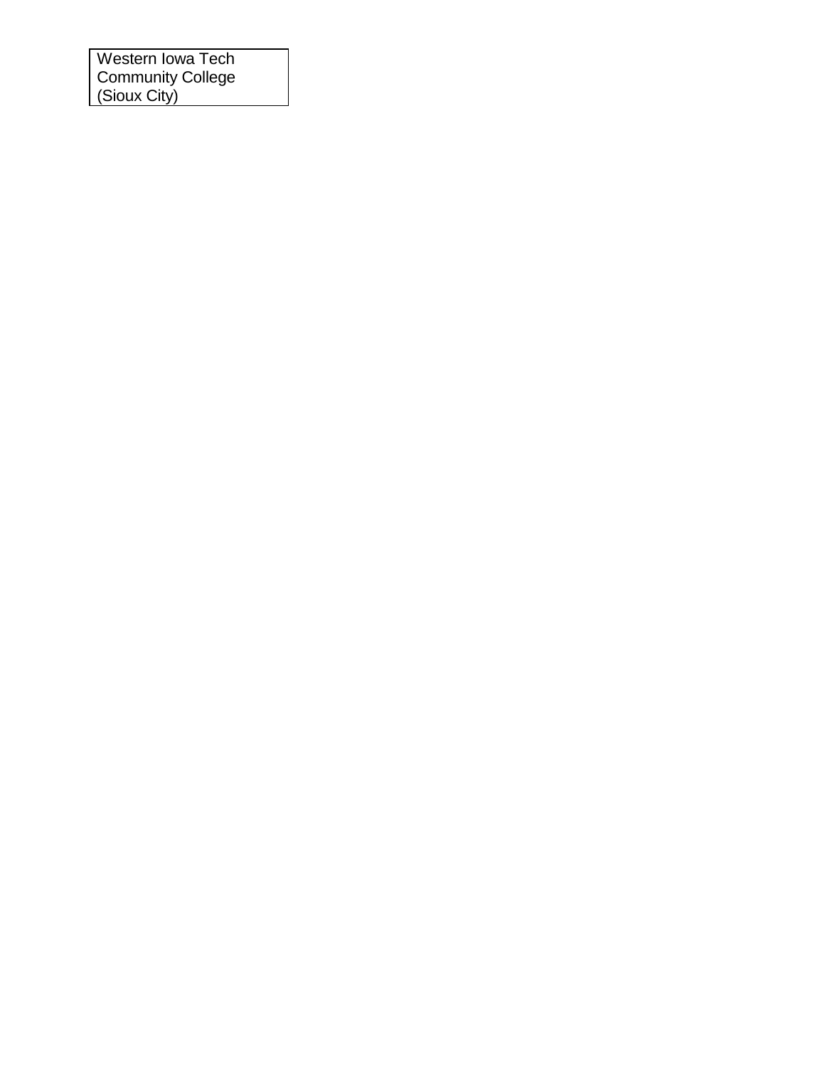| Western Iowa Tech Community College (Sioux City) |
|---|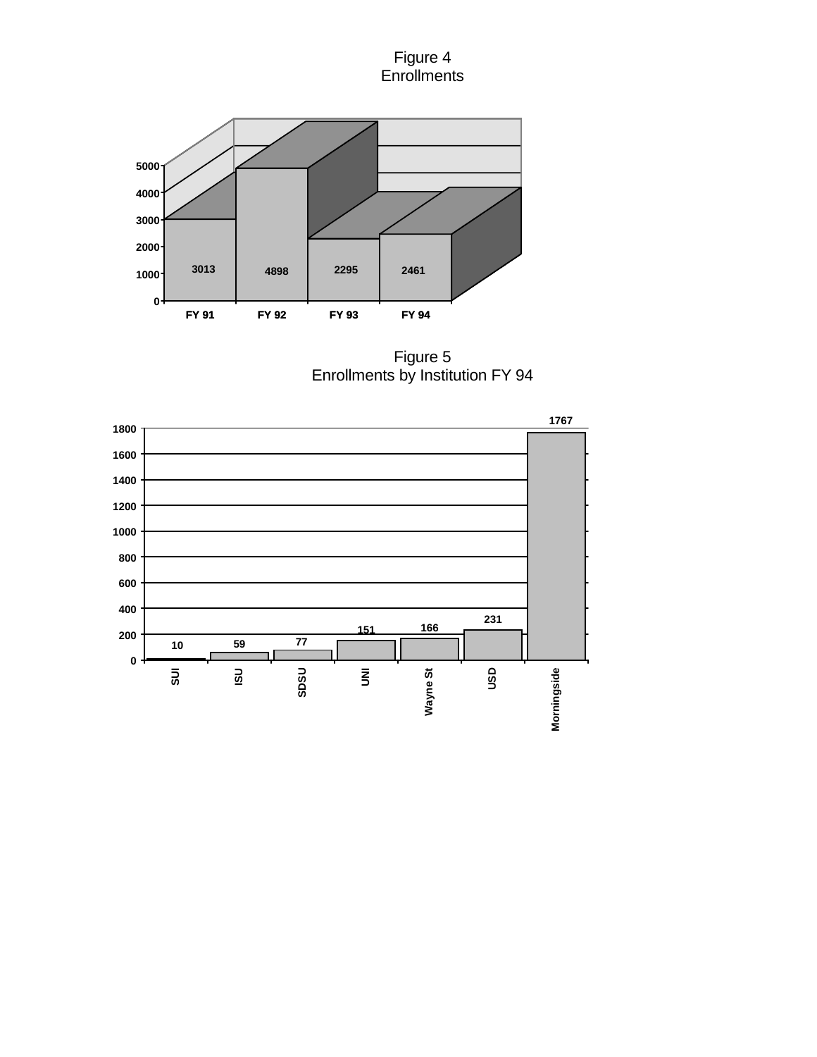Figure 4
Enrollments

| FY 91 | FY 92 | FY 93 | FY 94 |
|---|---|---|---|
| 3013 | 4898 | 2295 | 2461 |

Figure 5
Enrollments by Institution FY 94

| SUI | ISU | SDSU | UNI | Wayne St | USD | Morningside |
|---|---|---|---|---|---|---|
| 10 | 59 | 77 | 151 | 166 | 231 | 1767 |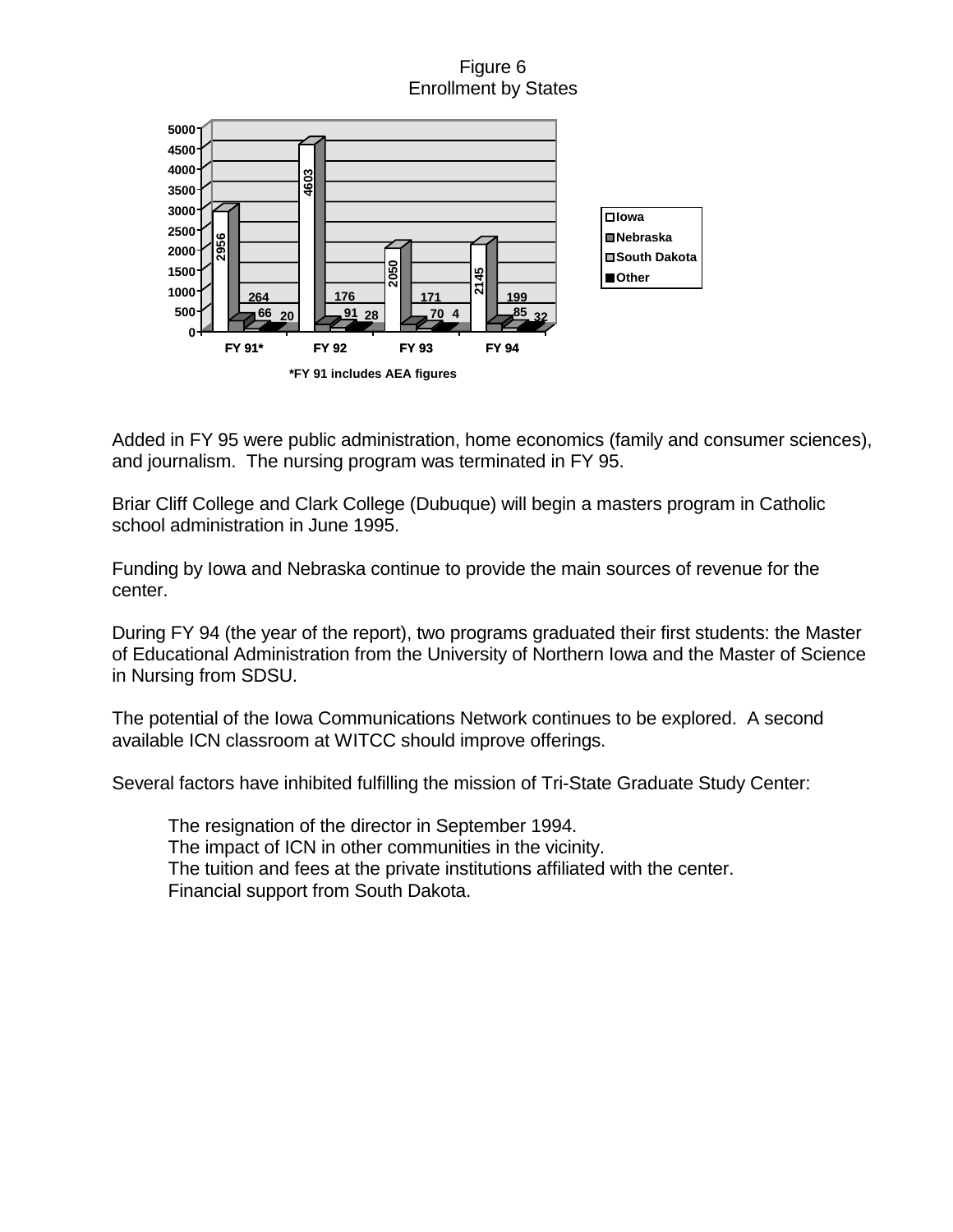Figure 6
Enrollment by States

| | FY 91* | FY 92 | FY 93 | FY 94 |
|---|---|---|---|---|
| Iowa | 2956 | 4603 | 2050 | 2145 |
| Nebraska | 264 | 176 | 171 | 199 |
| South Dakota | 66 | 91 | 70 | 85 |
| Other | 20 | 28 | 4 | 32 |

*FY 91 includes AEA figures

Added in FY 95 were public administration, home economics (family and consumer sciences), and journalism. The nursing program was terminated in FY 95.

Briar Cliff College and Clark College (Dubuque) will begin a masters program in Catholic school administration in June 1995.

Funding by Iowa and Nebraska continue to provide the main sources of revenue for the center.

During FY 94 (the year of the report), two programs graduated their first students: the Master of Educational Administration from the University of Northern Iowa and the Master of Science in Nursing from SDSU.

The potential of the Iowa Communications Network continues to be explored. A second available ICN classroom at WITCC should improve offerings.

Several factors have inhibited fulfilling the mission of Tri-State Graduate Study Center:

The resignation of the director in September 1994.
The impact of ICN in other communities in the vicinity.
The tuition and fees at the private institutions affiliated with the center.
Financial support from South Dakota.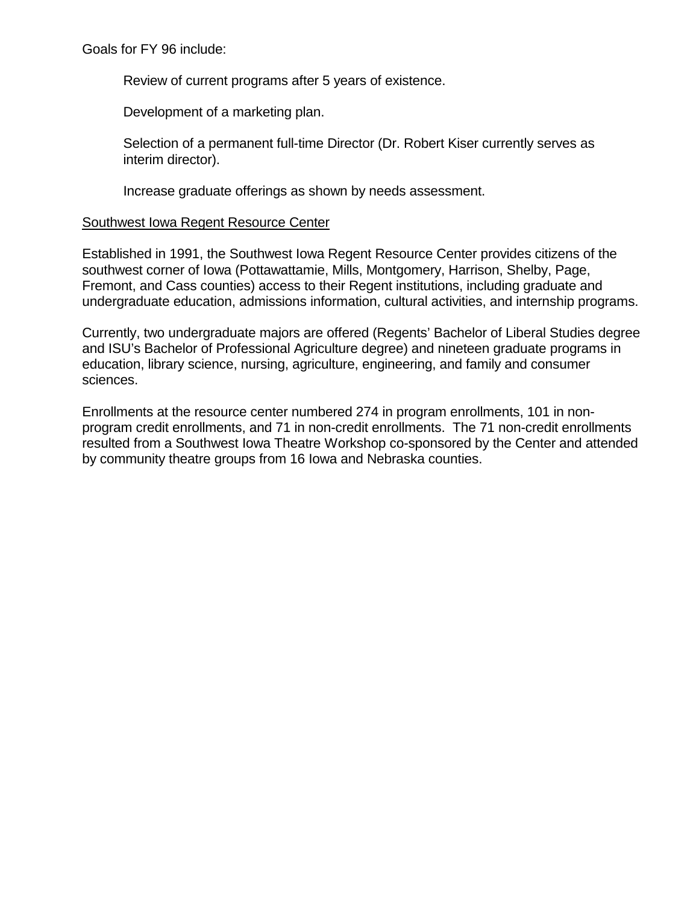Goals for FY 96 include:

- Review of current programs after 5 years of existence.
- Development of a marketing plan.
- Selection of a permanent full-time Director (Dr. Robert Kiser currently serves as interim director).
- Increase graduate offerings as shown by needs assessment.

<u>Southwest Iowa Regent Resource Center</u>

Established in 1991, the Southwest Iowa Regent Resource Center provides citizens of the southwest corner of Iowa (Pottawattamie, Mills, Montgomery, Harrison, Shelby, Page, Fremont, and Cass counties) access to their Regent institutions, including graduate and undergraduate education, admissions information, cultural activities, and internship programs.

Currently, two undergraduate majors are offered (Regents' Bachelor of Liberal Studies degree and ISU's Bachelor of Professional Agriculture degree) and nineteen graduate programs in education, library science, nursing, agriculture, engineering, and family and consumer sciences.

Enrollments at the resource center numbered 274 in program enrollments, 101 in non-program credit enrollments, and 71 in non-credit enrollments. The 71 non-credit enrollments resulted from a Southwest Iowa Theatre Workshop co-sponsored by the Center and attended by community theatre groups from 16 Iowa and Nebraska counties.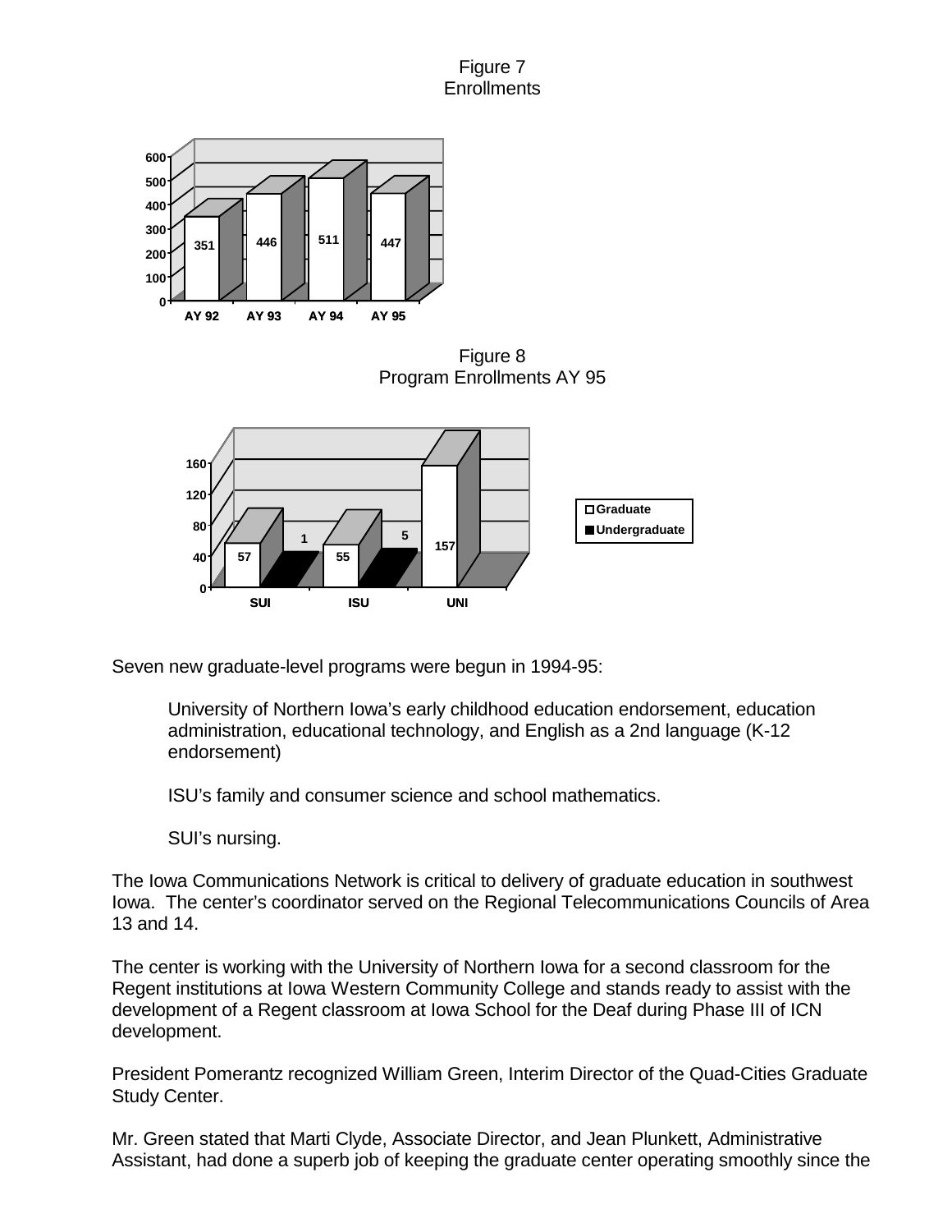Figure 7
Enrollments

| | AY 92 | AY 93 | AY 94 | AY 95 |
|---|---|---|---|---|
| Enrollments | 351 | 446 | 511 | 447 |

Figure 8
Program Enrollments AY 95

| | SUI | ISU | UNI |
|---|---|---|---|
| Graduate | 57 | 55 | 157 |
| Undergraduate | 1 | 5 | |

Seven new graduate-level programs were begun in 1994-95:

> University of Northern Iowa's early childhood education endorsement, education administration, educational technology, and English as a 2nd language (K-12 endorsement)
>
> ISU's family and consumer science and school mathematics.
>
> SUI's nursing.

The Iowa Communications Network is critical to delivery of graduate education in southwest Iowa. The center's coordinator served on the Regional Telecommunications Councils of Area 13 and 14.

The center is working with the University of Northern Iowa for a second classroom for the Regent institutions at Iowa Western Community College and stands ready to assist with the development of a Regent classroom at Iowa School for the Deaf during Phase III of ICN development.

President Pomerantz recognized William Green, Interim Director of the Quad-Cities Graduate Study Center.

Mr. Green stated that Marti Clyde, Associate Director, and Jean Plunkett, Administrative Assistant, had done a superb job of keeping the graduate center operating smoothly since the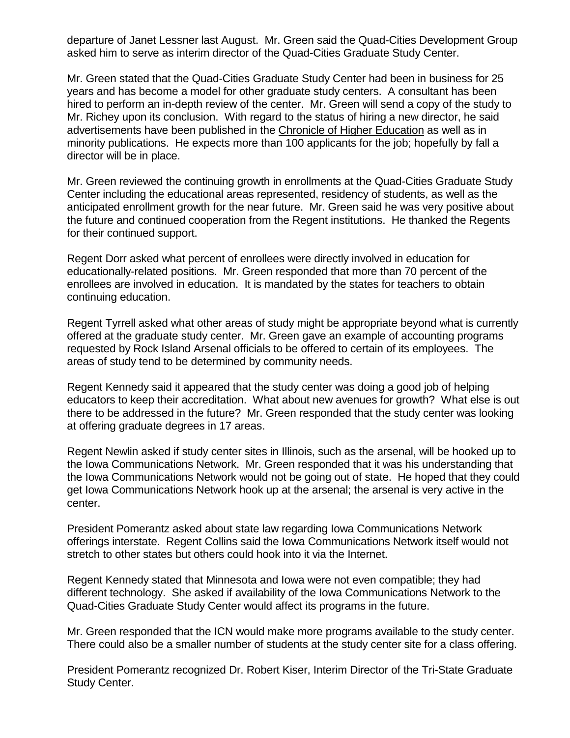departure of Janet Lessner last August. Mr. Green said the Quad-Cities Development Group asked him to serve as interim director of the Quad-Cities Graduate Study Center.

Mr. Green stated that the Quad-Cities Graduate Study Center had been in business for 25 years and has become a model for other graduate study centers. A consultant has been hired to perform an in-depth review of the center. Mr. Green will send a copy of the study to Mr. Richey upon its conclusion. With regard to the status of hiring a new director, he said advertisements have been published in the Chronicle of Higher Education as well as in minority publications. He expects more than 100 applicants for the job; hopefully by fall a director will be in place.

Mr. Green reviewed the continuing growth in enrollments at the Quad-Cities Graduate Study Center including the educational areas represented, residency of students, as well as the anticipated enrollment growth for the near future. Mr. Green said he was very positive about the future and continued cooperation from the Regent institutions. He thanked the Regents for their continued support.

Regent Dorr asked what percent of enrollees were directly involved in education for educationally-related positions. Mr. Green responded that more than 70 percent of the enrollees are involved in education. It is mandated by the states for teachers to obtain continuing education.

Regent Tyrrell asked what other areas of study might be appropriate beyond what is currently offered at the graduate study center. Mr. Green gave an example of accounting programs requested by Rock Island Arsenal officials to be offered to certain of its employees. The areas of study tend to be determined by community needs.

Regent Kennedy said it appeared that the study center was doing a good job of helping educators to keep their accreditation. What about new avenues for growth? What else is out there to be addressed in the future? Mr. Green responded that the study center was looking at offering graduate degrees in 17 areas.

Regent Newlin asked if study center sites in Illinois, such as the arsenal, will be hooked up to the Iowa Communications Network. Mr. Green responded that it was his understanding that the Iowa Communications Network would not be going out of state. He hoped that they could get Iowa Communications Network hook up at the arsenal; the arsenal is very active in the center.

President Pomerantz asked about state law regarding Iowa Communications Network offerings interstate. Regent Collins said the Iowa Communications Network itself would not stretch to other states but others could hook into it via the Internet.

Regent Kennedy stated that Minnesota and Iowa were not even compatible; they had different technology. She asked if availability of the Iowa Communications Network to the Quad-Cities Graduate Study Center would affect its programs in the future.

Mr. Green responded that the ICN would make more programs available to the study center. There could also be a smaller number of students at the study center site for a class offering.

President Pomerantz recognized Dr. Robert Kiser, Interim Director of the Tri-State Graduate Study Center.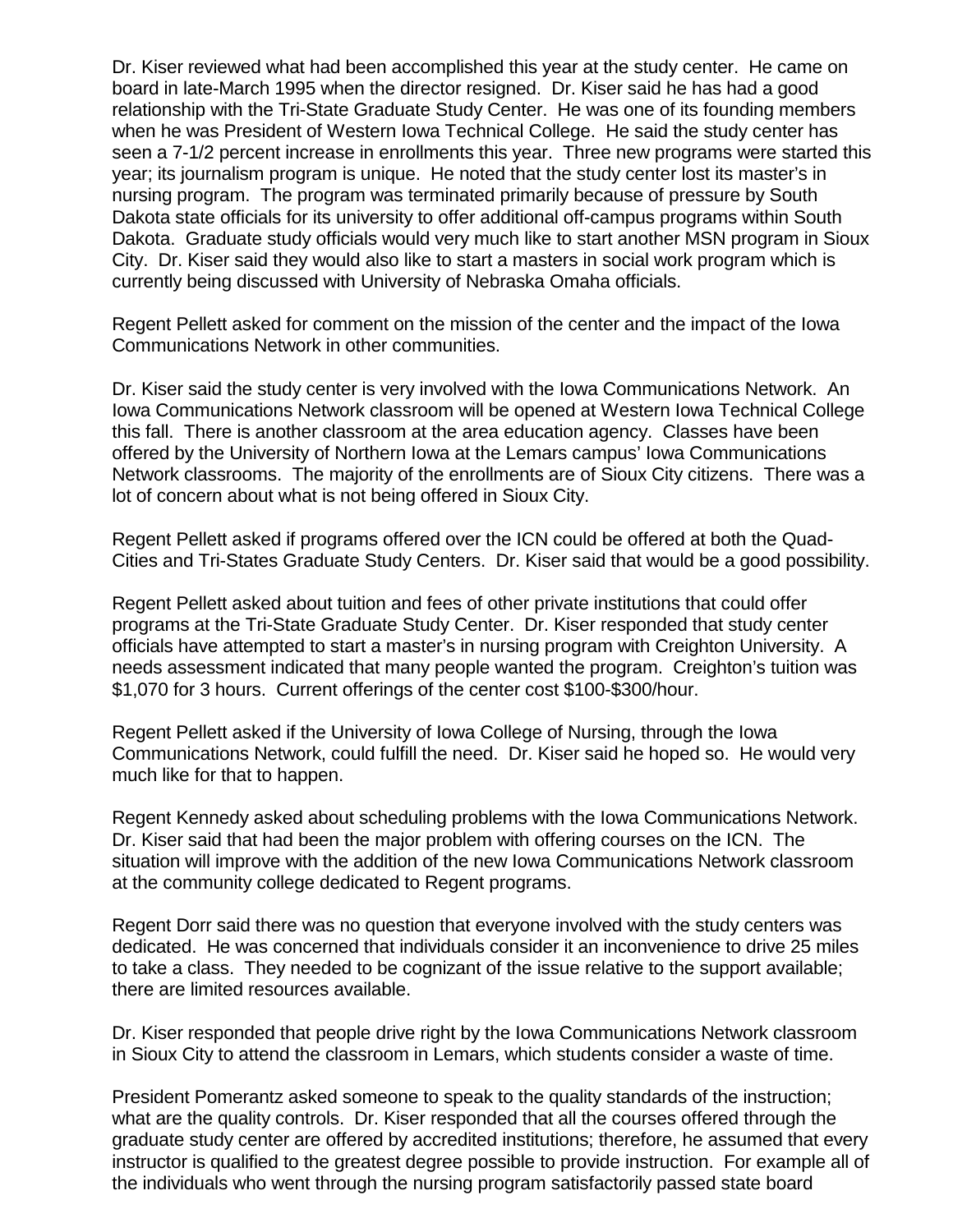Dr. Kiser reviewed what had been accomplished this year at the study center. He came on board in late-March 1995 when the director resigned. Dr. Kiser said he has had a good relationship with the Tri-State Graduate Study Center. He was one of its founding members when he was President of Western Iowa Technical College. He said the study center has seen a 7-1/2 percent increase in enrollments this year. Three new programs were started this year; its journalism program is unique. He noted that the study center lost its master's in nursing program. The program was terminated primarily because of pressure by South Dakota state officials for its university to offer additional off-campus programs within South Dakota. Graduate study officials would very much like to start another MSN program in Sioux City. Dr. Kiser said they would also like to start a masters in social work program which is currently being discussed with University of Nebraska Omaha officials.

Regent Pellett asked for comment on the mission of the center and the impact of the Iowa Communications Network in other communities.

Dr. Kiser said the study center is very involved with the Iowa Communications Network. An Iowa Communications Network classroom will be opened at Western Iowa Technical College this fall. There is another classroom at the area education agency. Classes have been offered by the University of Northern Iowa at the Lemars campus' Iowa Communications Network classrooms. The majority of the enrollments are of Sioux City citizens. There was a lot of concern about what is not being offered in Sioux City.

Regent Pellett asked if programs offered over the ICN could be offered at both the Quad-Cities and Tri-States Graduate Study Centers. Dr. Kiser said that would be a good possibility.

Regent Pellett asked about tuition and fees of other private institutions that could offer programs at the Tri-State Graduate Study Center. Dr. Kiser responded that study center officials have attempted to start a master's in nursing program with Creighton University. A needs assessment indicated that many people wanted the program. Creighton's tuition was $1,070 for 3 hours. Current offerings of the center cost $100-$300/hour.

Regent Pellett asked if the University of Iowa College of Nursing, through the Iowa Communications Network, could fulfill the need. Dr. Kiser said he hoped so. He would very much like for that to happen.

Regent Kennedy asked about scheduling problems with the Iowa Communications Network. Dr. Kiser said that had been the major problem with offering courses on the ICN. The situation will improve with the addition of the new Iowa Communications Network classroom at the community college dedicated to Regent programs.

Regent Dorr said there was no question that everyone involved with the study centers was dedicated. He was concerned that individuals consider it an inconvenience to drive 25 miles to take a class. They needed to be cognizant of the issue relative to the support available; there are limited resources available.

Dr. Kiser responded that people drive right by the Iowa Communications Network classroom in Sioux City to attend the classroom in Lemars, which students consider a waste of time.

President Pomerantz asked someone to speak to the quality standards of the instruction; what are the quality controls. Dr. Kiser responded that all the courses offered through the graduate study center are offered by accredited institutions; therefore, he assumed that every instructor is qualified to the greatest degree possible to provide instruction. For example all of the individuals who went through the nursing program satisfactorily passed state board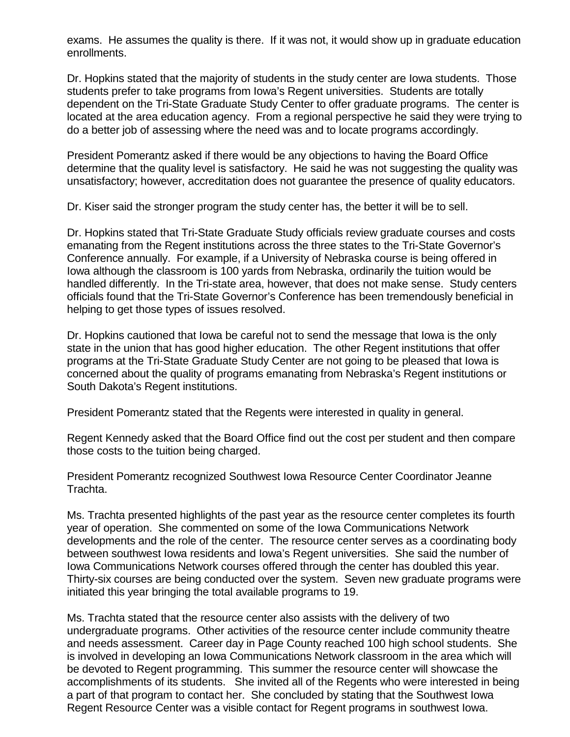exams. He assumes the quality is there. If it was not, it would show up in graduate education enrollments.

Dr. Hopkins stated that the majority of students in the study center are Iowa students. Those students prefer to take programs from Iowa's Regent universities. Students are totally dependent on the Tri-State Graduate Study Center to offer graduate programs. The center is located at the area education agency. From a regional perspective he said they were trying to do a better job of assessing where the need was and to locate programs accordingly.

President Pomerantz asked if there would be any objections to having the Board Office determine that the quality level is satisfactory. He said he was not suggesting the quality was unsatisfactory; however, accreditation does not guarantee the presence of quality educators.

Dr. Kiser said the stronger program the study center has, the better it will be to sell.

Dr. Hopkins stated that Tri-State Graduate Study officials review graduate courses and costs emanating from the Regent institutions across the three states to the Tri-State Governor's Conference annually. For example, if a University of Nebraska course is being offered in Iowa although the classroom is 100 yards from Nebraska, ordinarily the tuition would be handled differently. In the Tri-state area, however, that does not make sense. Study centers officials found that the Tri-State Governor's Conference has been tremendously beneficial in helping to get those types of issues resolved.

Dr. Hopkins cautioned that Iowa be careful not to send the message that Iowa is the only state in the union that has good higher education. The other Regent institutions that offer programs at the Tri-State Graduate Study Center are not going to be pleased that Iowa is concerned about the quality of programs emanating from Nebraska's Regent institutions or South Dakota's Regent institutions.

President Pomerantz stated that the Regents were interested in quality in general.

Regent Kennedy asked that the Board Office find out the cost per student and then compare those costs to the tuition being charged.

President Pomerantz recognized Southwest Iowa Resource Center Coordinator Jeanne Trachta.

Ms. Trachta presented highlights of the past year as the resource center completes its fourth year of operation. She commented on some of the Iowa Communications Network developments and the role of the center. The resource center serves as a coordinating body between southwest Iowa residents and Iowa's Regent universities. She said the number of Iowa Communications Network courses offered through the center has doubled this year. Thirty-six courses are being conducted over the system. Seven new graduate programs were initiated this year bringing the total available programs to 19.

Ms. Trachta stated that the resource center also assists with the delivery of two undergraduate programs. Other activities of the resource center include community theatre and needs assessment. Career day in Page County reached 100 high school students. She is involved in developing an Iowa Communications Network classroom in the area which will be devoted to Regent programming. This summer the resource center will showcase the accomplishments of its students. She invited all of the Regents who were interested in being a part of that program to contact her. She concluded by stating that the Southwest Iowa Regent Resource Center was a visible contact for Regent programs in southwest Iowa.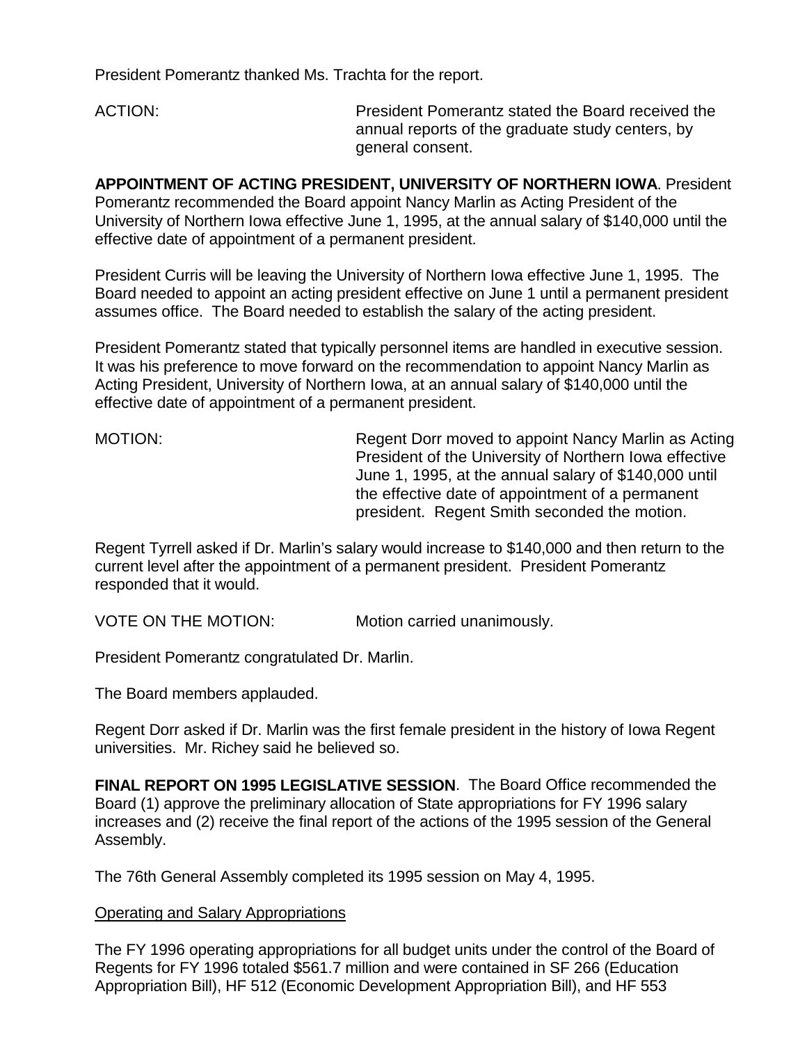President Pomerantz thanked Ms. Trachta for the report.

ACTION: President Pomerantz stated the Board received the annual reports of the graduate study centers, by general consent.

**APPOINTMENT OF ACTING PRESIDENT, UNIVERSITY OF NORTHERN IOWA**. President Pomerantz recommended the Board appoint Nancy Marlin as Acting President of the University of Northern Iowa effective June 1, 1995, at the annual salary of $140,000 until the effective date of appointment of a permanent president.

President Curris will be leaving the University of Northern Iowa effective June 1, 1995. The Board needed to appoint an acting president effective on June 1 until a permanent president assumes office. The Board needed to establish the salary of the acting president.

President Pomerantz stated that typically personnel items are handled in executive session. It was his preference to move forward on the recommendation to appoint Nancy Marlin as Acting President, University of Northern Iowa, at an annual salary of $140,000 until the effective date of appointment of a permanent president.

MOTION: Regent Dorr moved to appoint Nancy Marlin as Acting President of the University of Northern Iowa effective June 1, 1995, at the annual salary of $140,000 until the effective date of appointment of a permanent president. Regent Smith seconded the motion.

Regent Tyrrell asked if Dr. Marlin's salary would increase to $140,000 and then return to the current level after the appointment of a permanent president. President Pomerantz responded that it would.

VOTE ON THE MOTION: Motion carried unanimously.

President Pomerantz congratulated Dr. Marlin.

The Board members applauded.

Regent Dorr asked if Dr. Marlin was the first female president in the history of Iowa Regent universities. Mr. Richey said he believed so.

**FINAL REPORT ON 1995 LEGISLATIVE SESSION**. The Board Office recommended the Board (1) approve the preliminary allocation of State appropriations for FY 1996 salary increases and (2) receive the final report of the actions of the 1995 session of the General Assembly.

The 76th General Assembly completed its 1995 session on May 4, 1995.

Operating and Salary Appropriations

The FY 1996 operating appropriations for all budget units under the control of the Board of Regents for FY 1996 totaled $561.7 million and were contained in SF 266 (Education Appropriation Bill), HF 512 (Economic Development Appropriation Bill), and HF 553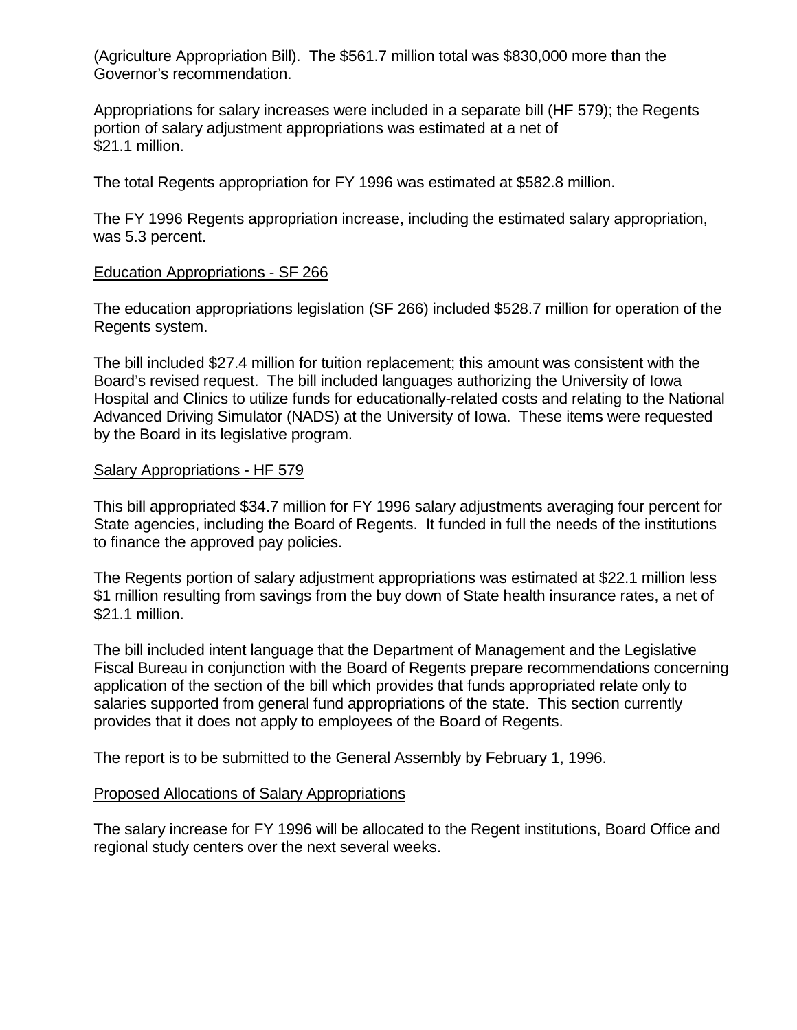(Agriculture Appropriation Bill). The $561.7 million total was $830,000 more than the Governor's recommendation.

Appropriations for salary increases were included in a separate bill (HF 579); the Regents portion of salary adjustment appropriations was estimated at a net of $21.1 million.

The total Regents appropriation for FY 1996 was estimated at $582.8 million.

The FY 1996 Regents appropriation increase, including the estimated salary appropriation, was 5.3 percent.

<u>Education Appropriations - SF 266</u>

The education appropriations legislation (SF 266) included $528.7 million for operation of the Regents system.

The bill included $27.4 million for tuition replacement; this amount was consistent with the Board's revised request. The bill included languages authorizing the University of Iowa Hospital and Clinics to utilize funds for educationally-related costs and relating to the National Advanced Driving Simulator (NADS) at the University of Iowa. These items were requested by the Board in its legislative program.

<u>Salary Appropriations - HF 579</u>

This bill appropriated $34.7 million for FY 1996 salary adjustments averaging four percent for State agencies, including the Board of Regents. It funded in full the needs of the institutions to finance the approved pay policies.

The Regents portion of salary adjustment appropriations was estimated at $22.1 million less $1 million resulting from savings from the buy down of State health insurance rates, a net of $21.1 million.

The bill included intent language that the Department of Management and the Legislative Fiscal Bureau in conjunction with the Board of Regents prepare recommendations concerning application of the section of the bill which provides that funds appropriated relate only to salaries supported from general fund appropriations of the state. This section currently provides that it does not apply to employees of the Board of Regents.

The report is to be submitted to the General Assembly by February 1, 1996.

<u>Proposed Allocations of Salary Appropriations</u>

The salary increase for FY 1996 will be allocated to the Regent institutions, Board Office and regional study centers over the next several weeks.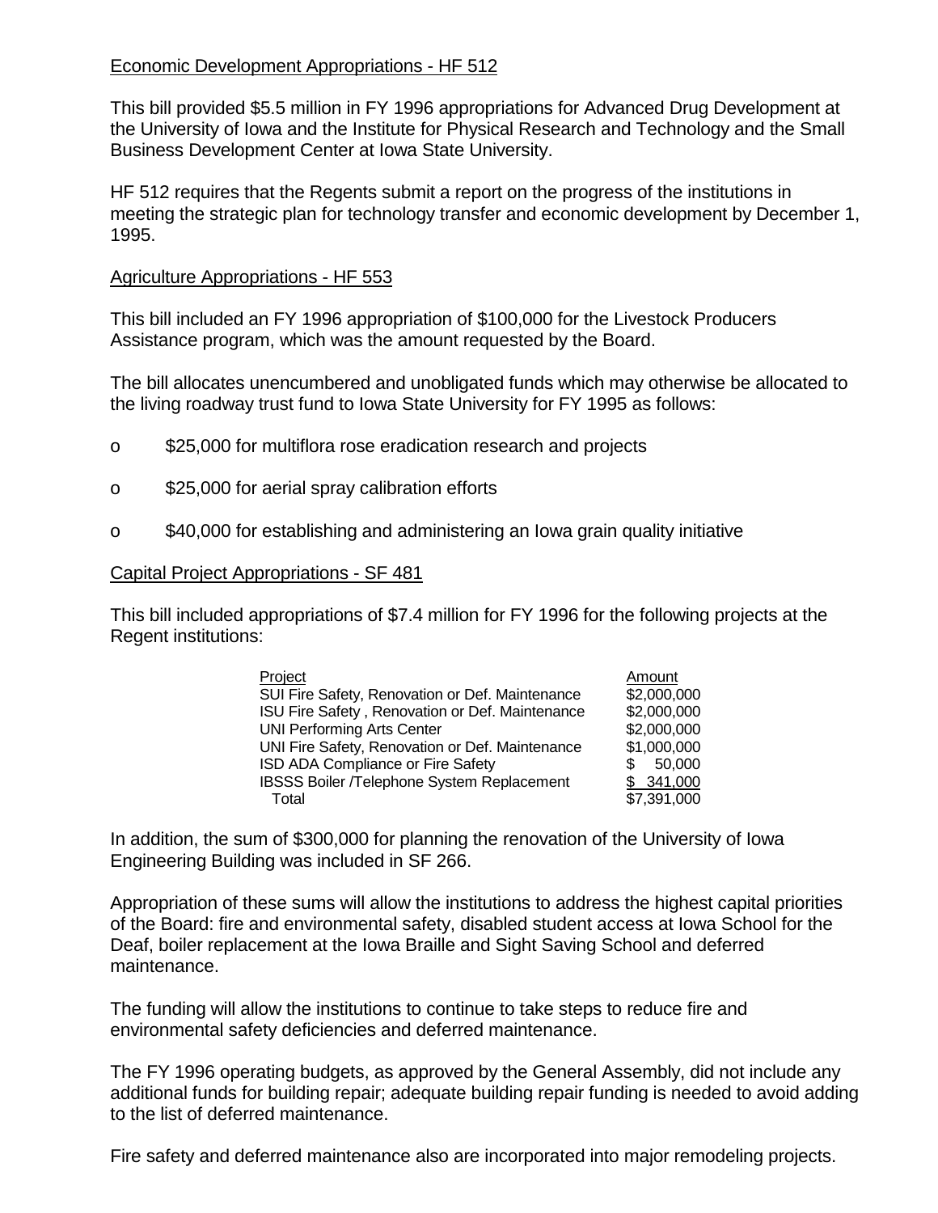Economic Development Appropriations - HF 512

This bill provided $5.5 million in FY 1996 appropriations for Advanced Drug Development at the University of Iowa and the Institute for Physical Research and Technology and the Small Business Development Center at Iowa State University.

HF 512 requires that the Regents submit a report on the progress of the institutions in meeting the strategic plan for technology transfer and economic development by December 1, 1995.

Agriculture Appropriations - HF 553

This bill included an FY 1996 appropriation of $100,000 for the Livestock Producers Assistance program, which was the amount requested by the Board.

The bill allocates unencumbered and unobligated funds which may otherwise be allocated to the living roadway trust fund to Iowa State University for FY 1995 as follows:

- $25,000 for multiflora rose eradication research and projects
- $25,000 for aerial spray calibration efforts
- $40,000 for establishing and administering an Iowa grain quality initiative

Capital Project Appropriations - SF 481

This bill included appropriations of $7.4 million for FY 1996 for the following projects at the Regent institutions:

| Project | Amount |
|---|---|
| SUI Fire Safety, Renovation or Def. Maintenance | $2,000,000 |
| ISU Fire Safety , Renovation or Def. Maintenance | $2,000,000 |
| UNI Performing Arts Center | $2,000,000 |
| UNI Fire Safety, Renovation or Def. Maintenance | $1,000,000 |
| ISD ADA Compliance or Fire Safety | $ 50,000 |
| IBSSS Boiler /Telephone System Replacement | $ 341,000 |
| Total | $7,391,000 |

In addition, the sum of $300,000 for planning the renovation of the University of Iowa Engineering Building was included in SF 266.

Appropriation of these sums will allow the institutions to address the highest capital priorities of the Board: fire and environmental safety, disabled student access at Iowa School for the Deaf, boiler replacement at the Iowa Braille and Sight Saving School and deferred maintenance.

The funding will allow the institutions to continue to take steps to reduce fire and environmental safety deficiencies and deferred maintenance.

The FY 1996 operating budgets, as approved by the General Assembly, did not include any additional funds for building repair; adequate building repair funding is needed to avoid adding to the list of deferred maintenance.

Fire safety and deferred maintenance also are incorporated into major remodeling projects.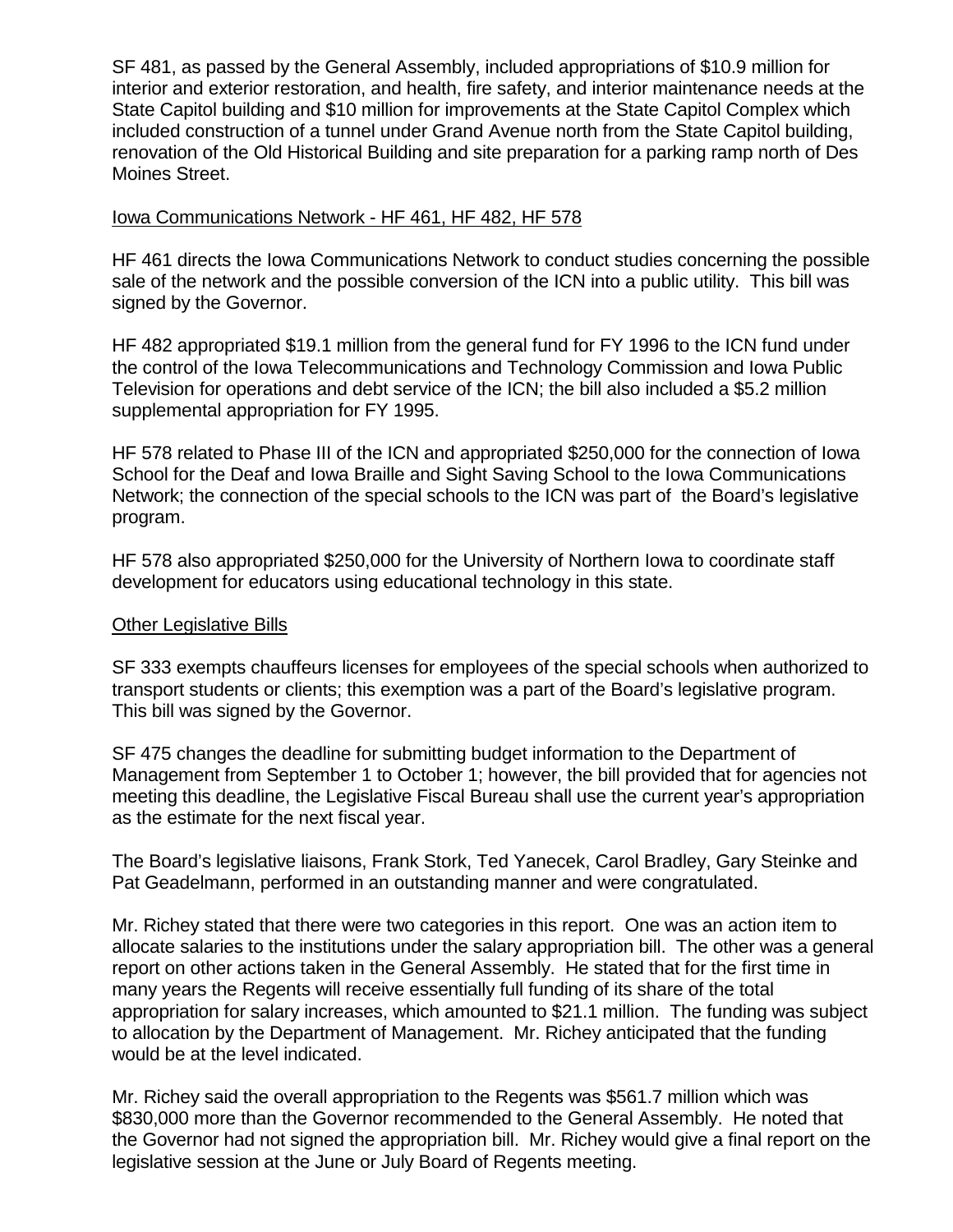SF 481, as passed by the General Assembly, included appropriations of $10.9 million for interior and exterior restoration, and health, fire safety, and interior maintenance needs at the State Capitol building and $10 million for improvements at the State Capitol Complex which included construction of a tunnel under Grand Avenue north from the State Capitol building, renovation of the Old Historical Building and site preparation for a parking ramp north of Des Moines Street.

<u>Iowa Communications Network - HF 461, HF 482, HF 578</u>

HF 461 directs the Iowa Communications Network to conduct studies concerning the possible sale of the network and the possible conversion of the ICN into a public utility. This bill was signed by the Governor.

HF 482 appropriated $19.1 million from the general fund for FY 1996 to the ICN fund under the control of the Iowa Telecommunications and Technology Commission and Iowa Public Television for operations and debt service of the ICN; the bill also included a $5.2 million supplemental appropriation for FY 1995.

HF 578 related to Phase III of the ICN and appropriated $250,000 for the connection of Iowa School for the Deaf and Iowa Braille and Sight Saving School to the Iowa Communications Network; the connection of the special schools to the ICN was part of the Board's legislative program.

HF 578 also appropriated $250,000 for the University of Northern Iowa to coordinate staff development for educators using educational technology in this state.

<u>Other Legislative Bills</u>

SF 333 exempts chauffeurs licenses for employees of the special schools when authorized to transport students or clients; this exemption was a part of the Board's legislative program. This bill was signed by the Governor.

SF 475 changes the deadline for submitting budget information to the Department of Management from September 1 to October 1; however, the bill provided that for agencies not meeting this deadline, the Legislative Fiscal Bureau shall use the current year's appropriation as the estimate for the next fiscal year.

The Board's legislative liaisons, Frank Stork, Ted Yanecek, Carol Bradley, Gary Steinke and Pat Geadelmann, performed in an outstanding manner and were congratulated.

Mr. Richey stated that there were two categories in this report. One was an action item to allocate salaries to the institutions under the salary appropriation bill. The other was a general report on other actions taken in the General Assembly. He stated that for the first time in many years the Regents will receive essentially full funding of its share of the total appropriation for salary increases, which amounted to $21.1 million. The funding was subject to allocation by the Department of Management. Mr. Richey anticipated that the funding would be at the level indicated.

Mr. Richey said the overall appropriation to the Regents was $561.7 million which was $830,000 more than the Governor recommended to the General Assembly. He noted that the Governor had not signed the appropriation bill. Mr. Richey would give a final report on the legislative session at the June or July Board of Regents meeting.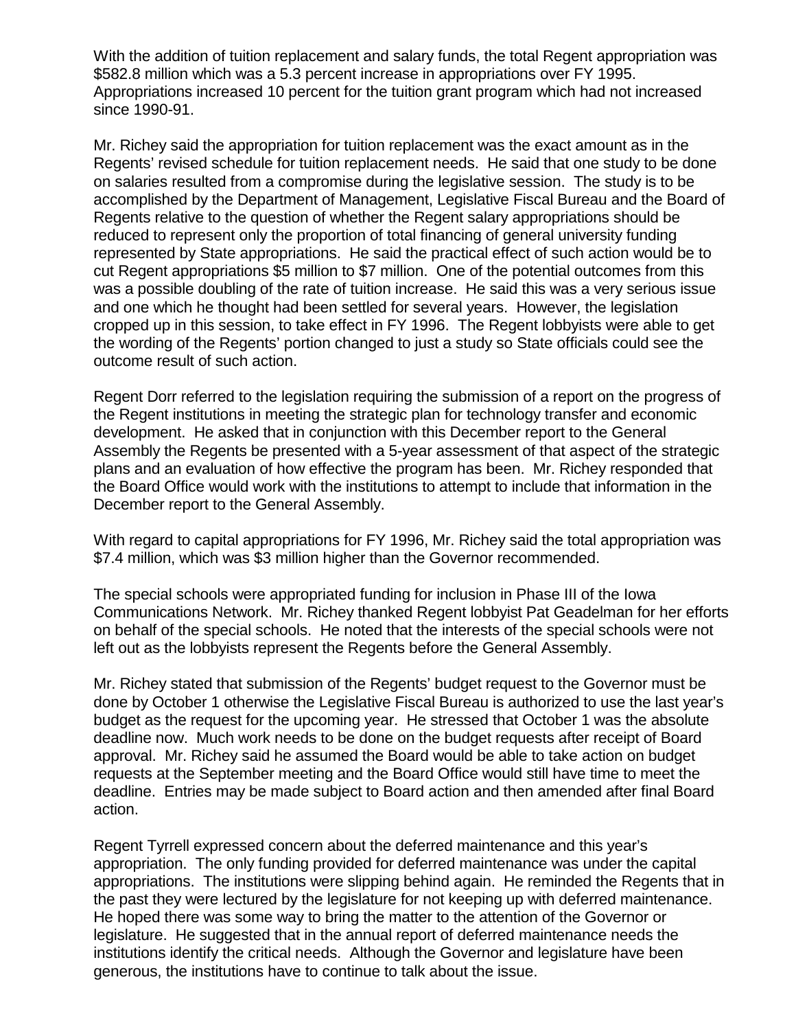With the addition of tuition replacement and salary funds, the total Regent appropriation was $582.8 million which was a 5.3 percent increase in appropriations over FY 1995. Appropriations increased 10 percent for the tuition grant program which had not increased since 1990-91.

Mr. Richey said the appropriation for tuition replacement was the exact amount as in the Regents' revised schedule for tuition replacement needs. He said that one study to be done on salaries resulted from a compromise during the legislative session. The study is to be accomplished by the Department of Management, Legislative Fiscal Bureau and the Board of Regents relative to the question of whether the Regent salary appropriations should be reduced to represent only the proportion of total financing of general university funding represented by State appropriations. He said the practical effect of such action would be to cut Regent appropriations $5 million to $7 million. One of the potential outcomes from this was a possible doubling of the rate of tuition increase. He said this was a very serious issue and one which he thought had been settled for several years. However, the legislation cropped up in this session, to take effect in FY 1996. The Regent lobbyists were able to get the wording of the Regents' portion changed to just a study so State officials could see the outcome result of such action.

Regent Dorr referred to the legislation requiring the submission of a report on the progress of the Regent institutions in meeting the strategic plan for technology transfer and economic development. He asked that in conjunction with this December report to the General Assembly the Regents be presented with a 5-year assessment of that aspect of the strategic plans and an evaluation of how effective the program has been. Mr. Richey responded that the Board Office would work with the institutions to attempt to include that information in the December report to the General Assembly.

With regard to capital appropriations for FY 1996, Mr. Richey said the total appropriation was $7.4 million, which was $3 million higher than the Governor recommended.

The special schools were appropriated funding for inclusion in Phase III of the Iowa Communications Network. Mr. Richey thanked Regent lobbyist Pat Geadelman for her efforts on behalf of the special schools. He noted that the interests of the special schools were not left out as the lobbyists represent the Regents before the General Assembly.

Mr. Richey stated that submission of the Regents' budget request to the Governor must be done by October 1 otherwise the Legislative Fiscal Bureau is authorized to use the last year's budget as the request for the upcoming year. He stressed that October 1 was the absolute deadline now. Much work needs to be done on the budget requests after receipt of Board approval. Mr. Richey said he assumed the Board would be able to take action on budget requests at the September meeting and the Board Office would still have time to meet the deadline. Entries may be made subject to Board action and then amended after final Board action.

Regent Tyrrell expressed concern about the deferred maintenance and this year's appropriation. The only funding provided for deferred maintenance was under the capital appropriations. The institutions were slipping behind again. He reminded the Regents that in the past they were lectured by the legislature for not keeping up with deferred maintenance. He hoped there was some way to bring the matter to the attention of the Governor or legislature. He suggested that in the annual report of deferred maintenance needs the institutions identify the critical needs. Although the Governor and legislature have been generous, the institutions have to continue to talk about the issue.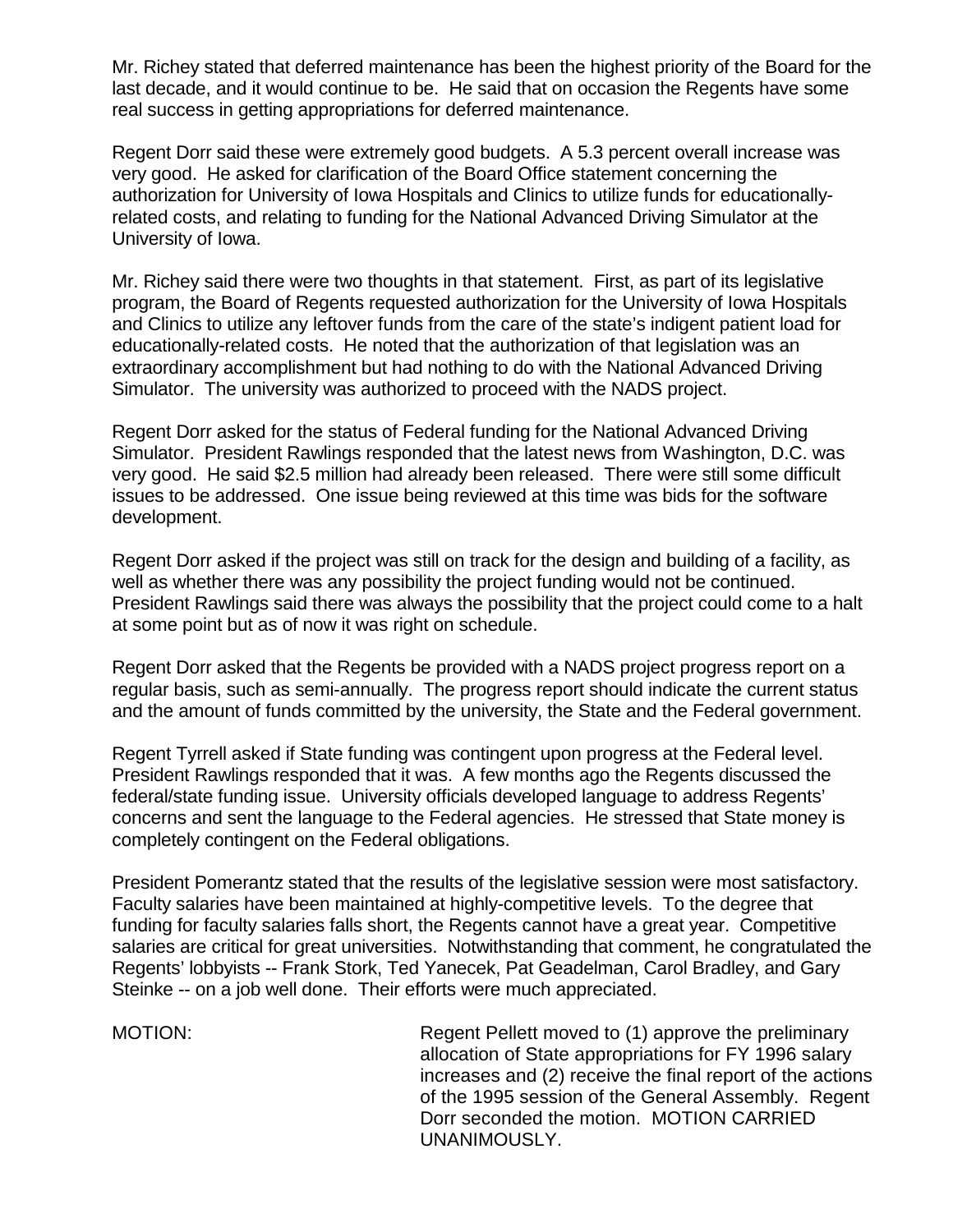Mr. Richey stated that deferred maintenance has been the highest priority of the Board for the last decade, and it would continue to be. He said that on occasion the Regents have some real success in getting appropriations for deferred maintenance.

Regent Dorr said these were extremely good budgets. A 5.3 percent overall increase was very good. He asked for clarification of the Board Office statement concerning the authorization for University of Iowa Hospitals and Clinics to utilize funds for educationally-related costs, and relating to funding for the National Advanced Driving Simulator at the University of Iowa.

Mr. Richey said there were two thoughts in that statement. First, as part of its legislative program, the Board of Regents requested authorization for the University of Iowa Hospitals and Clinics to utilize any leftover funds from the care of the state's indigent patient load for educationally-related costs. He noted that the authorization of that legislation was an extraordinary accomplishment but had nothing to do with the National Advanced Driving Simulator. The university was authorized to proceed with the NADS project.

Regent Dorr asked for the status of Federal funding for the National Advanced Driving Simulator. President Rawlings responded that the latest news from Washington, D.C. was very good. He said $2.5 million had already been released. There were still some difficult issues to be addressed. One issue being reviewed at this time was bids for the software development.

Regent Dorr asked if the project was still on track for the design and building of a facility, as well as whether there was any possibility the project funding would not be continued. President Rawlings said there was always the possibility that the project could come to a halt at some point but as of now it was right on schedule.

Regent Dorr asked that the Regents be provided with a NADS project progress report on a regular basis, such as semi-annually. The progress report should indicate the current status and the amount of funds committed by the university, the State and the Federal government.

Regent Tyrrell asked if State funding was contingent upon progress at the Federal level. President Rawlings responded that it was. A few months ago the Regents discussed the federal/state funding issue. University officials developed language to address Regents' concerns and sent the language to the Federal agencies. He stressed that State money is completely contingent on the Federal obligations.

President Pomerantz stated that the results of the legislative session were most satisfactory. Faculty salaries have been maintained at highly-competitive levels. To the degree that funding for faculty salaries falls short, the Regents cannot have a great year. Competitive salaries are critical for great universities. Notwithstanding that comment, he congratulated the Regents' lobbyists -- Frank Stork, Ted Yanecek, Pat Geadelman, Carol Bradley, and Gary Steinke -- on a job well done. Their efforts were much appreciated.

MOTION: Regent Pellett moved to (1) approve the preliminary allocation of State appropriations for FY 1996 salary increases and (2) receive the final report of the actions of the 1995 session of the General Assembly. Regent Dorr seconded the motion. MOTION CARRIED UNANIMOUSLY.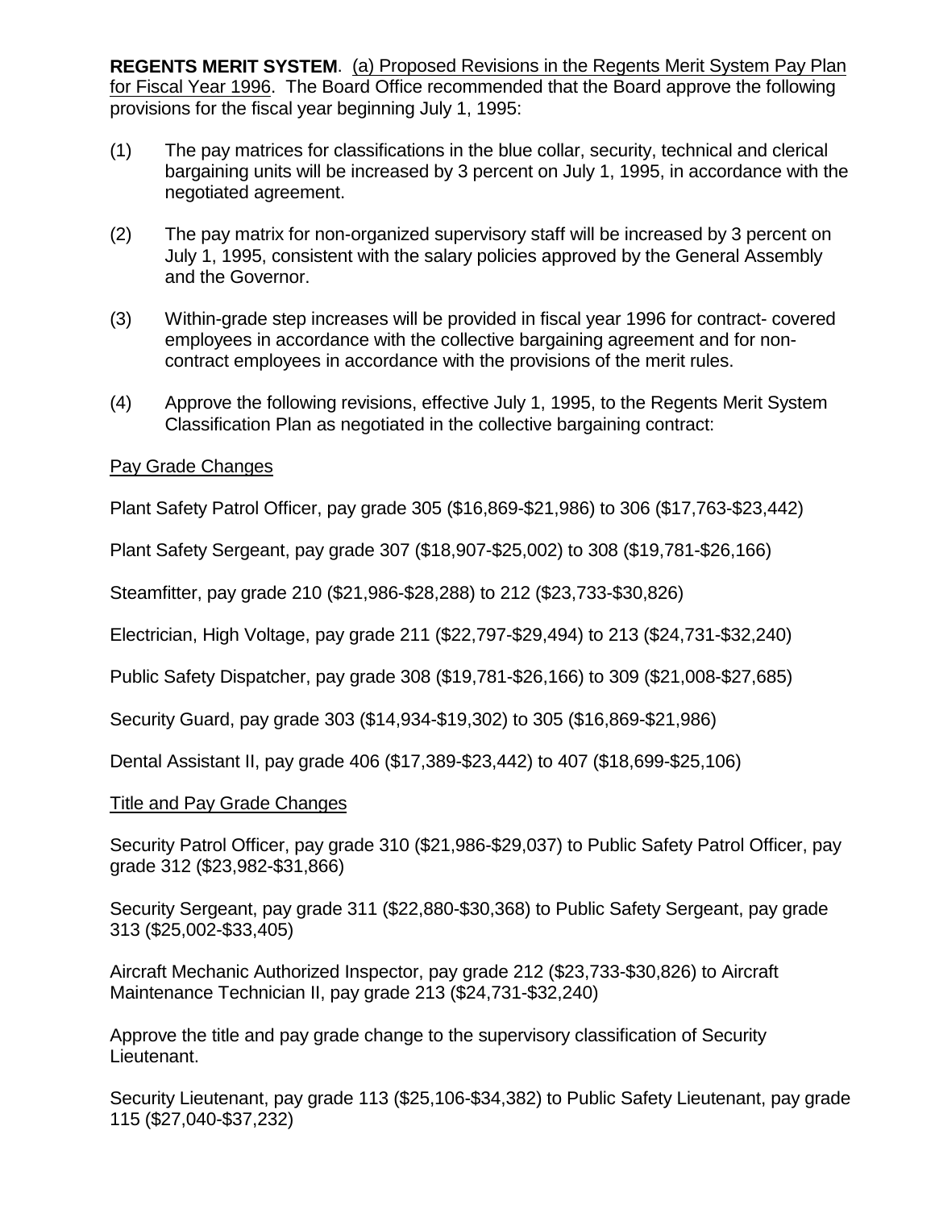**REGENTS MERIT SYSTEM**. (a) Proposed Revisions in the Regents Merit System Pay Plan for Fiscal Year 1996. The Board Office recommended that the Board approve the following provisions for the fiscal year beginning July 1, 1995:

(1) The pay matrices for classifications in the blue collar, security, technical and clerical bargaining units will be increased by 3 percent on July 1, 1995, in accordance with the negotiated agreement.

(2) The pay matrix for non-organized supervisory staff will be increased by 3 percent on July 1, 1995, consistent with the salary policies approved by the General Assembly and the Governor.

(3) Within-grade step increases will be provided in fiscal year 1996 for contract- covered employees in accordance with the collective bargaining agreement and for non-contract employees in accordance with the provisions of the merit rules.

(4) Approve the following revisions, effective July 1, 1995, to the Regents Merit System Classification Plan as negotiated in the collective bargaining contract:

Pay Grade Changes

Plant Safety Patrol Officer, pay grade 305 ($16,869-$21,986) to 306 ($17,763-$23,442)

Plant Safety Sergeant, pay grade 307 ($18,907-$25,002) to 308 ($19,781-$26,166)

Steamfitter, pay grade 210 ($21,986-$28,288) to 212 ($23,733-$30,826)

Electrician, High Voltage, pay grade 211 ($22,797-$29,494) to 213 ($24,731-$32,240)

Public Safety Dispatcher, pay grade 308 ($19,781-$26,166) to 309 ($21,008-$27,685)

Security Guard, pay grade 303 ($14,934-$19,302) to 305 ($16,869-$21,986)

Dental Assistant II, pay grade 406 ($17,389-$23,442) to 407 ($18,699-$25,106)

Title and Pay Grade Changes

Security Patrol Officer, pay grade 310 ($21,986-$29,037) to Public Safety Patrol Officer, pay grade 312 ($23,982-$31,866)

Security Sergeant, pay grade 311 ($22,880-$30,368) to Public Safety Sergeant, pay grade 313 ($25,002-$33,405)

Aircraft Mechanic Authorized Inspector, pay grade 212 ($23,733-$30,826) to Aircraft Maintenance Technician II, pay grade 213 ($24,731-$32,240)

Approve the title and pay grade change to the supervisory classification of Security Lieutenant.

Security Lieutenant, pay grade 113 ($25,106-$34,382) to Public Safety Lieutenant, pay grade 115 ($27,040-$37,232)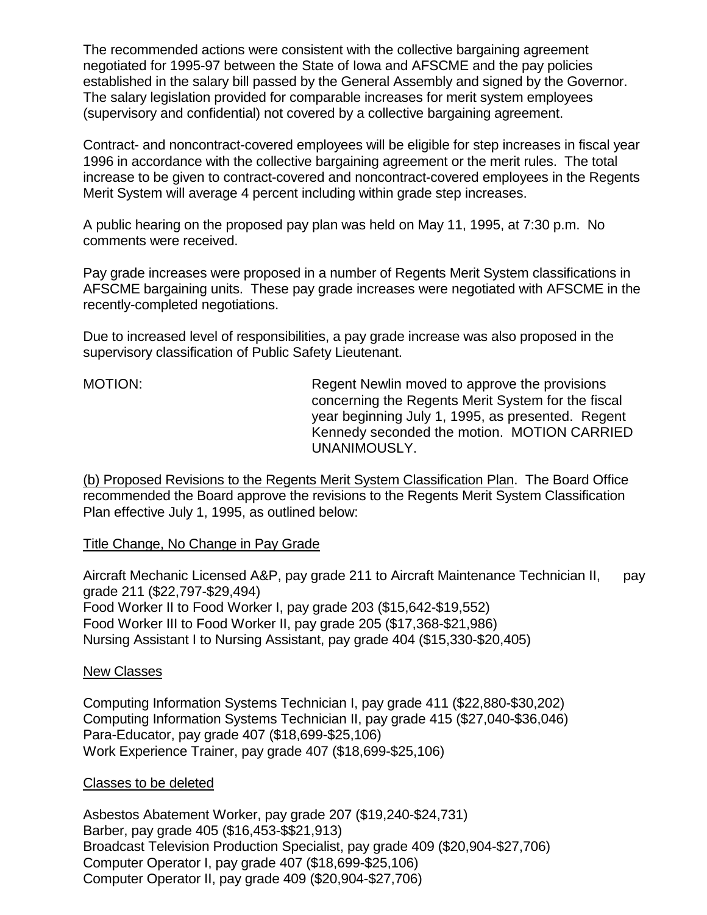The recommended actions were consistent with the collective bargaining agreement negotiated for 1995-97 between the State of Iowa and AFSCME and the pay policies established in the salary bill passed by the General Assembly and signed by the Governor. The salary legislation provided for comparable increases for merit system employees (supervisory and confidential) not covered by a collective bargaining agreement.

Contract- and noncontract-covered employees will be eligible for step increases in fiscal year 1996 in accordance with the collective bargaining agreement or the merit rules. The total increase to be given to contract-covered and noncontract-covered employees in the Regents Merit System will average 4 percent including within grade step increases.

A public hearing on the proposed pay plan was held on May 11, 1995, at 7:30 p.m. No comments were received.

Pay grade increases were proposed in a number of Regents Merit System classifications in AFSCME bargaining units. These pay grade increases were negotiated with AFSCME in the recently-completed negotiations.

Due to increased level of responsibilities, a pay grade increase was also proposed in the supervisory classification of Public Safety Lieutenant.

MOTION: Regent Newlin moved to approve the provisions concerning the Regents Merit System for the fiscal year beginning July 1, 1995, as presented. Regent Kennedy seconded the motion. MOTION CARRIED UNANIMOUSLY.

(b) Proposed Revisions to the Regents Merit System Classification Plan. The Board Office recommended the Board approve the revisions to the Regents Merit System Classification Plan effective July 1, 1995, as outlined below:

Title Change, No Change in Pay Grade

Aircraft Mechanic Licensed A&P, pay grade 211 to Aircraft Maintenance Technician II, pay grade 211 ($22,797-$29,494)
Food Worker II to Food Worker I, pay grade 203 ($15,642-$19,552)
Food Worker III to Food Worker II, pay grade 205 ($17,368-$21,986)
Nursing Assistant I to Nursing Assistant, pay grade 404 ($15,330-$20,405)

New Classes

Computing Information Systems Technician I, pay grade 411 ($22,880-$30,202)
Computing Information Systems Technician II, pay grade 415 ($27,040-$36,046)
Para-Educator, pay grade 407 ($18,699-$25,106)
Work Experience Trainer, pay grade 407 ($18,699-$25,106)

Classes to be deleted

Asbestos Abatement Worker, pay grade 207 ($19,240-$24,731)
Barber, pay grade 405 ($16,453-$$21,913)
Broadcast Television Production Specialist, pay grade 409 ($20,904-$27,706)
Computer Operator I, pay grade 407 ($18,699-$25,106)
Computer Operator II, pay grade 409 ($20,904-$27,706)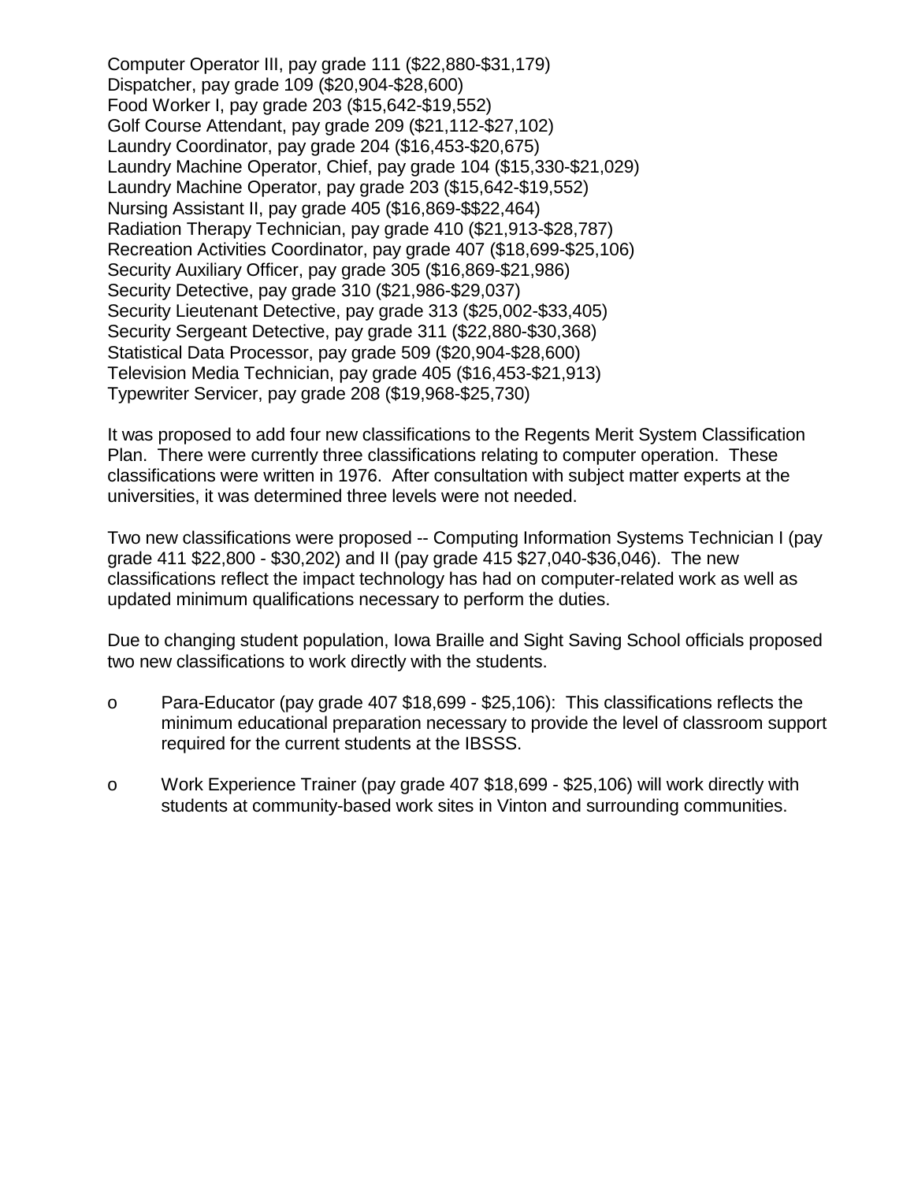Computer Operator III, pay grade 111 ($22,880-$31,179)
Dispatcher, pay grade 109 ($20,904-$28,600)
Food Worker I, pay grade 203 ($15,642-$19,552)
Golf Course Attendant, pay grade 209 ($21,112-$27,102)
Laundry Coordinator, pay grade 204 ($16,453-$20,675)
Laundry Machine Operator, Chief, pay grade 104 ($15,330-$21,029)
Laundry Machine Operator, pay grade 203 ($15,642-$19,552)
Nursing Assistant II, pay grade 405 ($16,869-$$22,464)
Radiation Therapy Technician, pay grade 410 ($21,913-$28,787)
Recreation Activities Coordinator, pay grade 407 ($18,699-$25,106)
Security Auxiliary Officer, pay grade 305 ($16,869-$21,986)
Security Detective, pay grade 310 ($21,986-$29,037)
Security Lieutenant Detective, pay grade 313 ($25,002-$33,405)
Security Sergeant Detective, pay grade 311 ($22,880-$30,368)
Statistical Data Processor, pay grade 509 ($20,904-$28,600)
Television Media Technician, pay grade 405 ($16,453-$21,913)
Typewriter Servicer, pay grade 208 ($19,968-$25,730)

It was proposed to add four new classifications to the Regents Merit System Classification Plan. There were currently three classifications relating to computer operation. These classifications were written in 1976. After consultation with subject matter experts at the universities, it was determined three levels were not needed.

Two new classifications were proposed -- Computing Information Systems Technician I (pay grade 411 $22,800 - $30,202) and II (pay grade 415 $27,040-$36,046). The new classifications reflect the impact technology has had on computer-related work as well as updated minimum qualifications necessary to perform the duties.

Due to changing student population, Iowa Braille and Sight Saving School officials proposed two new classifications to work directly with the students.

- Para-Educator (pay grade 407 $18,699 - $25,106): This classifications reflects the minimum educational preparation necessary to provide the level of classroom support required for the current students at the IBSSS.
- Work Experience Trainer (pay grade 407 $18,699 - $25,106) will work directly with students at community-based work sites in Vinton and surrounding communities.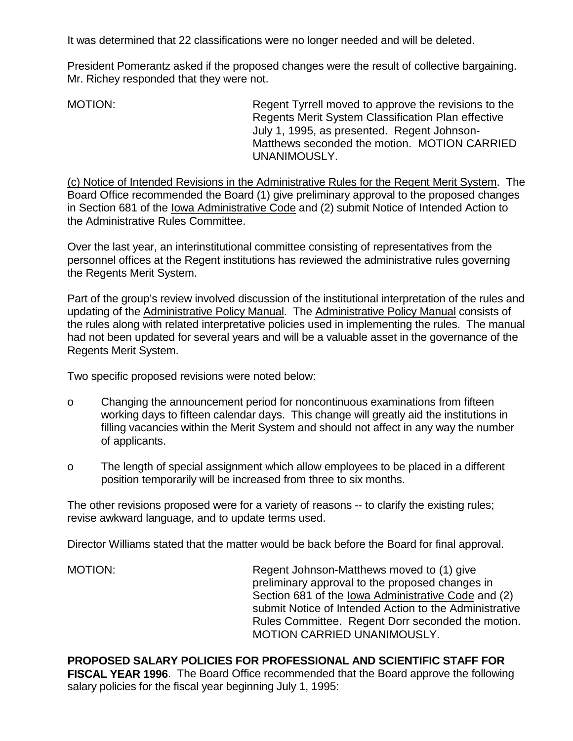It was determined that 22 classifications were no longer needed and will be deleted.

President Pomerantz asked if the proposed changes were the result of collective bargaining. Mr. Richey responded that they were not.

MOTION: Regent Tyrrell moved to approve the revisions to the Regents Merit System Classification Plan effective July 1, 1995, as presented. Regent Johnson-Matthews seconded the motion. MOTION CARRIED UNANIMOUSLY.

(c) Notice of Intended Revisions in the Administrative Rules for the Regent Merit System. The Board Office recommended the Board (1) give preliminary approval to the proposed changes in Section 681 of the Iowa Administrative Code and (2) submit Notice of Intended Action to the Administrative Rules Committee.

Over the last year, an interinstitutional committee consisting of representatives from the personnel offices at the Regent institutions has reviewed the administrative rules governing the Regents Merit System.

Part of the group's review involved discussion of the institutional interpretation of the rules and updating of the Administrative Policy Manual. The Administrative Policy Manual consists of the rules along with related interpretative policies used in implementing the rules. The manual had not been updated for several years and will be a valuable asset in the governance of the Regents Merit System.

Two specific proposed revisions were noted below:

- Changing the announcement period for noncontinuous examinations from fifteen working days to fifteen calendar days. This change will greatly aid the institutions in filling vacancies within the Merit System and should not affect in any way the number of applicants.
- The length of special assignment which allow employees to be placed in a different position temporarily will be increased from three to six months.

The other revisions proposed were for a variety of reasons -- to clarify the existing rules; revise awkward language, and to update terms used.

Director Williams stated that the matter would be back before the Board for final approval.

MOTION: Regent Johnson-Matthews moved to (1) give preliminary approval to the proposed changes in Section 681 of the Iowa Administrative Code and (2) submit Notice of Intended Action to the Administrative Rules Committee. Regent Dorr seconded the motion. MOTION CARRIED UNANIMOUSLY.

**PROPOSED SALARY POLICIES FOR PROFESSIONAL AND SCIENTIFIC STAFF FOR FISCAL YEAR 1996**. The Board Office recommended that the Board approve the following salary policies for the fiscal year beginning July 1, 1995: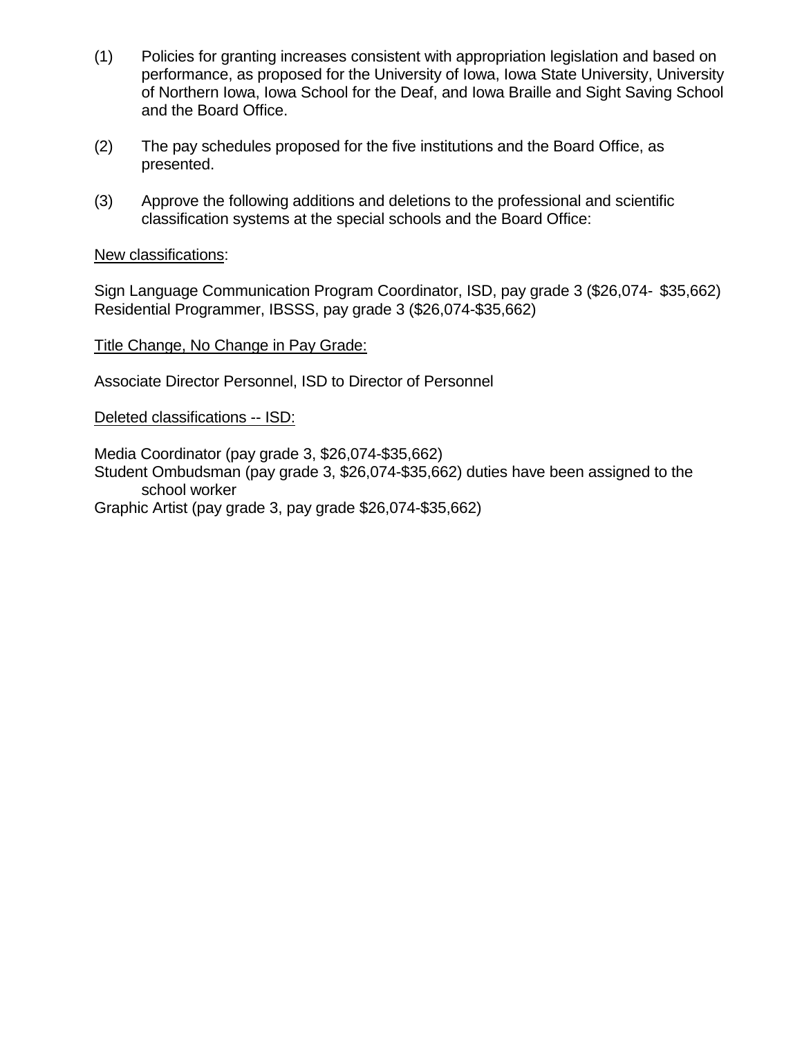(1) Policies for granting increases consistent with appropriation legislation and based on performance, as proposed for the University of Iowa, Iowa State University, University of Northern Iowa, Iowa School for the Deaf, and Iowa Braille and Sight Saving School and the Board Office.

(2) The pay schedules proposed for the five institutions and the Board Office, as presented.

(3) Approve the following additions and deletions to the professional and scientific classification systems at the special schools and the Board Office:

<u>New classifications</u>:

Sign Language Communication Program Coordinator, ISD, pay grade 3 ($26,074- $35,662)
Residential Programmer, IBSSS, pay grade 3 ($26,074-$35,662)

<u>Title Change, No Change in Pay Grade:</u>

Associate Director Personnel, ISD to Director of Personnel

<u>Deleted classifications -- ISD:</u>

Media Coordinator (pay grade 3, $26,074-$35,662)
Student Ombudsman (pay grade 3, $26,074-$35,662) duties have been assigned to the school worker
Graphic Artist (pay grade 3, pay grade $26,074-$35,662)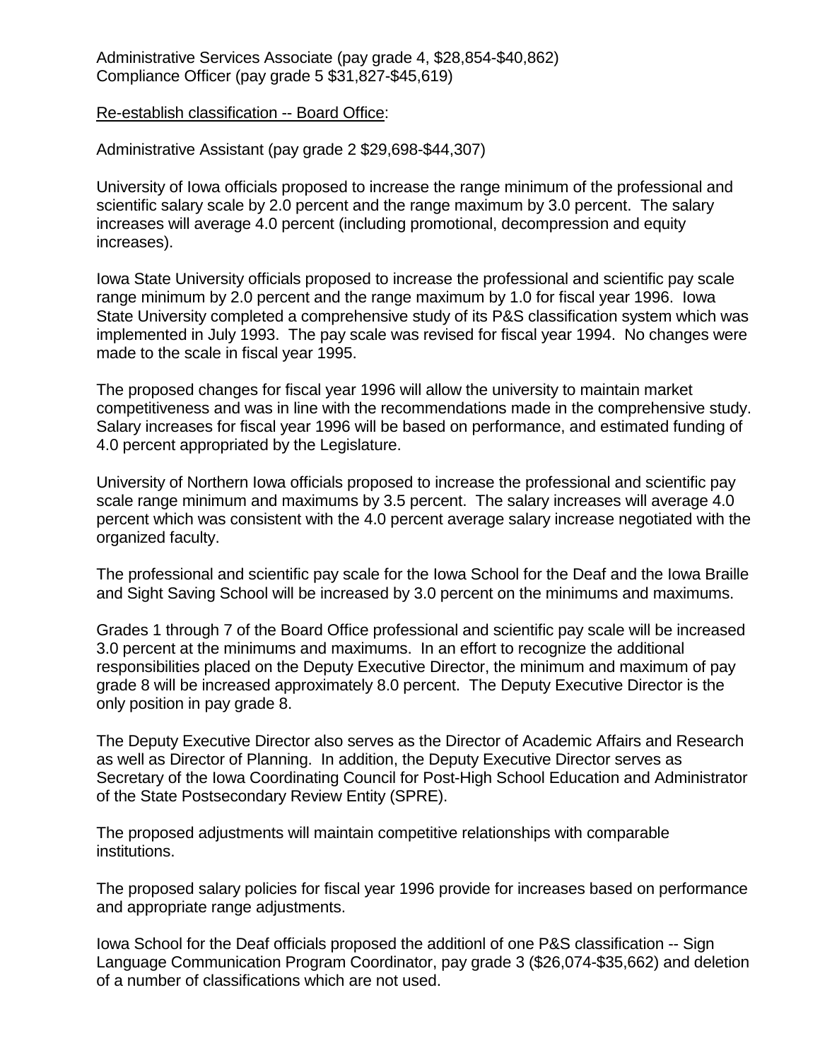Administrative Services Associate (pay grade 4, $28,854-$40,862)
Compliance Officer (pay grade 5 $31,827-$45,619)

<u>Re-establish classification -- Board Office</u>:

Administrative Assistant (pay grade 2 $29,698-$44,307)

University of Iowa officials proposed to increase the range minimum of the professional and scientific salary scale by 2.0 percent and the range maximum by 3.0 percent. The salary increases will average 4.0 percent (including promotional, decompression and equity increases).

Iowa State University officials proposed to increase the professional and scientific pay scale range minimum by 2.0 percent and the range maximum by 1.0 for fiscal year 1996. Iowa State University completed a comprehensive study of its P&S classification system which was implemented in July 1993. The pay scale was revised for fiscal year 1994. No changes were made to the scale in fiscal year 1995.

The proposed changes for fiscal year 1996 will allow the university to maintain market competitiveness and was in line with the recommendations made in the comprehensive study. Salary increases for fiscal year 1996 will be based on performance, and estimated funding of 4.0 percent appropriated by the Legislature.

University of Northern Iowa officials proposed to increase the professional and scientific pay scale range minimum and maximums by 3.5 percent. The salary increases will average 4.0 percent which was consistent with the 4.0 percent average salary increase negotiated with the organized faculty.

The professional and scientific pay scale for the Iowa School for the Deaf and the Iowa Braille and Sight Saving School will be increased by 3.0 percent on the minimums and maximums.

Grades 1 through 7 of the Board Office professional and scientific pay scale will be increased 3.0 percent at the minimums and maximums. In an effort to recognize the additional responsibilities placed on the Deputy Executive Director, the minimum and maximum of pay grade 8 will be increased approximately 8.0 percent. The Deputy Executive Director is the only position in pay grade 8.

The Deputy Executive Director also serves as the Director of Academic Affairs and Research as well as Director of Planning. In addition, the Deputy Executive Director serves as Secretary of the Iowa Coordinating Council for Post-High School Education and Administrator of the State Postsecondary Review Entity (SPRE).

The proposed adjustments will maintain competitive relationships with comparable institutions.

The proposed salary policies for fiscal year 1996 provide for increases based on performance and appropriate range adjustments.

Iowa School for the Deaf officials proposed the additionl of one P&S classification -- Sign Language Communication Program Coordinator, pay grade 3 ($26,074-$35,662) and deletion of a number of classifications which are not used.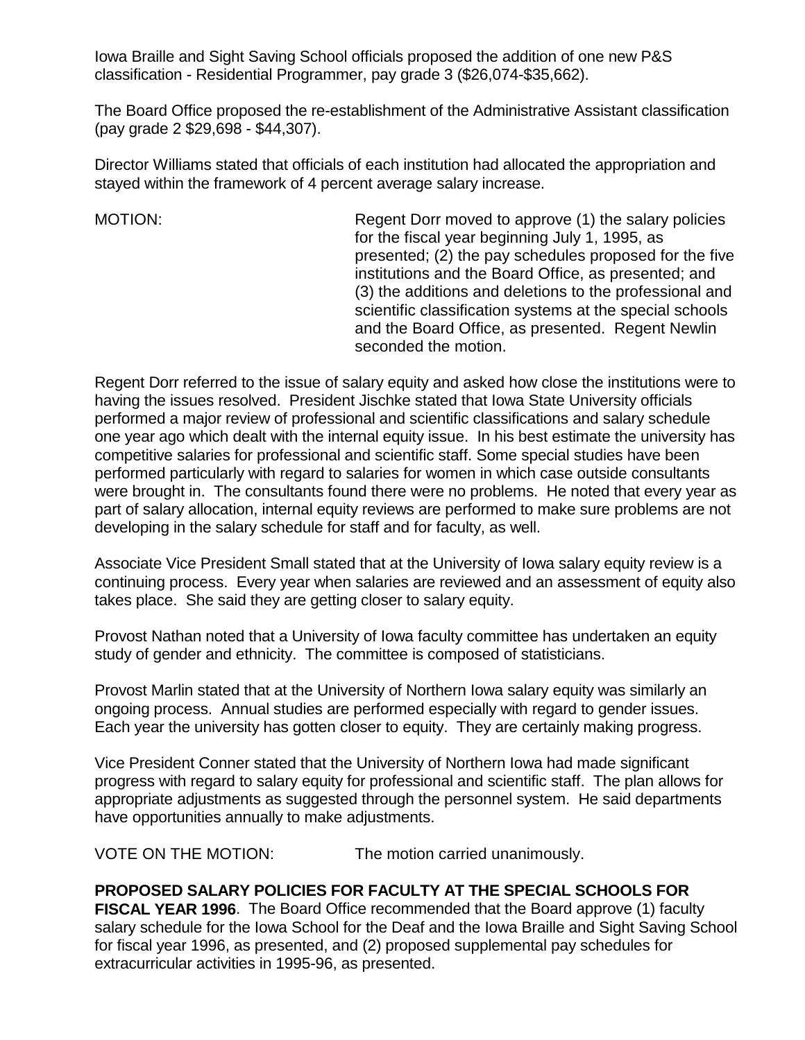Iowa Braille and Sight Saving School officials proposed the addition of one new P&S classification - Residential Programmer, pay grade 3 ($26,074-$35,662).

The Board Office proposed the re-establishment of the Administrative Assistant classification (pay grade 2 $29,698 - $44,307).

Director Williams stated that officials of each institution had allocated the appropriation and stayed within the framework of 4 percent average salary increase.

MOTION: Regent Dorr moved to approve (1) the salary policies for the fiscal year beginning July 1, 1995, as presented; (2) the pay schedules proposed for the five institutions and the Board Office, as presented; and (3) the additions and deletions to the professional and scientific classification systems at the special schools and the Board Office, as presented. Regent Newlin seconded the motion.

Regent Dorr referred to the issue of salary equity and asked how close the institutions were to having the issues resolved. President Jischke stated that Iowa State University officials performed a major review of professional and scientific classifications and salary schedule one year ago which dealt with the internal equity issue. In his best estimate the university has competitive salaries for professional and scientific staff. Some special studies have been performed particularly with regard to salaries for women in which case outside consultants were brought in. The consultants found there were no problems. He noted that every year as part of salary allocation, internal equity reviews are performed to make sure problems are not developing in the salary schedule for staff and for faculty, as well.

Associate Vice President Small stated that at the University of Iowa salary equity review is a continuing process. Every year when salaries are reviewed and an assessment of equity also takes place. She said they are getting closer to salary equity.

Provost Nathan noted that a University of Iowa faculty committee has undertaken an equity study of gender and ethnicity. The committee is composed of statisticians.

Provost Marlin stated that at the University of Northern Iowa salary equity was similarly an ongoing process. Annual studies are performed especially with regard to gender issues. Each year the university has gotten closer to equity. They are certainly making progress.

Vice President Conner stated that the University of Northern Iowa had made significant progress with regard to salary equity for professional and scientific staff. The plan allows for appropriate adjustments as suggested through the personnel system. He said departments have opportunities annually to make adjustments.

VOTE ON THE MOTION: The motion carried unanimously.

**PROPOSED SALARY POLICIES FOR FACULTY AT THE SPECIAL SCHOOLS FOR FISCAL YEAR 1996**. The Board Office recommended that the Board approve (1) faculty salary schedule for the Iowa School for the Deaf and the Iowa Braille and Sight Saving School for fiscal year 1996, as presented, and (2) proposed supplemental pay schedules for extracurricular activities in 1995-96, as presented.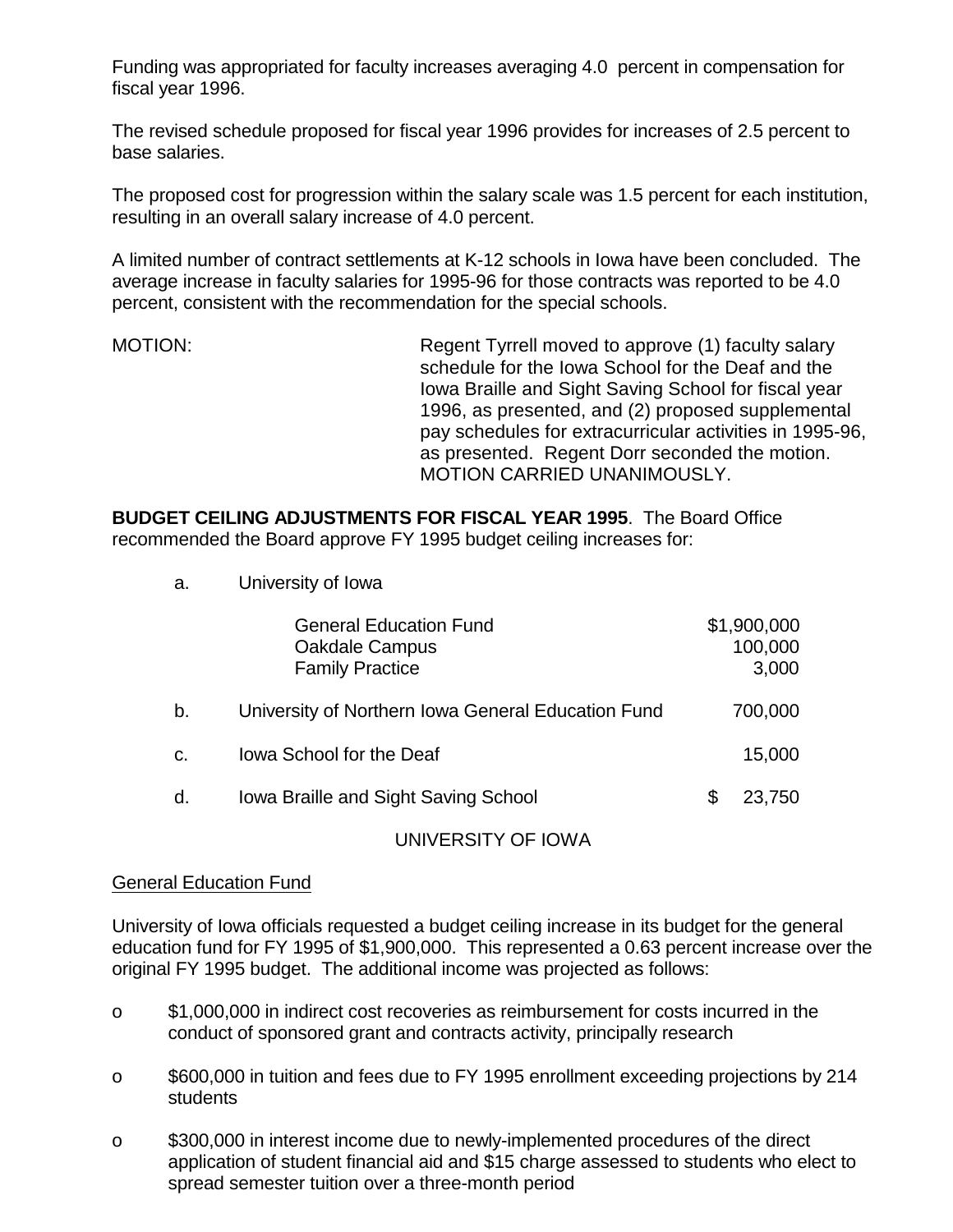Funding was appropriated for faculty increases averaging 4.0 percent in compensation for fiscal year 1996.

The revised schedule proposed for fiscal year 1996 provides for increases of 2.5 percent to base salaries.

The proposed cost for progression within the salary scale was 1.5 percent for each institution, resulting in an overall salary increase of 4.0 percent.

A limited number of contract settlements at K-12 schools in Iowa have been concluded. The average increase in faculty salaries for 1995-96 for those contracts was reported to be 4.0 percent, consistent with the recommendation for the special schools.

MOTION: Regent Tyrrell moved to approve (1) faculty salary schedule for the Iowa School for the Deaf and the Iowa Braille and Sight Saving School for fiscal year 1996, as presented, and (2) proposed supplemental pay schedules for extracurricular activities in 1995-96, as presented. Regent Dorr seconded the motion. MOTION CARRIED UNANIMOUSLY.

**BUDGET CEILING ADJUSTMENTS FOR FISCAL YEAR 1995**. The Board Office recommended the Board approve FY 1995 budget ceiling increases for:

| | | |
|---|---|---|
| a. | University of Iowa | |
| | General Education Fund | $1,900,000 |
| | Oakdale Campus | 100,000 |
| | Family Practice | 3,000 |
| b. | University of Northern Iowa General Education Fund | 700,000 |
| c. | Iowa School for the Deaf | 15,000 |
| d. | Iowa Braille and Sight Saving School | $ 23,750 |

UNIVERSITY OF IOWA

General Education Fund

University of Iowa officials requested a budget ceiling increase in its budget for the general education fund for FY 1995 of $1,900,000. This represented a 0.63 percent increase over the original FY 1995 budget. The additional income was projected as follows:

- $1,000,000 in indirect cost recoveries as reimbursement for costs incurred in the conduct of sponsored grant and contracts activity, principally research
- $600,000 in tuition and fees due to FY 1995 enrollment exceeding projections by 214 students
- $300,000 in interest income due to newly-implemented procedures of the direct application of student financial aid and $15 charge assessed to students who elect to spread semester tuition over a three-month period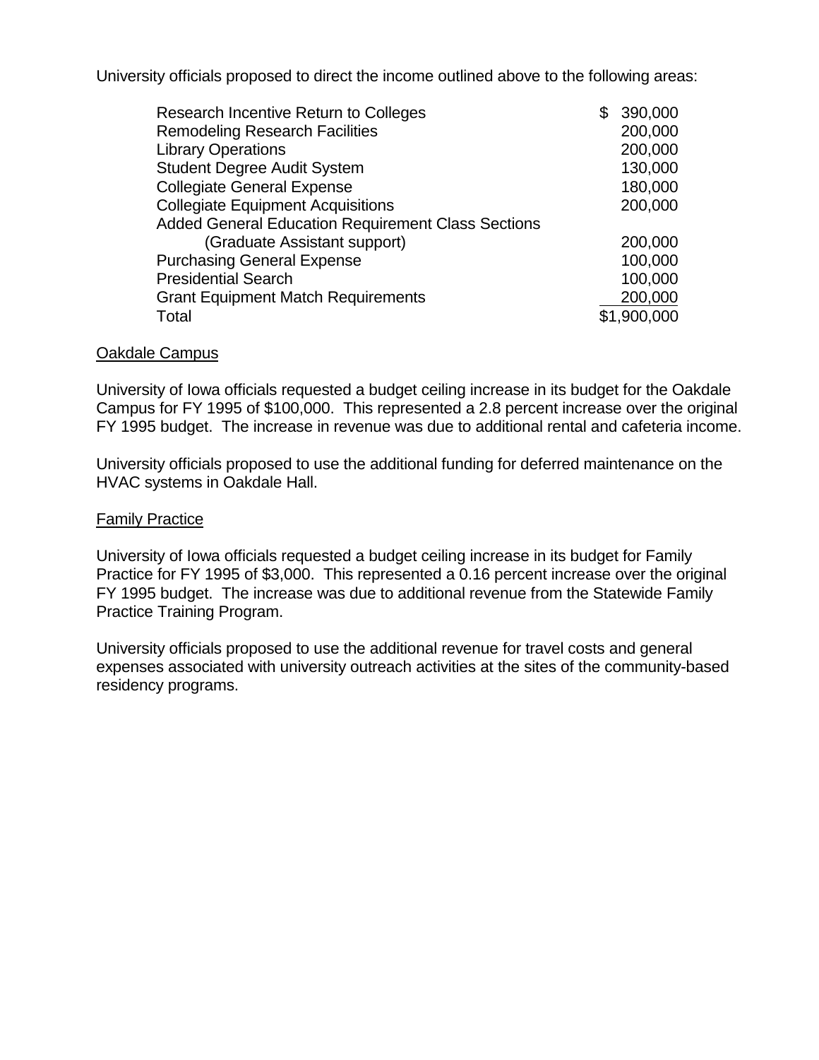University officials proposed to direct the income outlined above to the following areas:

| Area | Amount |
|---|---|
| Research Incentive Return to Colleges | $ 390,000 |
| Remodeling Research Facilities | 200,000 |
| Library Operations | 200,000 |
| Student Degree Audit System | 130,000 |
| Collegiate General Expense | 180,000 |
| Collegiate Equipment Acquisitions | 200,000 |
| Added General Education Requirement Class Sections (Graduate Assistant support) | 200,000 |
| Purchasing General Expense | 100,000 |
| Presidential Search | 100,000 |
| Grant Equipment Match Requirements | 200,000 |
| Total | $1,900,000 |

<u>Oakdale Campus</u>

University of Iowa officials requested a budget ceiling increase in its budget for the Oakdale Campus for FY 1995 of $100,000. This represented a 2.8 percent increase over the original FY 1995 budget. The increase in revenue was due to additional rental and cafeteria income.

University officials proposed to use the additional funding for deferred maintenance on the HVAC systems in Oakdale Hall.

<u>Family Practice</u>

University of Iowa officials requested a budget ceiling increase in its budget for Family Practice for FY 1995 of $3,000. This represented a 0.16 percent increase over the original FY 1995 budget. The increase was due to additional revenue from the Statewide Family Practice Training Program.

University officials proposed to use the additional revenue for travel costs and general expenses associated with university outreach activities at the sites of the community-based residency programs.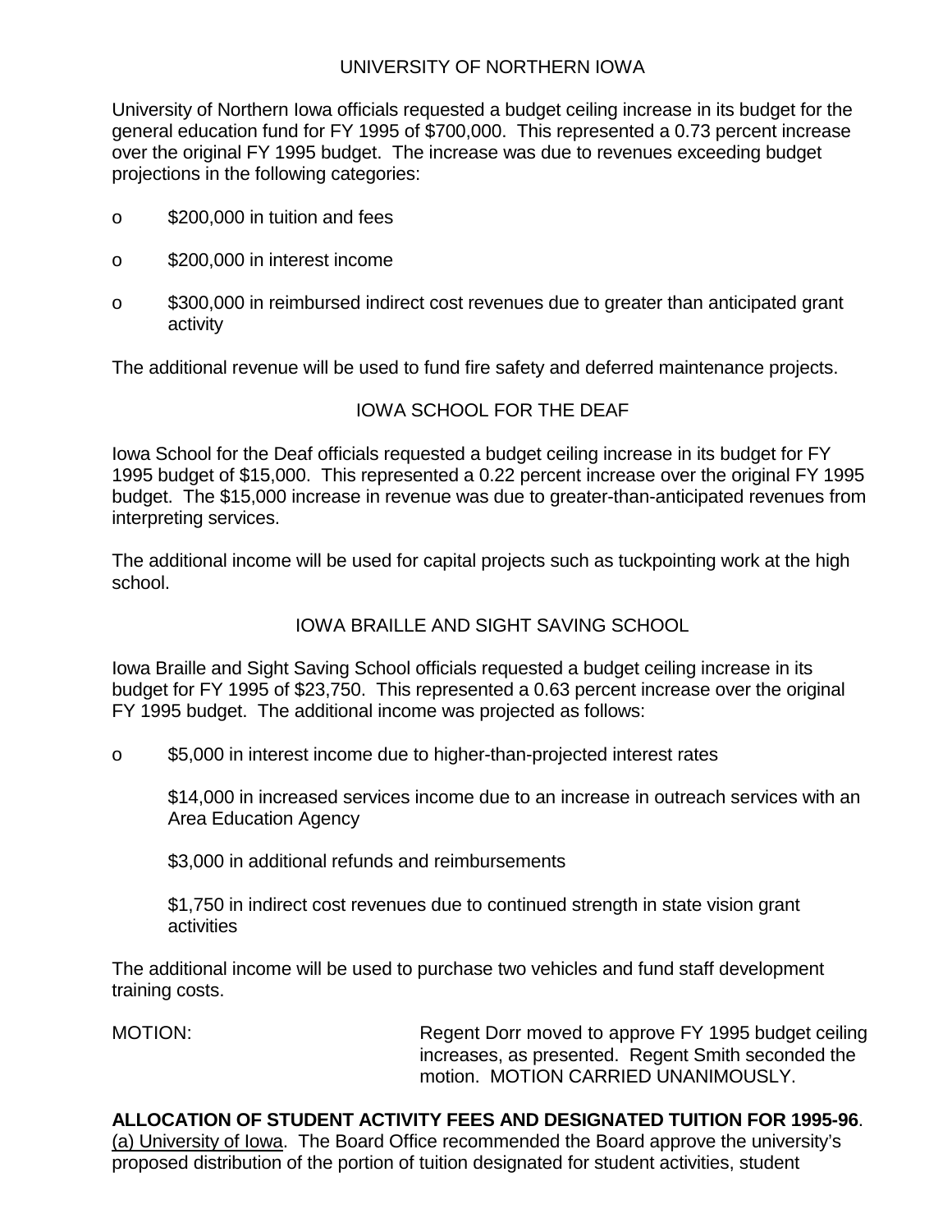UNIVERSITY OF NORTHERN IOWA

University of Northern Iowa officials requested a budget ceiling increase in its budget for the general education fund for FY 1995 of $700,000. This represented a 0.73 percent increase over the original FY 1995 budget. The increase was due to revenues exceeding budget projections in the following categories:

- $200,000 in tuition and fees
- $200,000 in interest income
- $300,000 in reimbursed indirect cost revenues due to greater than anticipated grant activity

The additional revenue will be used to fund fire safety and deferred maintenance projects.

IOWA SCHOOL FOR THE DEAF

Iowa School for the Deaf officials requested a budget ceiling increase in its budget for FY 1995 budget of $15,000. This represented a 0.22 percent increase over the original FY 1995 budget. The $15,000 increase in revenue was due to greater-than-anticipated revenues from interpreting services.

The additional income will be used for capital projects such as tuckpointing work at the high school.

IOWA BRAILLE AND SIGHT SAVING SCHOOL

Iowa Braille and Sight Saving School officials requested a budget ceiling increase in its budget for FY 1995 of $23,750. This represented a 0.63 percent increase over the original FY 1995 budget. The additional income was projected as follows:

- $5,000 in interest income due to higher-than-projected interest rates

  $14,000 in increased services income due to an increase in outreach services with an Area Education Agency

  $3,000 in additional refunds and reimbursements

  $1,750 in indirect cost revenues due to continued strength in state vision grant activities

The additional income will be used to purchase two vehicles and fund staff development training costs.

MOTION: Regent Dorr moved to approve FY 1995 budget ceiling increases, as presented. Regent Smith seconded the motion. MOTION CARRIED UNANIMOUSLY.

**ALLOCATION OF STUDENT ACTIVITY FEES AND DESIGNATED TUITION FOR 1995-96**. (a) University of Iowa. The Board Office recommended the Board approve the university's proposed distribution of the portion of tuition designated for student activities, student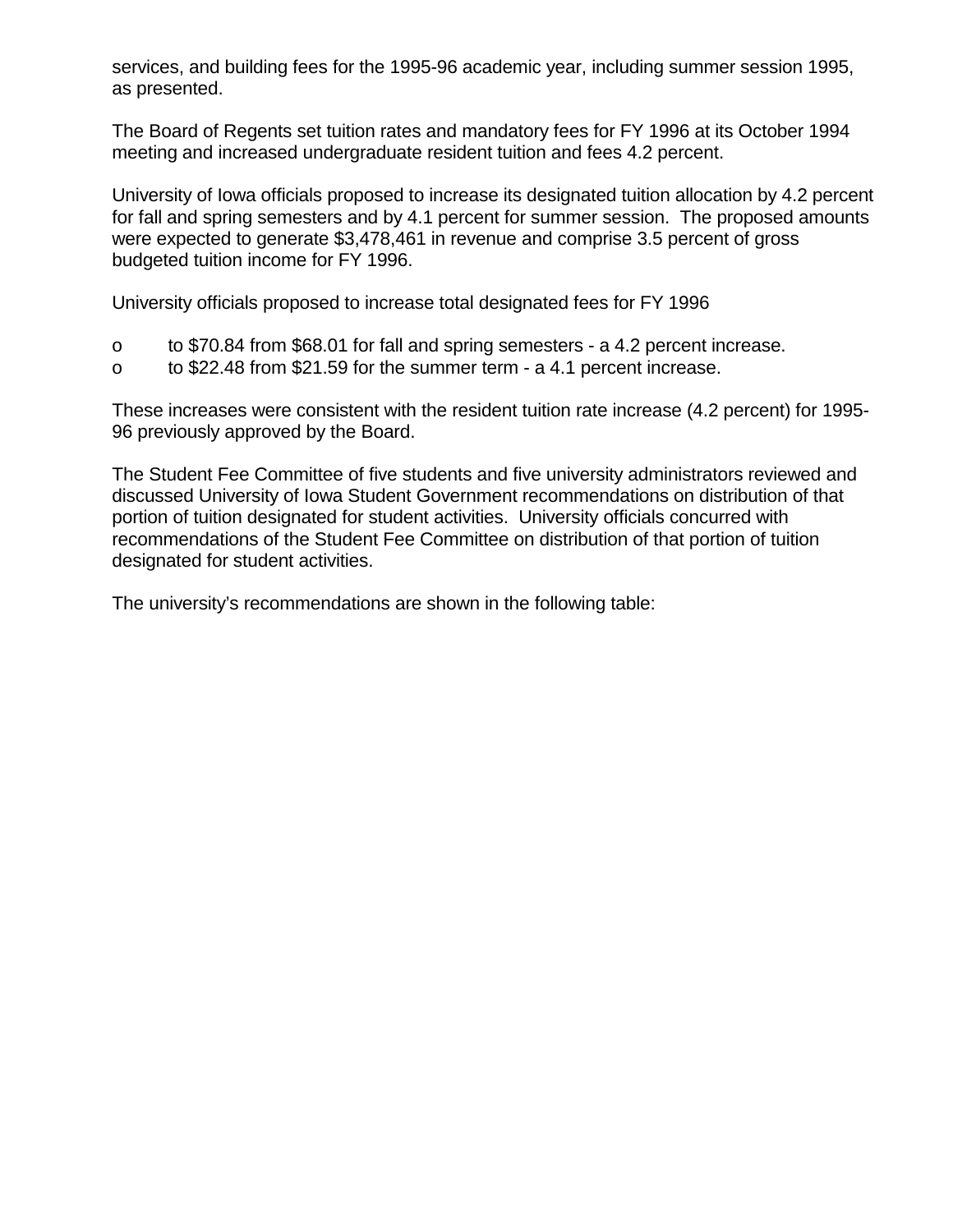services, and building fees for the 1995-96 academic year, including summer session 1995, as presented.

The Board of Regents set tuition rates and mandatory fees for FY 1996 at its October 1994 meeting and increased undergraduate resident tuition and fees 4.2 percent.

University of Iowa officials proposed to increase its designated tuition allocation by 4.2 percent for fall and spring semesters and by 4.1 percent for summer session. The proposed amounts were expected to generate $3,478,461 in revenue and comprise 3.5 percent of gross budgeted tuition income for FY 1996.

University officials proposed to increase total designated fees for FY 1996

- to $70.84 from $68.01 for fall and spring semesters - a 4.2 percent increase.
- to $22.48 from $21.59 for the summer term - a 4.1 percent increase.

These increases were consistent with the resident tuition rate increase (4.2 percent) for 1995-96 previously approved by the Board.

The Student Fee Committee of five students and five university administrators reviewed and discussed University of Iowa Student Government recommendations on distribution of that portion of tuition designated for student activities. University officials concurred with recommendations of the Student Fee Committee on distribution of that portion of tuition designated for student activities.

The university's recommendations are shown in the following table: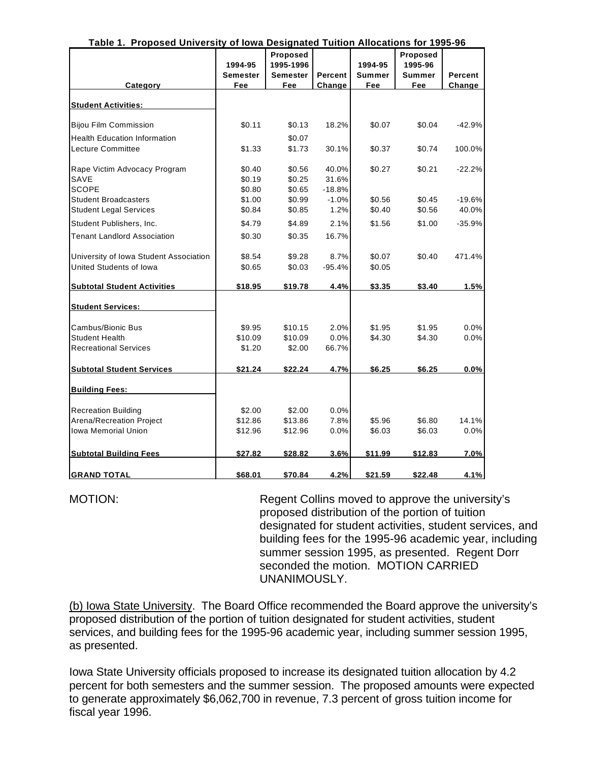**Table 1. Proposed University of Iowa Designated Tuition Allocations for 1995-96**

| Category | 1994-95 Semester Fee | Proposed 1995-1996 Semester Fee | Percent Change | 1994-95 Summer Fee | Proposed 1995-96 Summer Fee | Percent Change |
|---|---|---|---|---|---|---|
| **Student Activities:** | | | | | | |
| Bijou Film Commission | $0.11 | $0.13 | 18.2% | $0.07 | $0.04 | -42.9% |
| Health Education Information | | $0.07 | | | | |
| Lecture Committee | $1.33 | $1.73 | 30.1% | $0.37 | $0.74 | 100.0% |
| Rape Victim Advocacy Program | $0.40 | $0.56 | 40.0% | $0.27 | $0.21 | -22.2% |
| SAVE | $0.19 | $0.25 | 31.6% | | | |
| SCOPE | $0.80 | $0.65 | -18.8% | | | |
| Student Broadcasters | $1.00 | $0.99 | -1.0% | $0.56 | $0.45 | -19.6% |
| Student Legal Services | $0.84 | $0.85 | 1.2% | $0.40 | $0.56 | 40.0% |
| Student Publishers, Inc. | $4.79 | $4.89 | 2.1% | $1.56 | $1.00 | -35.9% |
| Tenant Landlord Association | $0.30 | $0.35 | 16.7% | | | |
| University of Iowa Student Association | $8.54 | $9.28 | 8.7% | $0.07 | $0.40 | 471.4% |
| United Students of Iowa | $0.65 | $0.03 | -95.4% | $0.05 | | |
| **Subtotal Student Activities** | **$18.95** | **$19.78** | **4.4%** | **$3.35** | **$3.40** | **1.5%** |
| **Student Services:** | | | | | | |
| Cambus/Bionic Bus | $9.95 | $10.15 | 2.0% | $1.95 | $1.95 | 0.0% |
| Student Health | $10.09 | $10.09 | 0.0% | $4.30 | $4.30 | 0.0% |
| Recreational Services | $1.20 | $2.00 | 66.7% | | | |
| **Subtotal Student Services** | **$21.24** | **$22.24** | **4.7%** | **$6.25** | **$6.25** | **0.0%** |
| **Building Fees:** | | | | | | |
| Recreation Building | $2.00 | $2.00 | 0.0% | | | |
| Arena/Recreation Project | $12.86 | $13.86 | 7.8% | $5.96 | $6.80 | 14.1% |
| Iowa Memorial Union | $12.96 | $12.96 | 0.0% | $6.03 | $6.03 | 0.0% |
| **Subtotal Building Fees** | **$27.82** | **$28.82** | **3.6%** | **$11.99** | **$12.83** | **7.0%** |
| **GRAND TOTAL** | **$68.01** | **$70.84** | **4.2%** | **$21.59** | **$22.48** | **4.1%** |

MOTION: Regent Collins moved to approve the university's proposed distribution of the portion of tuition designated for student activities, student services, and building fees for the 1995-96 academic year, including summer session 1995, as presented. Regent Dorr seconded the motion. MOTION CARRIED UNANIMOUSLY.

(b) Iowa State University. The Board Office recommended the Board approve the university's proposed distribution of the portion of tuition designated for student activities, student services, and building fees for the 1995-96 academic year, including summer session 1995, as presented.

Iowa State University officials proposed to increase its designated tuition allocation by 4.2 percent for both semesters and the summer session. The proposed amounts were expected to generate approximately $6,062,700 in revenue, 7.3 percent of gross tuition income for fiscal year 1996.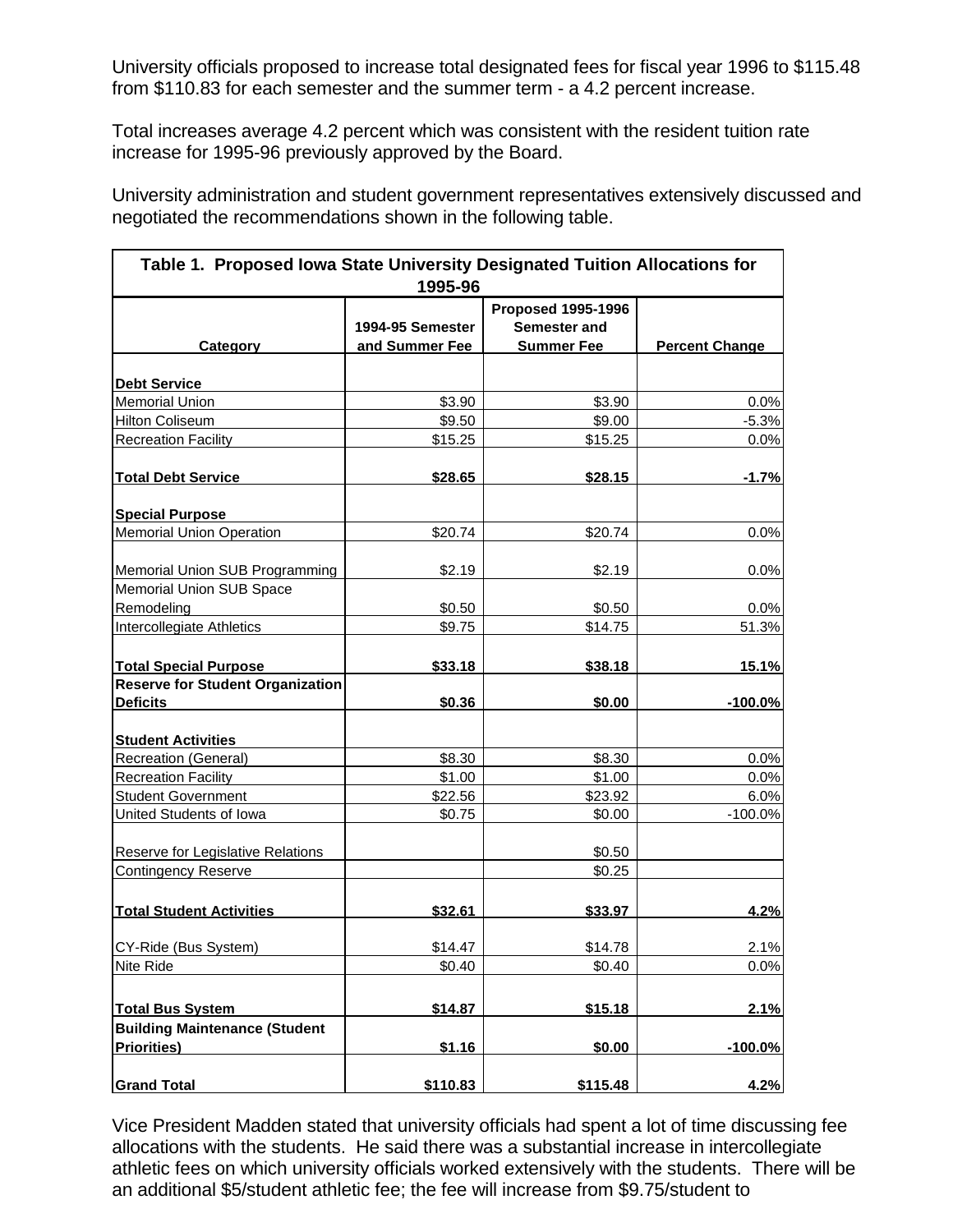University officials proposed to increase total designated fees for fiscal year 1996 to $115.48 from $110.83 for each semester and the summer term - a 4.2 percent increase.

Total increases average 4.2 percent which was consistent with the resident tuition rate increase for 1995-96 previously approved by the Board.

University administration and student government representatives extensively discussed and negotiated the recommendations shown in the following table.

**Table 1. Proposed Iowa State University Designated Tuition Allocations for 1995-96**

| Category | 1994-95 Semester and Summer Fee | Proposed 1995-1996 Semester and Summer Fee | Percent Change |
|---|---|---|---|
| **Debt Service** | | | |
| Memorial Union | $3.90 | $3.90 | 0.0% |
| Hilton Coliseum | $9.50 | $9.00 | -5.3% |
| Recreation Facility | $15.25 | $15.25 | 0.0% |
| **Total Debt Service** | **$28.65** | **$28.15** | **-1.7%** |
| **Special Purpose** | | | |
| Memorial Union Operation | $20.74 | $20.74 | 0.0% |
| Memorial Union SUB Programming | $2.19 | $2.19 | 0.0% |
| Memorial Union SUB Space Remodeling | $0.50 | $0.50 | 0.0% |
| Intercollegiate Athletics | $9.75 | $14.75 | 51.3% |
| **Total Special Purpose** | **$33.18** | **$38.18** | **15.1%** |
| **Reserve for Student Organization Deficits** | **$0.36** | **$0.00** | **-100.0%** |
| **Student Activities** | | | |
| Recreation (General) | $8.30 | $8.30 | 0.0% |
| Recreation Facility | $1.00 | $1.00 | 0.0% |
| Student Government | $22.56 | $23.92 | 6.0% |
| United Students of Iowa | $0.75 | $0.00 | -100.0% |
| Reserve for Legislative Relations | | $0.50 | |
| Contingency Reserve | | $0.25 | |
| **Total Student Activities** | **$32.61** | **$33.97** | **4.2%** |
| CY-Ride (Bus System) | $14.47 | $14.78 | 2.1% |
| Nite Ride | $0.40 | $0.40 | 0.0% |
| **Total Bus System** | **$14.87** | **$15.18** | **2.1%** |
| **Building Maintenance (Student Priorities)** | **$1.16** | **$0.00** | **-100.0%** |
| **Grand Total** | **$110.83** | **$115.48** | **4.2%** |

Vice President Madden stated that university officials had spent a lot of time discussing fee allocations with the students. He said there was a substantial increase in intercollegiate athletic fees on which university officials worked extensively with the students. There will be an additional $5/student athletic fee; the fee will increase from $9.75/student to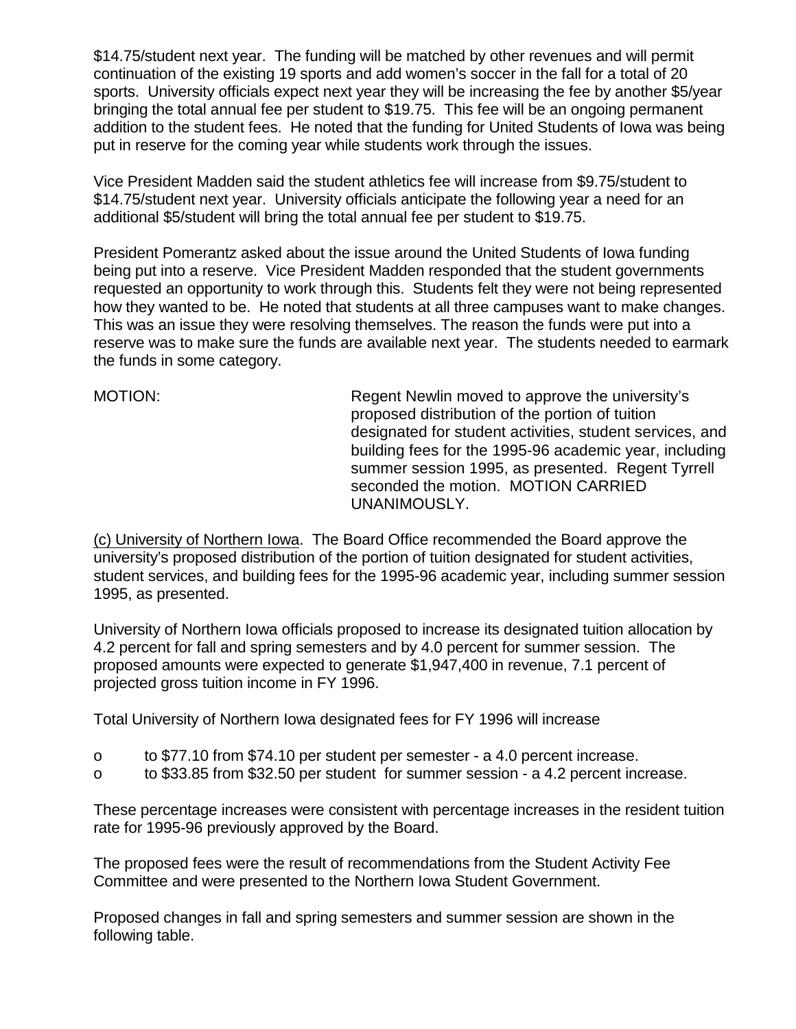$14.75/student next year. The funding will be matched by other revenues and will permit continuation of the existing 19 sports and add women's soccer in the fall for a total of 20 sports. University officials expect next year they will be increasing the fee by another $5/year bringing the total annual fee per student to $19.75. This fee will be an ongoing permanent addition to the student fees. He noted that the funding for United Students of Iowa was being put in reserve for the coming year while students work through the issues.

Vice President Madden said the student athletics fee will increase from $9.75/student to $14.75/student next year. University officials anticipate the following year a need for an additional $5/student will bring the total annual fee per student to $19.75.

President Pomerantz asked about the issue around the United Students of Iowa funding being put into a reserve. Vice President Madden responded that the student governments requested an opportunity to work through this. Students felt they were not being represented how they wanted to be. He noted that students at all three campuses want to make changes. This was an issue they were resolving themselves. The reason the funds were put into a reserve was to make sure the funds are available next year. The students needed to earmark the funds in some category.

MOTION: Regent Newlin moved to approve the university's proposed distribution of the portion of tuition designated for student activities, student services, and building fees for the 1995-96 academic year, including summer session 1995, as presented. Regent Tyrrell seconded the motion. MOTION CARRIED UNANIMOUSLY.

(c) University of Northern Iowa. The Board Office recommended the Board approve the university's proposed distribution of the portion of tuition designated for student activities, student services, and building fees for the 1995-96 academic year, including summer session 1995, as presented.

University of Northern Iowa officials proposed to increase its designated tuition allocation by 4.2 percent for fall and spring semesters and by 4.0 percent for summer session. The proposed amounts were expected to generate $1,947,400 in revenue, 7.1 percent of projected gross tuition income in FY 1996.

Total University of Northern Iowa designated fees for FY 1996 will increase

- to $77.10 from $74.10 per student per semester - a 4.0 percent increase.
- to $33.85 from $32.50 per student for summer session - a 4.2 percent increase.

These percentage increases were consistent with percentage increases in the resident tuition rate for 1995-96 previously approved by the Board.

The proposed fees were the result of recommendations from the Student Activity Fee Committee and were presented to the Northern Iowa Student Government.

Proposed changes in fall and spring semesters and summer session are shown in the following table.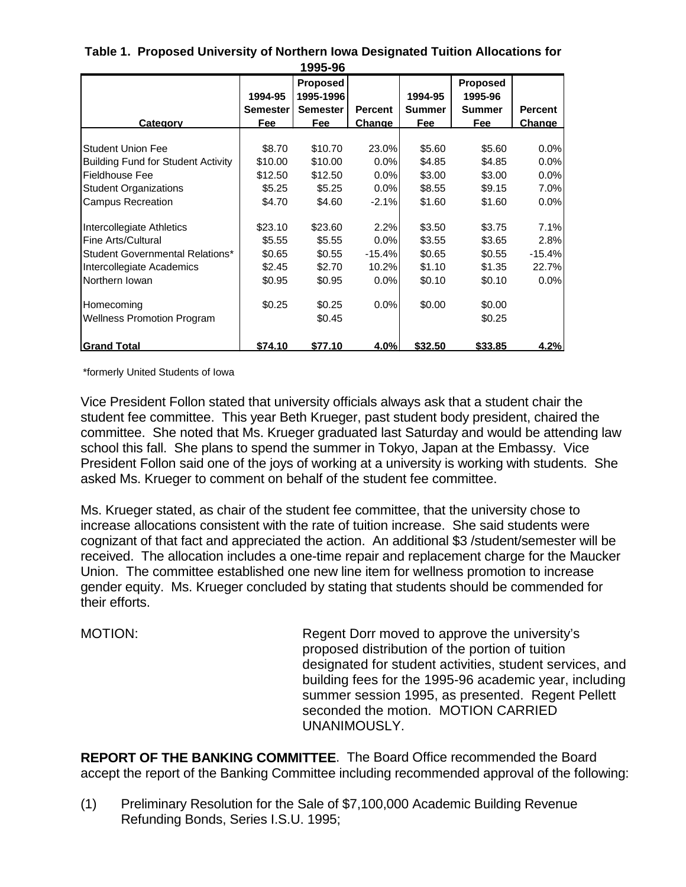**Table 1. Proposed University of Northern Iowa Designated Tuition Allocations for 1995-96**

| Category | 1994-95 Semester Fee | Proposed 1995-1996 Semester Fee | Percent Change | 1994-95 Summer Fee | Proposed 1995-96 Summer Fee | Percent Change |
|---|---|---|---|---|---|---|
| Student Union Fee | $8.70 | $10.70 | 23.0% | $5.60 | $5.60 | 0.0% |
| Building Fund for Student Activity | $10.00 | $10.00 | 0.0% | $4.85 | $4.85 | 0.0% |
| Fieldhouse Fee | $12.50 | $12.50 | 0.0% | $3.00 | $3.00 | 0.0% |
| Student Organizations | $5.25 | $5.25 | 0.0% | $8.55 | $9.15 | 7.0% |
| Campus Recreation | $4.70 | $4.60 | -2.1% | $1.60 | $1.60 | 0.0% |
| Intercollegiate Athletics | $23.10 | $23.60 | 2.2% | $3.50 | $3.75 | 7.1% |
| Fine Arts/Cultural | $5.55 | $5.55 | 0.0% | $3.55 | $3.65 | 2.8% |
| Student Governmental Relations* | $0.65 | $0.55 | -15.4% | $0.65 | $0.55 | -15.4% |
| Intercollegiate Academics | $2.45 | $2.70 | 10.2% | $1.10 | $1.35 | 22.7% |
| Northern Iowan | $0.95 | $0.95 | 0.0% | $0.10 | $0.10 | 0.0% |
| Homecoming | $0.25 | $0.25 | 0.0% | $0.00 | $0.00 | |
| Wellness Promotion Program | | $0.45 | | | $0.25 | |
| **Grand Total** | **$74.10** | **$77.10** | **4.0%** | **$32.50** | **$33.85** | **4.2%** |

*formerly United Students of Iowa

Vice President Follon stated that university officials always ask that a student chair the student fee committee. This year Beth Krueger, past student body president, chaired the committee. She noted that Ms. Krueger graduated last Saturday and would be attending law school this fall. She plans to spend the summer in Tokyo, Japan at the Embassy. Vice President Follon said one of the joys of working at a university is working with students. She asked Ms. Krueger to comment on behalf of the student fee committee.

Ms. Krueger stated, as chair of the student fee committee, that the university chose to increase allocations consistent with the rate of tuition increase. She said students were cognizant of that fact and appreciated the action. An additional $3 /student/semester will be received. The allocation includes a one-time repair and replacement charge for the Maucker Union. The committee established one new line item for wellness promotion to increase gender equity. Ms. Krueger concluded by stating that students should be commended for their efforts.

MOTION: Regent Dorr moved to approve the university's proposed distribution of the portion of tuition designated for student activities, student services, and building fees for the 1995-96 academic year, including summer session 1995, as presented. Regent Pellett seconded the motion. MOTION CARRIED UNANIMOUSLY.

**REPORT OF THE BANKING COMMITTEE**. The Board Office recommended the Board accept the report of the Banking Committee including recommended approval of the following:

(1) Preliminary Resolution for the Sale of $7,100,000 Academic Building Revenue Refunding Bonds, Series I.S.U. 1995;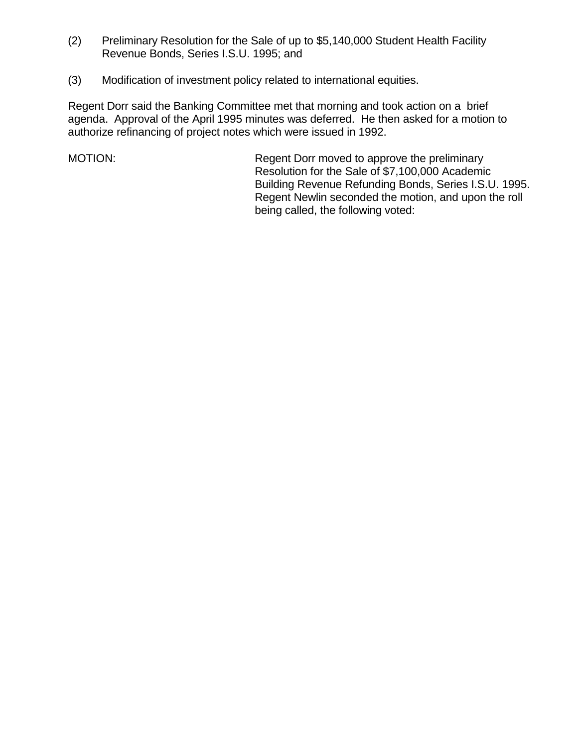(2) Preliminary Resolution for the Sale of up to $5,140,000 Student Health Facility Revenue Bonds, Series I.S.U. 1995; and

(3) Modification of investment policy related to international equities.

Regent Dorr said the Banking Committee met that morning and took action on a brief agenda. Approval of the April 1995 minutes was deferred. He then asked for a motion to authorize refinancing of project notes which were issued in 1992.

MOTION: Regent Dorr moved to approve the preliminary Resolution for the Sale of $7,100,000 Academic Building Revenue Refunding Bonds, Series I.S.U. 1995. Regent Newlin seconded the motion, and upon the roll being called, the following voted: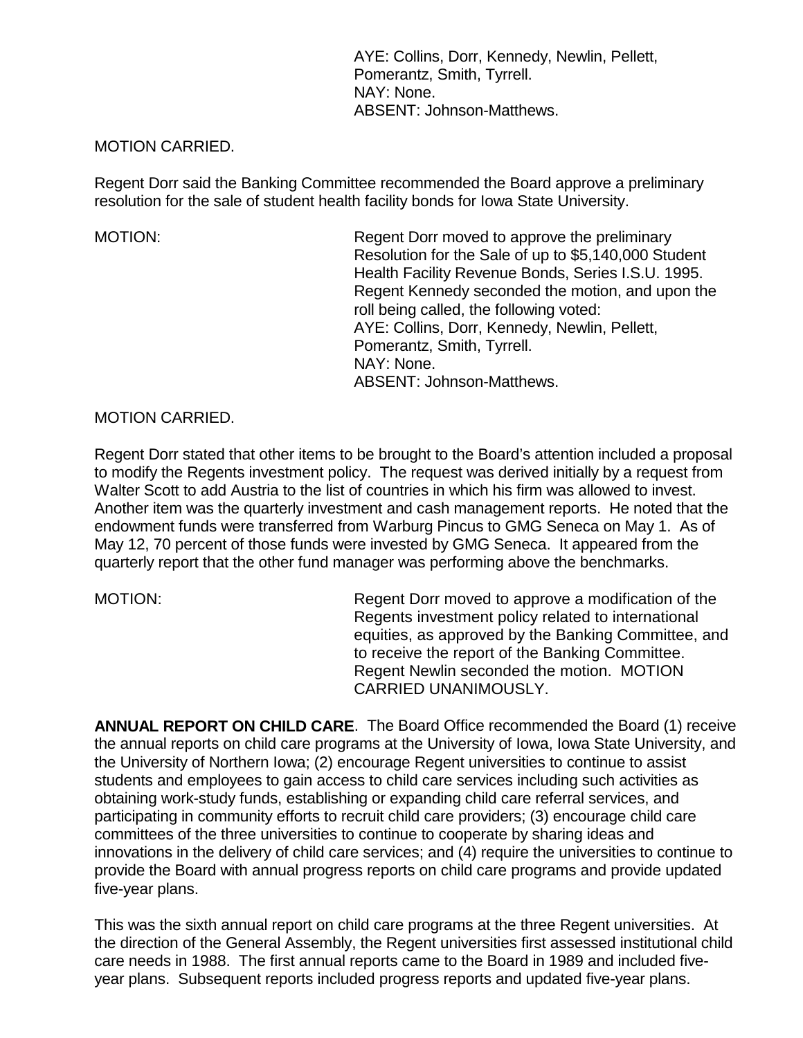AYE: Collins, Dorr, Kennedy, Newlin, Pellett, Pomerantz, Smith, Tyrrell.
NAY: None.
ABSENT: Johnson-Matthews.

MOTION CARRIED.

Regent Dorr said the Banking Committee recommended the Board approve a preliminary resolution for the sale of student health facility bonds for Iowa State University.

MOTION: Regent Dorr moved to approve the preliminary Resolution for the Sale of up to $5,140,000 Student Health Facility Revenue Bonds, Series I.S.U. 1995. Regent Kennedy seconded the motion, and upon the roll being called, the following voted:
AYE: Collins, Dorr, Kennedy, Newlin, Pellett, Pomerantz, Smith, Tyrrell.
NAY: None.
ABSENT: Johnson-Matthews.

MOTION CARRIED.

Regent Dorr stated that other items to be brought to the Board's attention included a proposal to modify the Regents investment policy. The request was derived initially by a request from Walter Scott to add Austria to the list of countries in which his firm was allowed to invest. Another item was the quarterly investment and cash management reports. He noted that the endowment funds were transferred from Warburg Pincus to GMG Seneca on May 1. As of May 12, 70 percent of those funds were invested by GMG Seneca. It appeared from the quarterly report that the other fund manager was performing above the benchmarks.

MOTION: Regent Dorr moved to approve a modification of the Regents investment policy related to international equities, as approved by the Banking Committee, and to receive the report of the Banking Committee. Regent Newlin seconded the motion. MOTION CARRIED UNANIMOUSLY.

**ANNUAL REPORT ON CHILD CARE**. The Board Office recommended the Board (1) receive the annual reports on child care programs at the University of Iowa, Iowa State University, and the University of Northern Iowa; (2) encourage Regent universities to continue to assist students and employees to gain access to child care services including such activities as obtaining work-study funds, establishing or expanding child care referral services, and participating in community efforts to recruit child care providers; (3) encourage child care committees of the three universities to continue to cooperate by sharing ideas and innovations in the delivery of child care services; and (4) require the universities to continue to provide the Board with annual progress reports on child care programs and provide updated five-year plans.

This was the sixth annual report on child care programs at the three Regent universities. At the direction of the General Assembly, the Regent universities first assessed institutional child care needs in 1988. The first annual reports came to the Board in 1989 and included five-year plans. Subsequent reports included progress reports and updated five-year plans.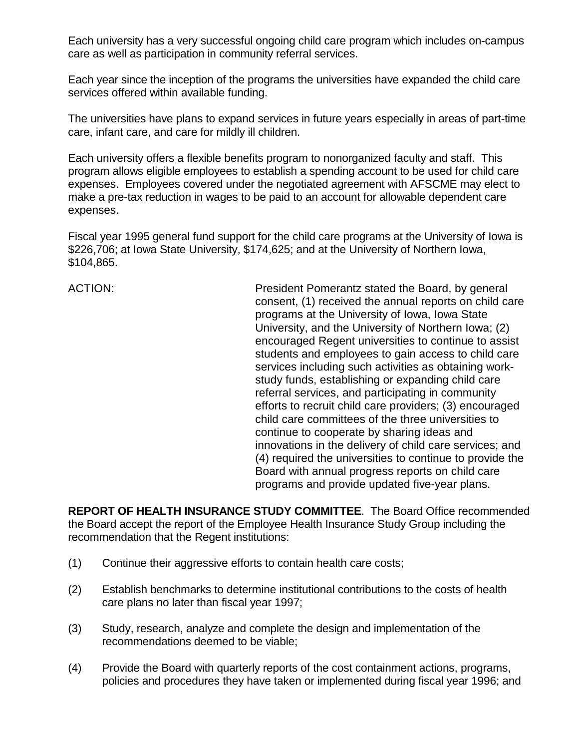Each university has a very successful ongoing child care program which includes on-campus care as well as participation in community referral services.

Each year since the inception of the programs the universities have expanded the child care services offered within available funding.

The universities have plans to expand services in future years especially in areas of part-time care, infant care, and care for mildly ill children.

Each university offers a flexible benefits program to nonorganized faculty and staff. This program allows eligible employees to establish a spending account to be used for child care expenses. Employees covered under the negotiated agreement with AFSCME may elect to make a pre-tax reduction in wages to be paid to an account for allowable dependent care expenses.

Fiscal year 1995 general fund support for the child care programs at the University of Iowa is $226,706; at Iowa State University, $174,625; and at the University of Northern Iowa, $104,865.

ACTION: President Pomerantz stated the Board, by general consent, (1) received the annual reports on child care programs at the University of Iowa, Iowa State University, and the University of Northern Iowa; (2) encouraged Regent universities to continue to assist students and employees to gain access to child care services including such activities as obtaining work-study funds, establishing or expanding child care referral services, and participating in community efforts to recruit child care providers; (3) encouraged child care committees of the three universities to continue to cooperate by sharing ideas and innovations in the delivery of child care services; and (4) required the universities to continue to provide the Board with annual progress reports on child care programs and provide updated five-year plans.

**REPORT OF HEALTH INSURANCE STUDY COMMITTEE**. The Board Office recommended the Board accept the report of the Employee Health Insurance Study Group including the recommendation that the Regent institutions:

(1) Continue their aggressive efforts to contain health care costs;

(2) Establish benchmarks to determine institutional contributions to the costs of health care plans no later than fiscal year 1997;

(3) Study, research, analyze and complete the design and implementation of the recommendations deemed to be viable;

(4) Provide the Board with quarterly reports of the cost containment actions, programs, policies and procedures they have taken or implemented during fiscal year 1996; and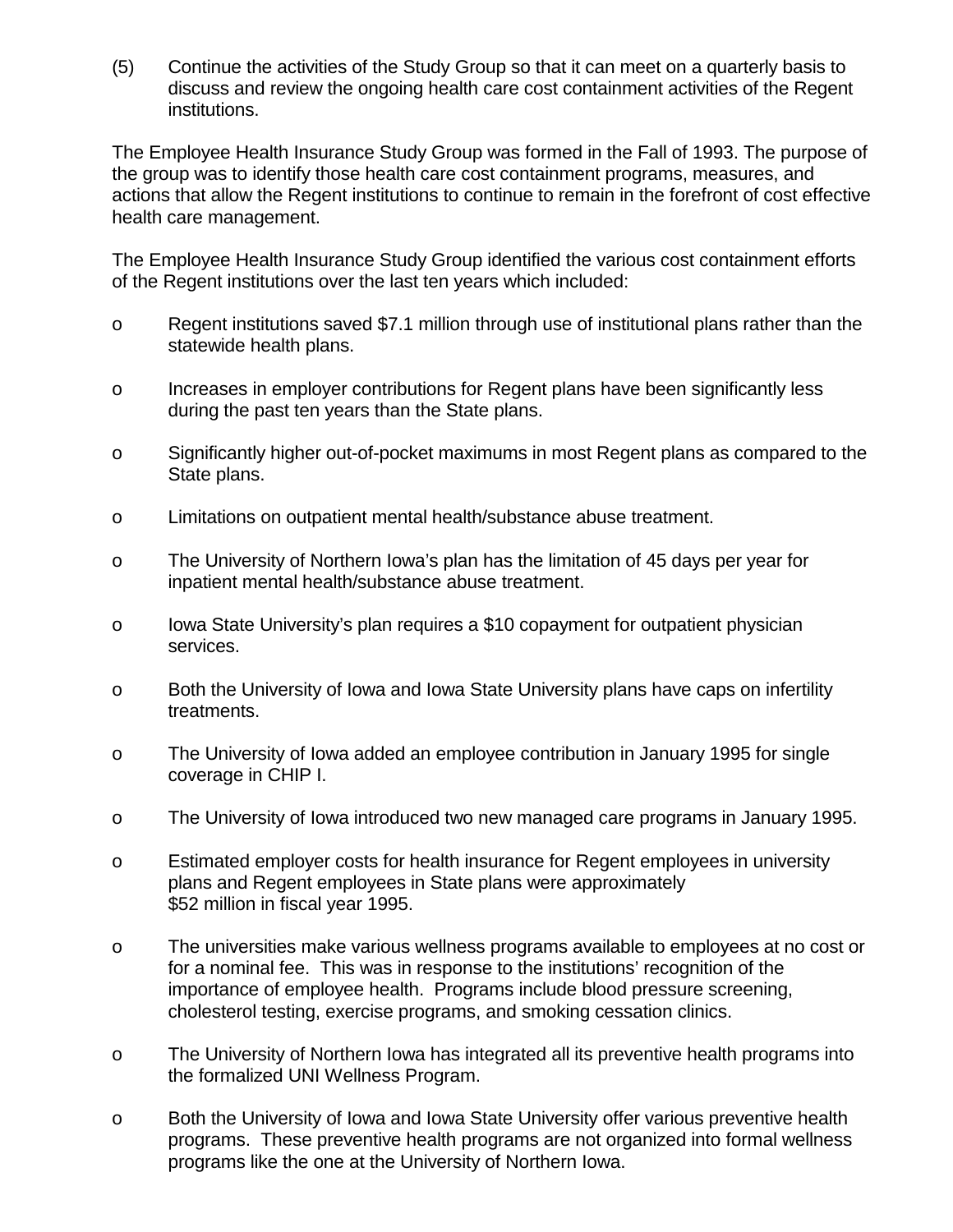(5) Continue the activities of the Study Group so that it can meet on a quarterly basis to discuss and review the ongoing health care cost containment activities of the Regent institutions.

The Employee Health Insurance Study Group was formed in the Fall of 1993. The purpose of the group was to identify those health care cost containment programs, measures, and actions that allow the Regent institutions to continue to remain in the forefront of cost effective health care management.

The Employee Health Insurance Study Group identified the various cost containment efforts of the Regent institutions over the last ten years which included:

- Regent institutions saved $7.1 million through use of institutional plans rather than the statewide health plans.
- Increases in employer contributions for Regent plans have been significantly less during the past ten years than the State plans.
- Significantly higher out-of-pocket maximums in most Regent plans as compared to the State plans.
- Limitations on outpatient mental health/substance abuse treatment.
- The University of Northern Iowa's plan has the limitation of 45 days per year for inpatient mental health/substance abuse treatment.
- Iowa State University's plan requires a $10 copayment for outpatient physician services.
- Both the University of Iowa and Iowa State University plans have caps on infertility treatments.
- The University of Iowa added an employee contribution in January 1995 for single coverage in CHIP I.
- The University of Iowa introduced two new managed care programs in January 1995.
- Estimated employer costs for health insurance for Regent employees in university plans and Regent employees in State plans were approximately $52 million in fiscal year 1995.
- The universities make various wellness programs available to employees at no cost or for a nominal fee. This was in response to the institutions' recognition of the importance of employee health. Programs include blood pressure screening, cholesterol testing, exercise programs, and smoking cessation clinics.
- The University of Northern Iowa has integrated all its preventive health programs into the formalized UNI Wellness Program.
- Both the University of Iowa and Iowa State University offer various preventive health programs. These preventive health programs are not organized into formal wellness programs like the one at the University of Northern Iowa.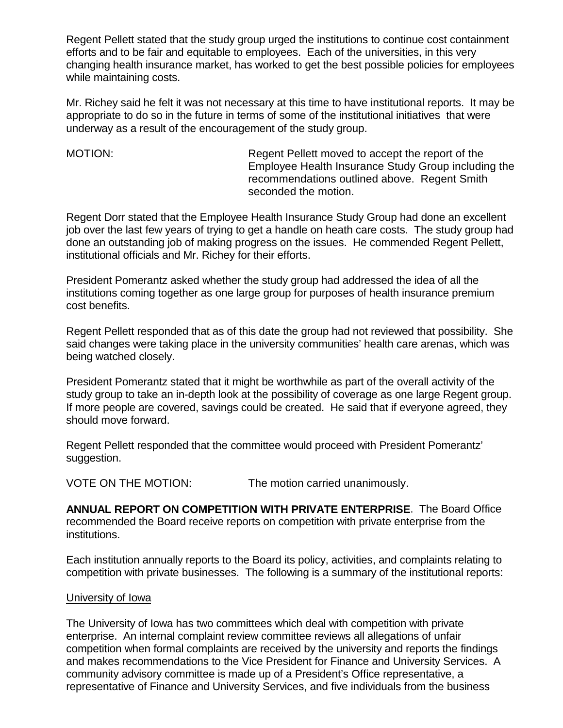Regent Pellett stated that the study group urged the institutions to continue cost containment efforts and to be fair and equitable to employees. Each of the universities, in this very changing health insurance market, has worked to get the best possible policies for employees while maintaining costs.

Mr. Richey said he felt it was not necessary at this time to have institutional reports. It may be appropriate to do so in the future in terms of some of the institutional initiatives that were underway as a result of the encouragement of the study group.

MOTION: Regent Pellett moved to accept the report of the Employee Health Insurance Study Group including the recommendations outlined above. Regent Smith seconded the motion.

Regent Dorr stated that the Employee Health Insurance Study Group had done an excellent job over the last few years of trying to get a handle on heath care costs. The study group had done an outstanding job of making progress on the issues. He commended Regent Pellett, institutional officials and Mr. Richey for their efforts.

President Pomerantz asked whether the study group had addressed the idea of all the institutions coming together as one large group for purposes of health insurance premium cost benefits.

Regent Pellett responded that as of this date the group had not reviewed that possibility. She said changes were taking place in the university communities' health care arenas, which was being watched closely.

President Pomerantz stated that it might be worthwhile as part of the overall activity of the study group to take an in-depth look at the possibility of coverage as one large Regent group. If more people are covered, savings could be created. He said that if everyone agreed, they should move forward.

Regent Pellett responded that the committee would proceed with President Pomerantz' suggestion.

VOTE ON THE MOTION: The motion carried unanimously.

**ANNUAL REPORT ON COMPETITION WITH PRIVATE ENTERPRISE**. The Board Office recommended the Board receive reports on competition with private enterprise from the institutions.

Each institution annually reports to the Board its policy, activities, and complaints relating to competition with private businesses. The following is a summary of the institutional reports:

University of Iowa

The University of Iowa has two committees which deal with competition with private enterprise. An internal complaint review committee reviews all allegations of unfair competition when formal complaints are received by the university and reports the findings and makes recommendations to the Vice President for Finance and University Services. A community advisory committee is made up of a President's Office representative, a representative of Finance and University Services, and five individuals from the business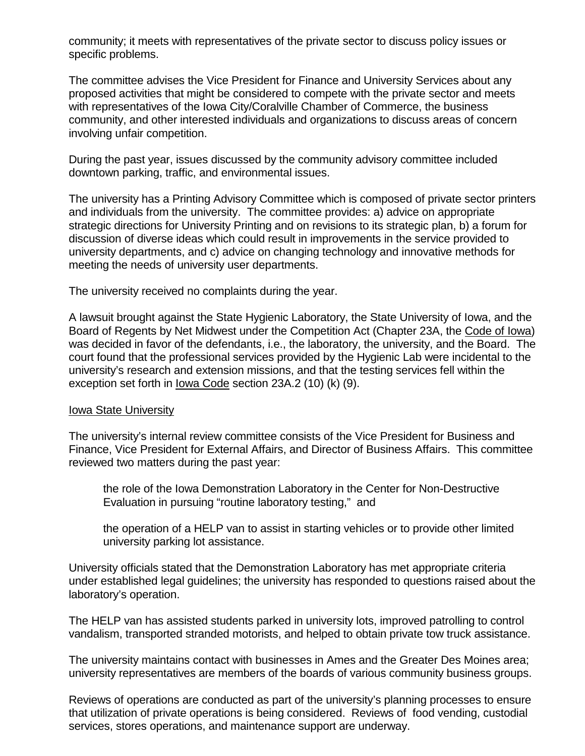community; it meets with representatives of the private sector to discuss policy issues or specific problems.

The committee advises the Vice President for Finance and University Services about any proposed activities that might be considered to compete with the private sector and meets with representatives of the Iowa City/Coralville Chamber of Commerce, the business community, and other interested individuals and organizations to discuss areas of concern involving unfair competition.

During the past year, issues discussed by the community advisory committee included downtown parking, traffic, and environmental issues.

The university has a Printing Advisory Committee which is composed of private sector printers and individuals from the university. The committee provides: a) advice on appropriate strategic directions for University Printing and on revisions to its strategic plan, b) a forum for discussion of diverse ideas which could result in improvements in the service provided to university departments, and c) advice on changing technology and innovative methods for meeting the needs of university user departments.

The university received no complaints during the year.

A lawsuit brought against the State Hygienic Laboratory, the State University of Iowa, and the Board of Regents by Net Midwest under the Competition Act (Chapter 23A, the Code of Iowa) was decided in favor of the defendants, i.e., the laboratory, the university, and the Board. The court found that the professional services provided by the Hygienic Lab were incidental to the university's research and extension missions, and that the testing services fell within the exception set forth in Iowa Code section 23A.2 (10) (k) (9).

Iowa State University

The university's internal review committee consists of the Vice President for Business and Finance, Vice President for External Affairs, and Director of Business Affairs. This committee reviewed two matters during the past year:

> the role of the Iowa Demonstration Laboratory in the Center for Non-Destructive Evaluation in pursuing "routine laboratory testing," and
>
> the operation of a HELP van to assist in starting vehicles or to provide other limited university parking lot assistance.

University officials stated that the Demonstration Laboratory has met appropriate criteria under established legal guidelines; the university has responded to questions raised about the laboratory's operation.

The HELP van has assisted students parked in university lots, improved patrolling to control vandalism, transported stranded motorists, and helped to obtain private tow truck assistance.

The university maintains contact with businesses in Ames and the Greater Des Moines area; university representatives are members of the boards of various community business groups.

Reviews of operations are conducted as part of the university's planning processes to ensure that utilization of private operations is being considered. Reviews of food vending, custodial services, stores operations, and maintenance support are underway.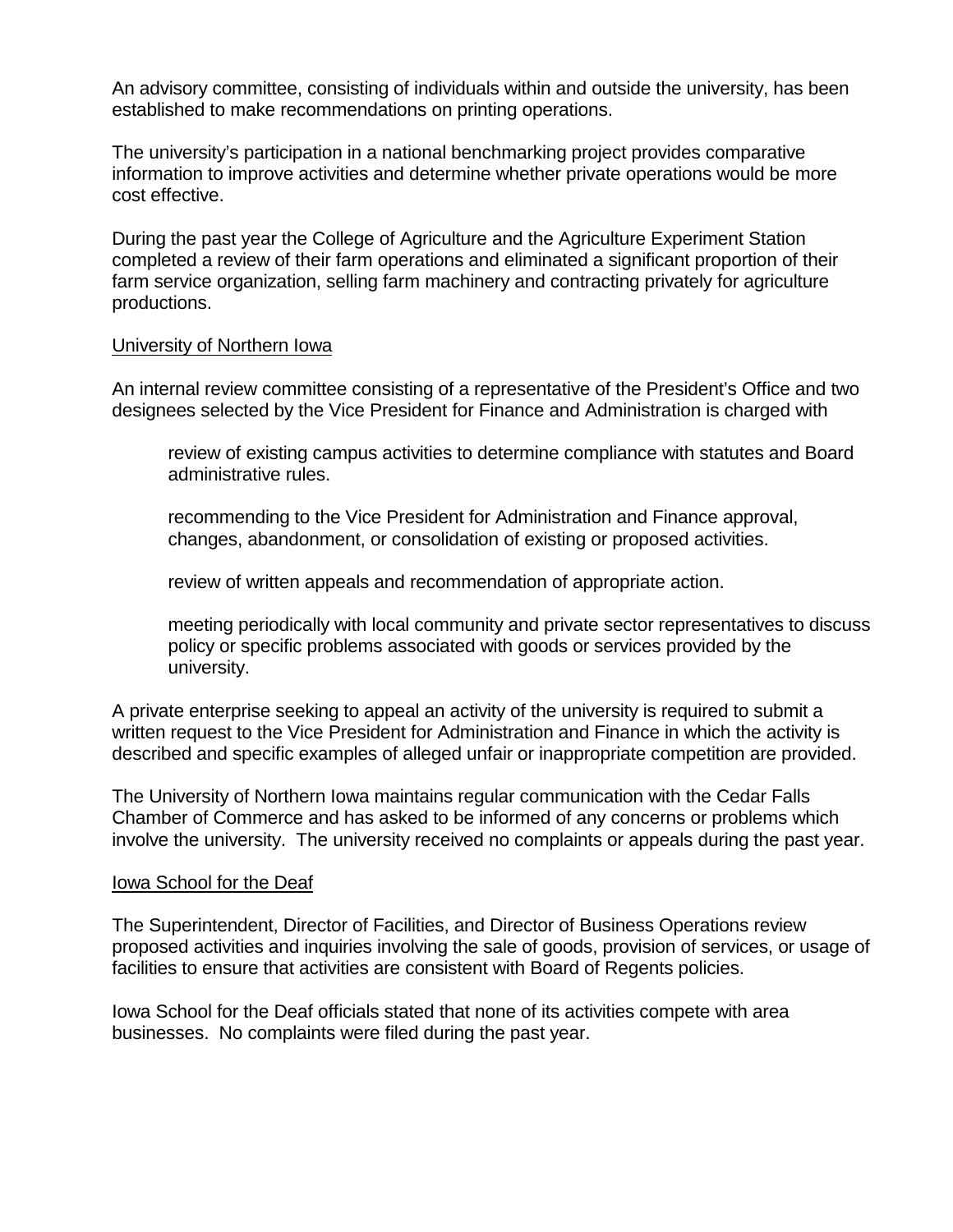An advisory committee, consisting of individuals within and outside the university, has been established to make recommendations on printing operations.

The university's participation in a national benchmarking project provides comparative information to improve activities and determine whether private operations would be more cost effective.

During the past year the College of Agriculture and the Agriculture Experiment Station completed a review of their farm operations and eliminated a significant proportion of their farm service organization, selling farm machinery and contracting privately for agriculture productions.

University of Northern Iowa

An internal review committee consisting of a representative of the President's Office and two designees selected by the Vice President for Finance and Administration is charged with

> review of existing campus activities to determine compliance with statutes and Board administrative rules.
>
> recommending to the Vice President for Administration and Finance approval, changes, abandonment, or consolidation of existing or proposed activities.
>
> review of written appeals and recommendation of appropriate action.
>
> meeting periodically with local community and private sector representatives to discuss policy or specific problems associated with goods or services provided by the university.

A private enterprise seeking to appeal an activity of the university is required to submit a written request to the Vice President for Administration and Finance in which the activity is described and specific examples of alleged unfair or inappropriate competition are provided.

The University of Northern Iowa maintains regular communication with the Cedar Falls Chamber of Commerce and has asked to be informed of any concerns or problems which involve the university. The university received no complaints or appeals during the past year.

Iowa School for the Deaf

The Superintendent, Director of Facilities, and Director of Business Operations review proposed activities and inquiries involving the sale of goods, provision of services, or usage of facilities to ensure that activities are consistent with Board of Regents policies.

Iowa School for the Deaf officials stated that none of its activities compete with area businesses. No complaints were filed during the past year.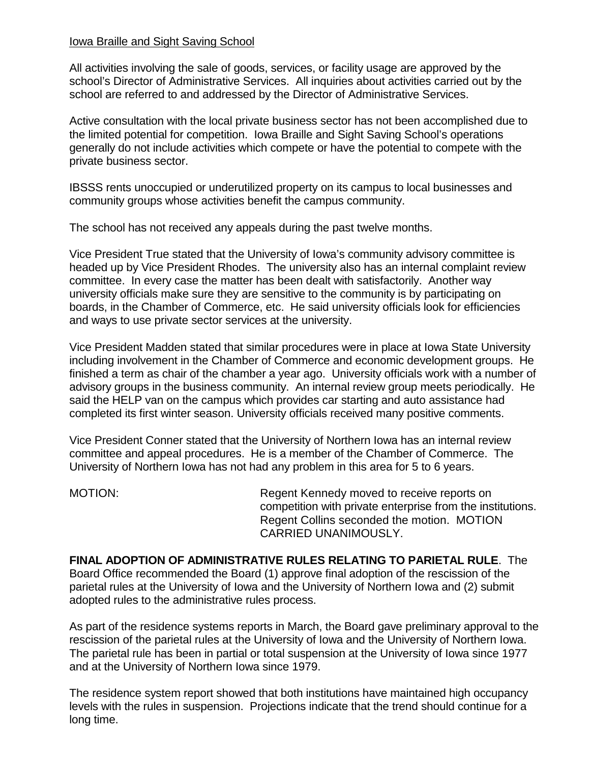Iowa Braille and Sight Saving School

All activities involving the sale of goods, services, or facility usage are approved by the school's Director of Administrative Services. All inquiries about activities carried out by the school are referred to and addressed by the Director of Administrative Services.

Active consultation with the local private business sector has not been accomplished due to the limited potential for competition. Iowa Braille and Sight Saving School's operations generally do not include activities which compete or have the potential to compete with the private business sector.

IBSSS rents unoccupied or underutilized property on its campus to local businesses and community groups whose activities benefit the campus community.

The school has not received any appeals during the past twelve months.

Vice President True stated that the University of Iowa's community advisory committee is headed up by Vice President Rhodes. The university also has an internal complaint review committee. In every case the matter has been dealt with satisfactorily. Another way university officials make sure they are sensitive to the community is by participating on boards, in the Chamber of Commerce, etc. He said university officials look for efficiencies and ways to use private sector services at the university.

Vice President Madden stated that similar procedures were in place at Iowa State University including involvement in the Chamber of Commerce and economic development groups. He finished a term as chair of the chamber a year ago. University officials work with a number of advisory groups in the business community. An internal review group meets periodically. He said the HELP van on the campus which provides car starting and auto assistance had completed its first winter season. University officials received many positive comments.

Vice President Conner stated that the University of Northern Iowa has an internal review committee and appeal procedures. He is a member of the Chamber of Commerce. The University of Northern Iowa has not had any problem in this area for 5 to 6 years.

MOTION: Regent Kennedy moved to receive reports on competition with private enterprise from the institutions. Regent Collins seconded the motion. MOTION CARRIED UNANIMOUSLY.

**FINAL ADOPTION OF ADMINISTRATIVE RULES RELATING TO PARIETAL RULE**. The Board Office recommended the Board (1) approve final adoption of the rescission of the parietal rules at the University of Iowa and the University of Northern Iowa and (2) submit adopted rules to the administrative rules process.

As part of the residence systems reports in March, the Board gave preliminary approval to the rescission of the parietal rules at the University of Iowa and the University of Northern Iowa. The parietal rule has been in partial or total suspension at the University of Iowa since 1977 and at the University of Northern Iowa since 1979.

The residence system report showed that both institutions have maintained high occupancy levels with the rules in suspension. Projections indicate that the trend should continue for a long time.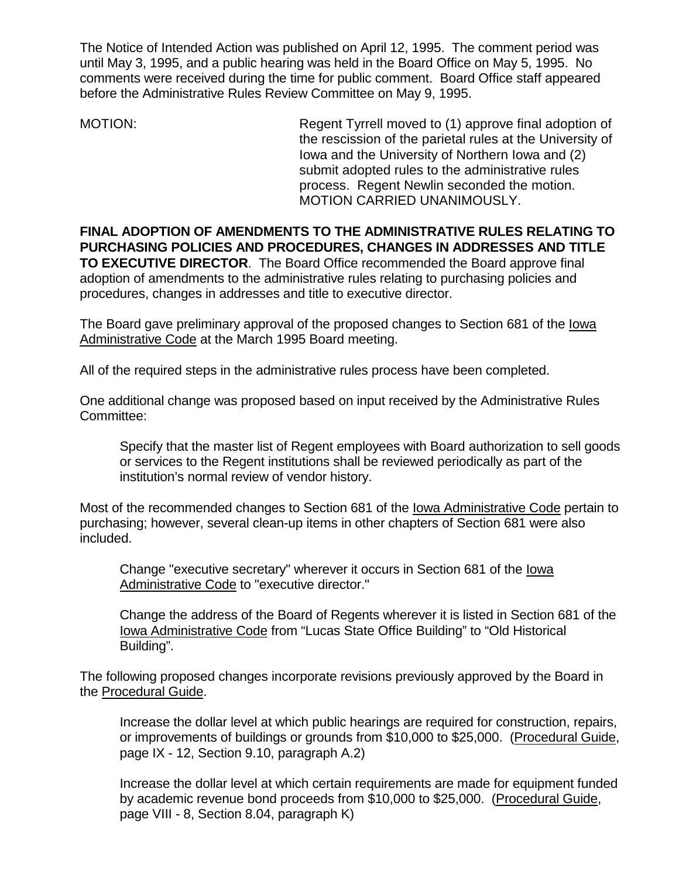The Notice of Intended Action was published on April 12, 1995. The comment period was until May 3, 1995, and a public hearing was held in the Board Office on May 5, 1995. No comments were received during the time for public comment. Board Office staff appeared before the Administrative Rules Review Committee on May 9, 1995.

MOTION: Regent Tyrrell moved to (1) approve final adoption of the rescission of the parietal rules at the University of Iowa and the University of Northern Iowa and (2) submit adopted rules to the administrative rules process. Regent Newlin seconded the motion. MOTION CARRIED UNANIMOUSLY.

**FINAL ADOPTION OF AMENDMENTS TO THE ADMINISTRATIVE RULES RELATING TO PURCHASING POLICIES AND PROCEDURES, CHANGES IN ADDRESSES AND TITLE TO EXECUTIVE DIRECTOR**. The Board Office recommended the Board approve final adoption of amendments to the administrative rules relating to purchasing policies and procedures, changes in addresses and title to executive director.

The Board gave preliminary approval of the proposed changes to Section 681 of the Iowa Administrative Code at the March 1995 Board meeting.

All of the required steps in the administrative rules process have been completed.

One additional change was proposed based on input received by the Administrative Rules Committee:

> Specify that the master list of Regent employees with Board authorization to sell goods or services to the Regent institutions shall be reviewed periodically as part of the institution's normal review of vendor history.

Most of the recommended changes to Section 681 of the Iowa Administrative Code pertain to purchasing; however, several clean-up items in other chapters of Section 681 were also included.

> Change "executive secretary" wherever it occurs in Section 681 of the Iowa Administrative Code to "executive director."
>
> Change the address of the Board of Regents wherever it is listed in Section 681 of the Iowa Administrative Code from "Lucas State Office Building" to "Old Historical Building".

The following proposed changes incorporate revisions previously approved by the Board in the Procedural Guide.

> Increase the dollar level at which public hearings are required for construction, repairs, or improvements of buildings or grounds from $10,000 to $25,000. (Procedural Guide, page IX - 12, Section 9.10, paragraph A.2)
>
> Increase the dollar level at which certain requirements are made for equipment funded by academic revenue bond proceeds from $10,000 to $25,000. (Procedural Guide, page VIII - 8, Section 8.04, paragraph K)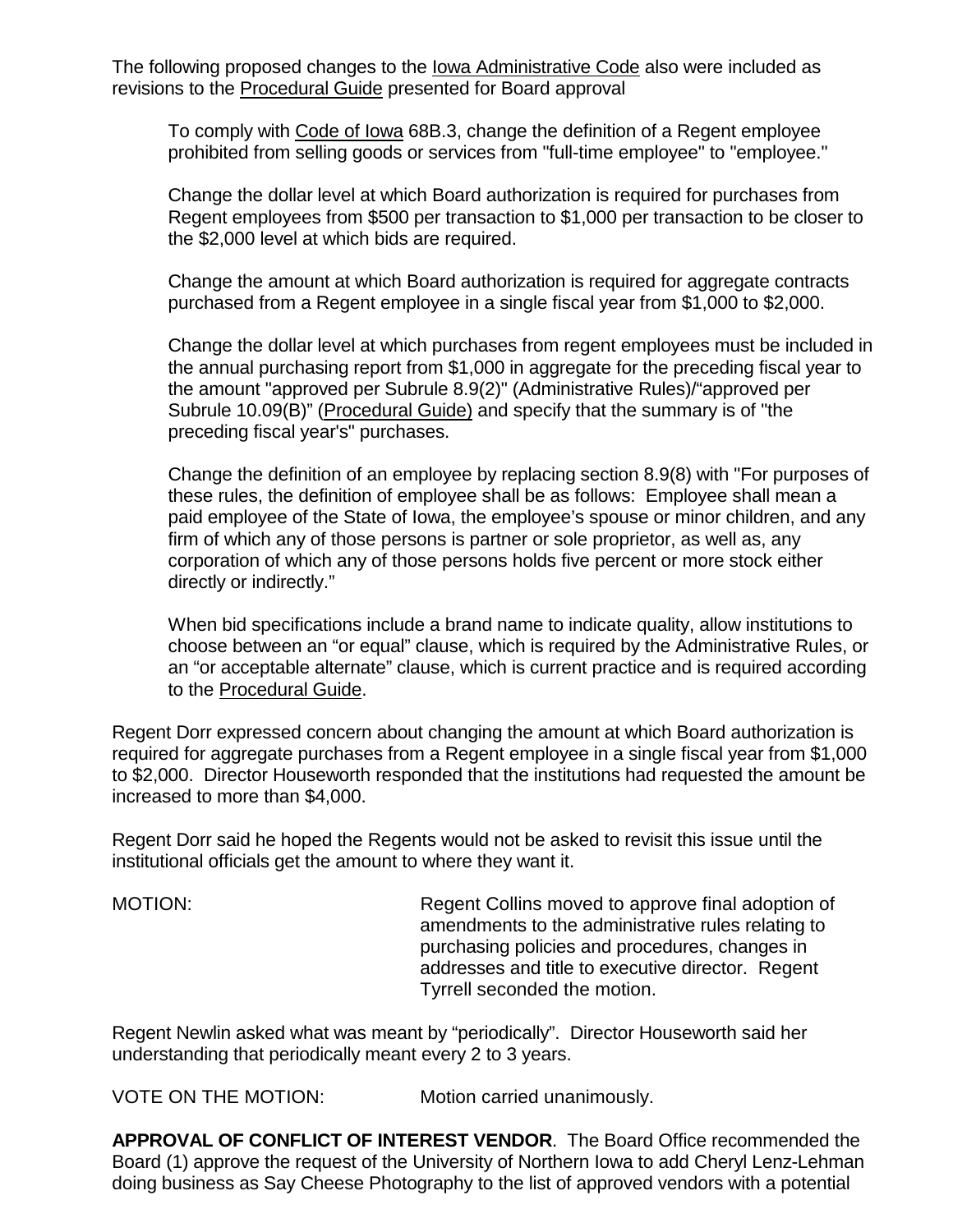The following proposed changes to the Iowa Administrative Code also were included as revisions to the Procedural Guide presented for Board approval

> To comply with Code of Iowa 68B.3, change the definition of a Regent employee prohibited from selling goods or services from "full-time employee" to "employee."
>
> Change the dollar level at which Board authorization is required for purchases from Regent employees from $500 per transaction to $1,000 per transaction to be closer to the $2,000 level at which bids are required.
>
> Change the amount at which Board authorization is required for aggregate contracts purchased from a Regent employee in a single fiscal year from $1,000 to $2,000.
>
> Change the dollar level at which purchases from regent employees must be included in the annual purchasing report from $1,000 in aggregate for the preceding fiscal year to the amount "approved per Subrule 8.9(2)" (Administrative Rules)/"approved per Subrule 10.09(B)" (Procedural Guide) and specify that the summary is of "the preceding fiscal year's" purchases.
>
> Change the definition of an employee by replacing section 8.9(8) with "For purposes of these rules, the definition of employee shall be as follows: Employee shall mean a paid employee of the State of Iowa, the employee's spouse or minor children, and any firm of which any of those persons is partner or sole proprietor, as well as, any corporation of which any of those persons holds five percent or more stock either directly or indirectly."
>
> When bid specifications include a brand name to indicate quality, allow institutions to choose between an "or equal" clause, which is required by the Administrative Rules, or an "or acceptable alternate" clause, which is current practice and is required according to the Procedural Guide.

Regent Dorr expressed concern about changing the amount at which Board authorization is required for aggregate purchases from a Regent employee in a single fiscal year from $1,000 to $2,000. Director Houseworth responded that the institutions had requested the amount be increased to more than $4,000.

Regent Dorr said he hoped the Regents would not be asked to revisit this issue until the institutional officials get the amount to where they want it.

MOTION: Regent Collins moved to approve final adoption of amendments to the administrative rules relating to purchasing policies and procedures, changes in addresses and title to executive director. Regent Tyrrell seconded the motion.

Regent Newlin asked what was meant by "periodically". Director Houseworth said her understanding that periodically meant every 2 to 3 years.

VOTE ON THE MOTION: Motion carried unanimously.

**APPROVAL OF CONFLICT OF INTEREST VENDOR**. The Board Office recommended the Board (1) approve the request of the University of Northern Iowa to add Cheryl Lenz-Lehman doing business as Say Cheese Photography to the list of approved vendors with a potential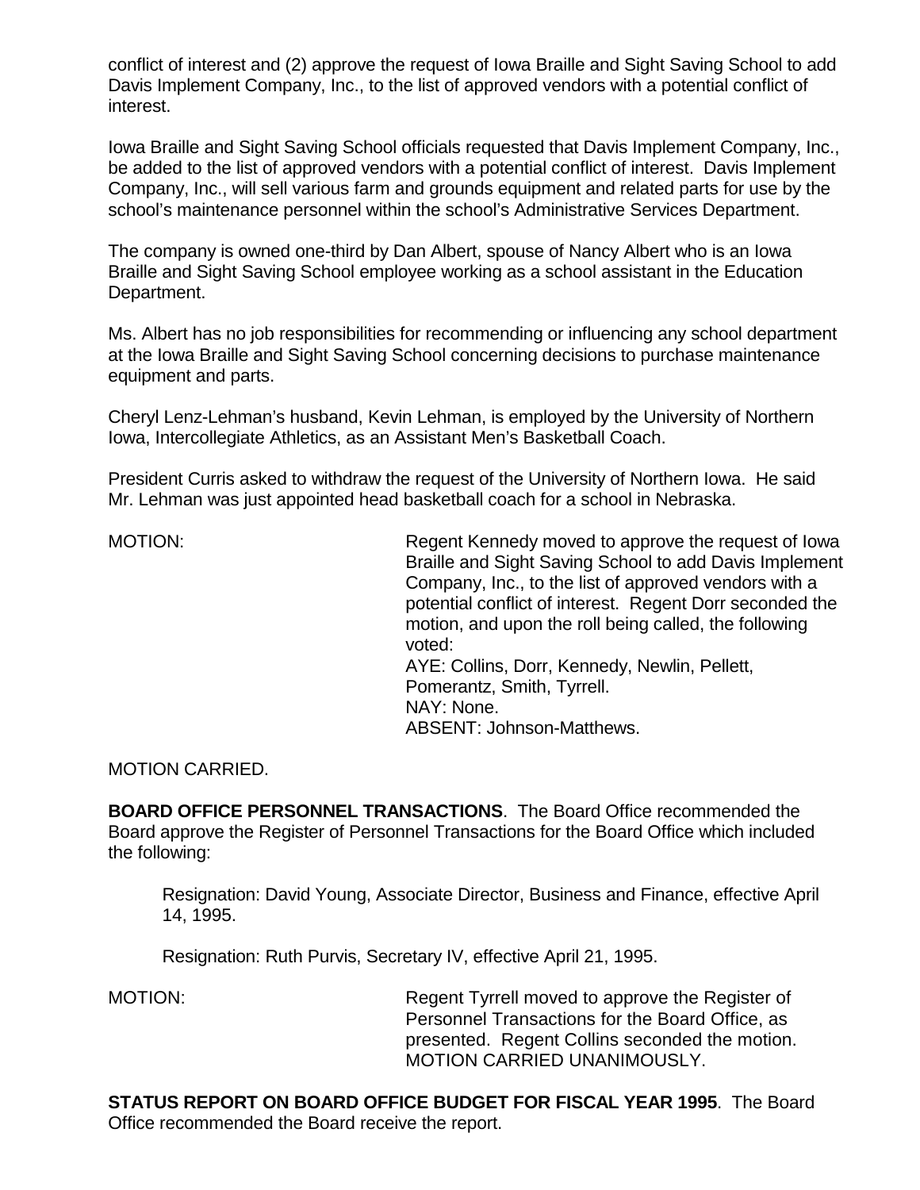conflict of interest and (2) approve the request of Iowa Braille and Sight Saving School to add Davis Implement Company, Inc., to the list of approved vendors with a potential conflict of interest.

Iowa Braille and Sight Saving School officials requested that Davis Implement Company, Inc., be added to the list of approved vendors with a potential conflict of interest. Davis Implement Company, Inc., will sell various farm and grounds equipment and related parts for use by the school's maintenance personnel within the school's Administrative Services Department.

The company is owned one-third by Dan Albert, spouse of Nancy Albert who is an Iowa Braille and Sight Saving School employee working as a school assistant in the Education Department.

Ms. Albert has no job responsibilities for recommending or influencing any school department at the Iowa Braille and Sight Saving School concerning decisions to purchase maintenance equipment and parts.

Cheryl Lenz-Lehman's husband, Kevin Lehman, is employed by the University of Northern Iowa, Intercollegiate Athletics, as an Assistant Men's Basketball Coach.

President Curris asked to withdraw the request of the University of Northern Iowa. He said Mr. Lehman was just appointed head basketball coach for a school in Nebraska.

MOTION: Regent Kennedy moved to approve the request of Iowa Braille and Sight Saving School to add Davis Implement Company, Inc., to the list of approved vendors with a potential conflict of interest. Regent Dorr seconded the motion, and upon the roll being called, the following voted:
AYE: Collins, Dorr, Kennedy, Newlin, Pellett, Pomerantz, Smith, Tyrrell.
NAY: None.
ABSENT: Johnson-Matthews.

MOTION CARRIED.

**BOARD OFFICE PERSONNEL TRANSACTIONS**. The Board Office recommended the Board approve the Register of Personnel Transactions for the Board Office which included the following:

Resignation: David Young, Associate Director, Business and Finance, effective April 14, 1995.

Resignation: Ruth Purvis, Secretary IV, effective April 21, 1995.

MOTION: Regent Tyrrell moved to approve the Register of Personnel Transactions for the Board Office, as presented. Regent Collins seconded the motion. MOTION CARRIED UNANIMOUSLY.

**STATUS REPORT ON BOARD OFFICE BUDGET FOR FISCAL YEAR 1995**. The Board Office recommended the Board receive the report.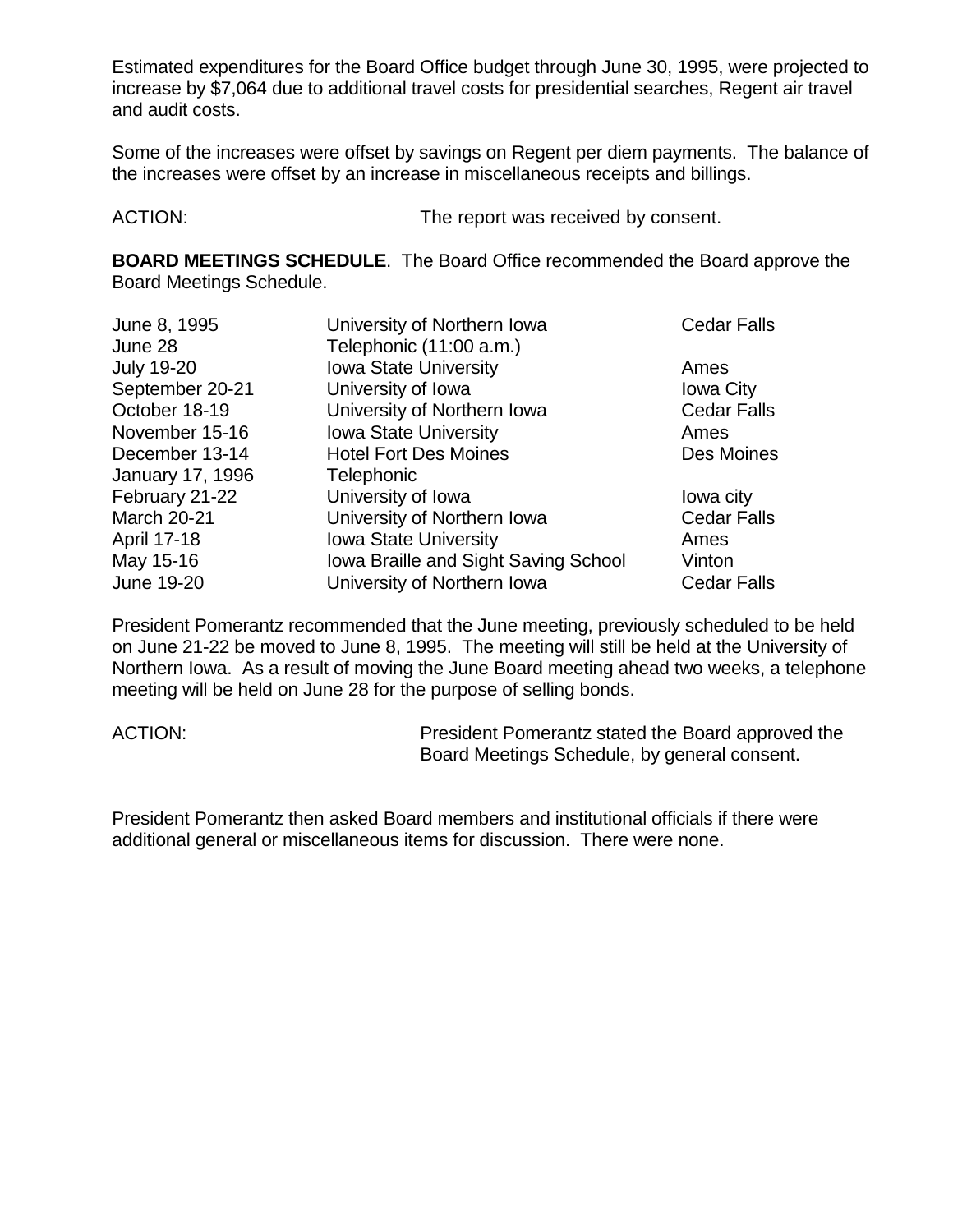Estimated expenditures for the Board Office budget through June 30, 1995, were projected to increase by $7,064 due to additional travel costs for presidential searches, Regent air travel and audit costs.

Some of the increases were offset by savings on Regent per diem payments. The balance of the increases were offset by an increase in miscellaneous receipts and billings.

ACTION: The report was received by consent.

**BOARD MEETINGS SCHEDULE**. The Board Office recommended the Board approve the Board Meetings Schedule.

| | | |
|---|---|---|
| June 8, 1995 | University of Northern Iowa | Cedar Falls |
| June 28 | Telephonic (11:00 a.m.) | |
| July 19-20 | Iowa State University | Ames |
| September 20-21 | University of Iowa | Iowa City |
| October 18-19 | University of Northern Iowa | Cedar Falls |
| November 15-16 | Iowa State University | Ames |
| December 13-14 | Hotel Fort Des Moines | Des Moines |
| January 17, 1996 | Telephonic | |
| February 21-22 | University of Iowa | Iowa city |
| March 20-21 | University of Northern Iowa | Cedar Falls |
| April 17-18 | Iowa State University | Ames |
| May 15-16 | Iowa Braille and Sight Saving School | Vinton |
| June 19-20 | University of Northern Iowa | Cedar Falls |

President Pomerantz recommended that the June meeting, previously scheduled to be held on June 21-22 be moved to June 8, 1995. The meeting will still be held at the University of Northern Iowa. As a result of moving the June Board meeting ahead two weeks, a telephone meeting will be held on June 28 for the purpose of selling bonds.

ACTION: President Pomerantz stated the Board approved the Board Meetings Schedule, by general consent.

President Pomerantz then asked Board members and institutional officials if there were additional general or miscellaneous items for discussion. There were none.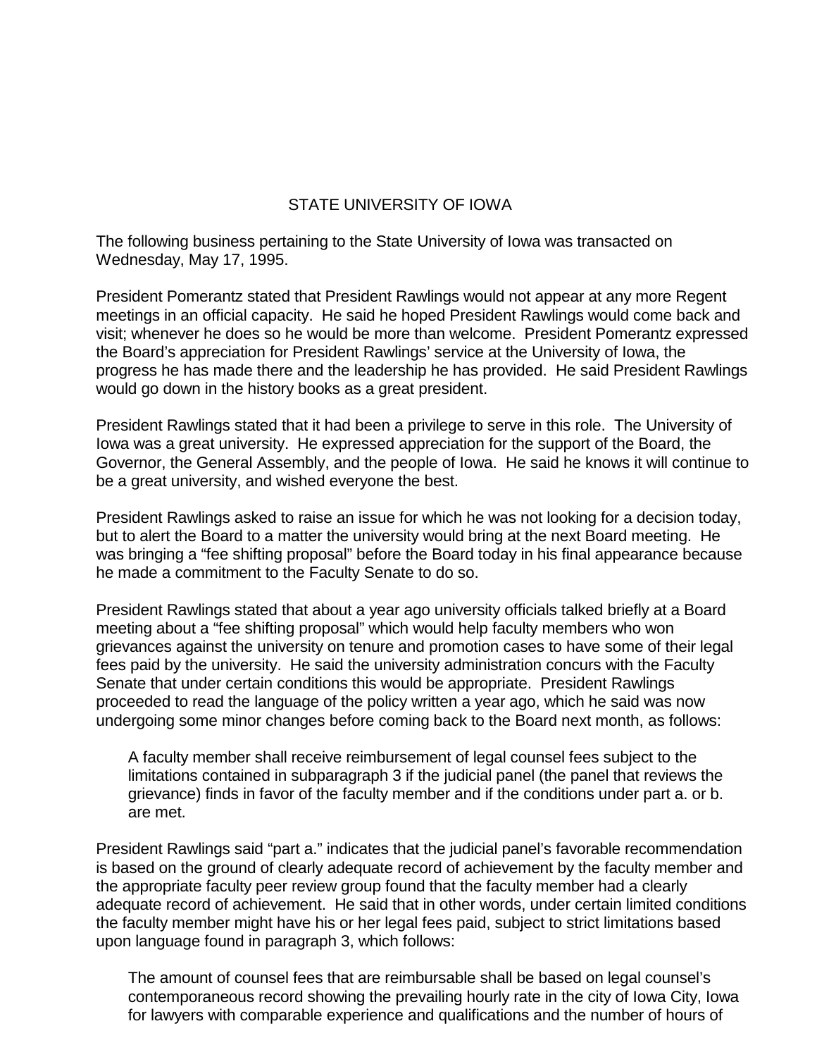## STATE UNIVERSITY OF IOWA

The following business pertaining to the State University of Iowa was transacted on Wednesday, May 17, 1995.

President Pomerantz stated that President Rawlings would not appear at any more Regent meetings in an official capacity. He said he hoped President Rawlings would come back and visit; whenever he does so he would be more than welcome. President Pomerantz expressed the Board's appreciation for President Rawlings' service at the University of Iowa, the progress he has made there and the leadership he has provided. He said President Rawlings would go down in the history books as a great president.

President Rawlings stated that it had been a privilege to serve in this role. The University of Iowa was a great university. He expressed appreciation for the support of the Board, the Governor, the General Assembly, and the people of Iowa. He said he knows it will continue to be a great university, and wished everyone the best.

President Rawlings asked to raise an issue for which he was not looking for a decision today, but to alert the Board to a matter the university would bring at the next Board meeting. He was bringing a "fee shifting proposal" before the Board today in his final appearance because he made a commitment to the Faculty Senate to do so.

President Rawlings stated that about a year ago university officials talked briefly at a Board meeting about a "fee shifting proposal" which would help faculty members who won grievances against the university on tenure and promotion cases to have some of their legal fees paid by the university. He said the university administration concurs with the Faculty Senate that under certain conditions this would be appropriate. President Rawlings proceeded to read the language of the policy written a year ago, which he said was now undergoing some minor changes before coming back to the Board next month, as follows:

> A faculty member shall receive reimbursement of legal counsel fees subject to the limitations contained in subparagraph 3 if the judicial panel (the panel that reviews the grievance) finds in favor of the faculty member and if the conditions under part a. or b. are met.

President Rawlings said "part a." indicates that the judicial panel's favorable recommendation is based on the ground of clearly adequate record of achievement by the faculty member and the appropriate faculty peer review group found that the faculty member had a clearly adequate record of achievement. He said that in other words, under certain limited conditions the faculty member might have his or her legal fees paid, subject to strict limitations based upon language found in paragraph 3, which follows:

> The amount of counsel fees that are reimbursable shall be based on legal counsel's contemporaneous record showing the prevailing hourly rate in the city of Iowa City, Iowa for lawyers with comparable experience and qualifications and the number of hours of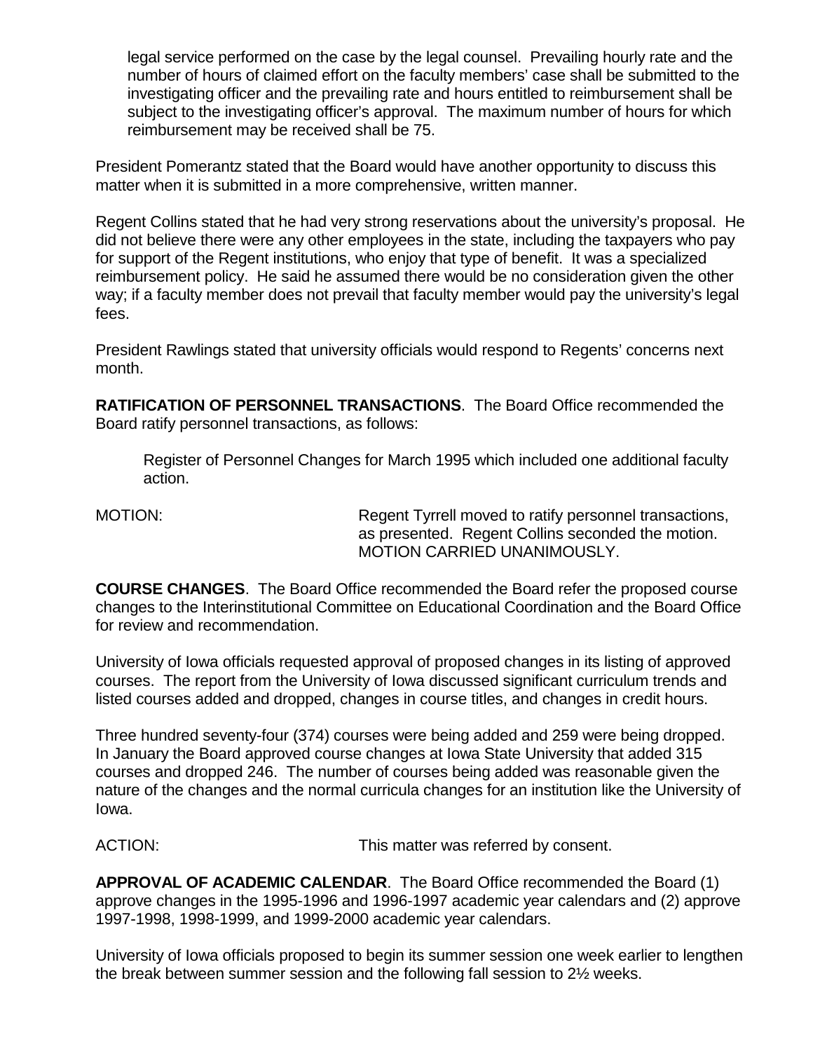legal service performed on the case by the legal counsel. Prevailing hourly rate and the number of hours of claimed effort on the faculty members' case shall be submitted to the investigating officer and the prevailing rate and hours entitled to reimbursement shall be subject to the investigating officer's approval. The maximum number of hours for which reimbursement may be received shall be 75.

President Pomerantz stated that the Board would have another opportunity to discuss this matter when it is submitted in a more comprehensive, written manner.

Regent Collins stated that he had very strong reservations about the university's proposal. He did not believe there were any other employees in the state, including the taxpayers who pay for support of the Regent institutions, who enjoy that type of benefit. It was a specialized reimbursement policy. He said he assumed there would be no consideration given the other way; if a faculty member does not prevail that faculty member would pay the university's legal fees.

President Rawlings stated that university officials would respond to Regents' concerns next month.

**RATIFICATION OF PERSONNEL TRANSACTIONS**. The Board Office recommended the Board ratify personnel transactions, as follows:

Register of Personnel Changes for March 1995 which included one additional faculty action.

MOTION: Regent Tyrrell moved to ratify personnel transactions, as presented. Regent Collins seconded the motion. MOTION CARRIED UNANIMOUSLY.

**COURSE CHANGES**. The Board Office recommended the Board refer the proposed course changes to the Interinstitutional Committee on Educational Coordination and the Board Office for review and recommendation.

University of Iowa officials requested approval of proposed changes in its listing of approved courses. The report from the University of Iowa discussed significant curriculum trends and listed courses added and dropped, changes in course titles, and changes in credit hours.

Three hundred seventy-four (374) courses were being added and 259 were being dropped. In January the Board approved course changes at Iowa State University that added 315 courses and dropped 246. The number of courses being added was reasonable given the nature of the changes and the normal curricula changes for an institution like the University of Iowa.

ACTION: This matter was referred by consent.

**APPROVAL OF ACADEMIC CALENDAR**. The Board Office recommended the Board (1) approve changes in the 1995-1996 and 1996-1997 academic year calendars and (2) approve 1997-1998, 1998-1999, and 1999-2000 academic year calendars.

University of Iowa officials proposed to begin its summer session one week earlier to lengthen the break between summer session and the following fall session to 2½ weeks.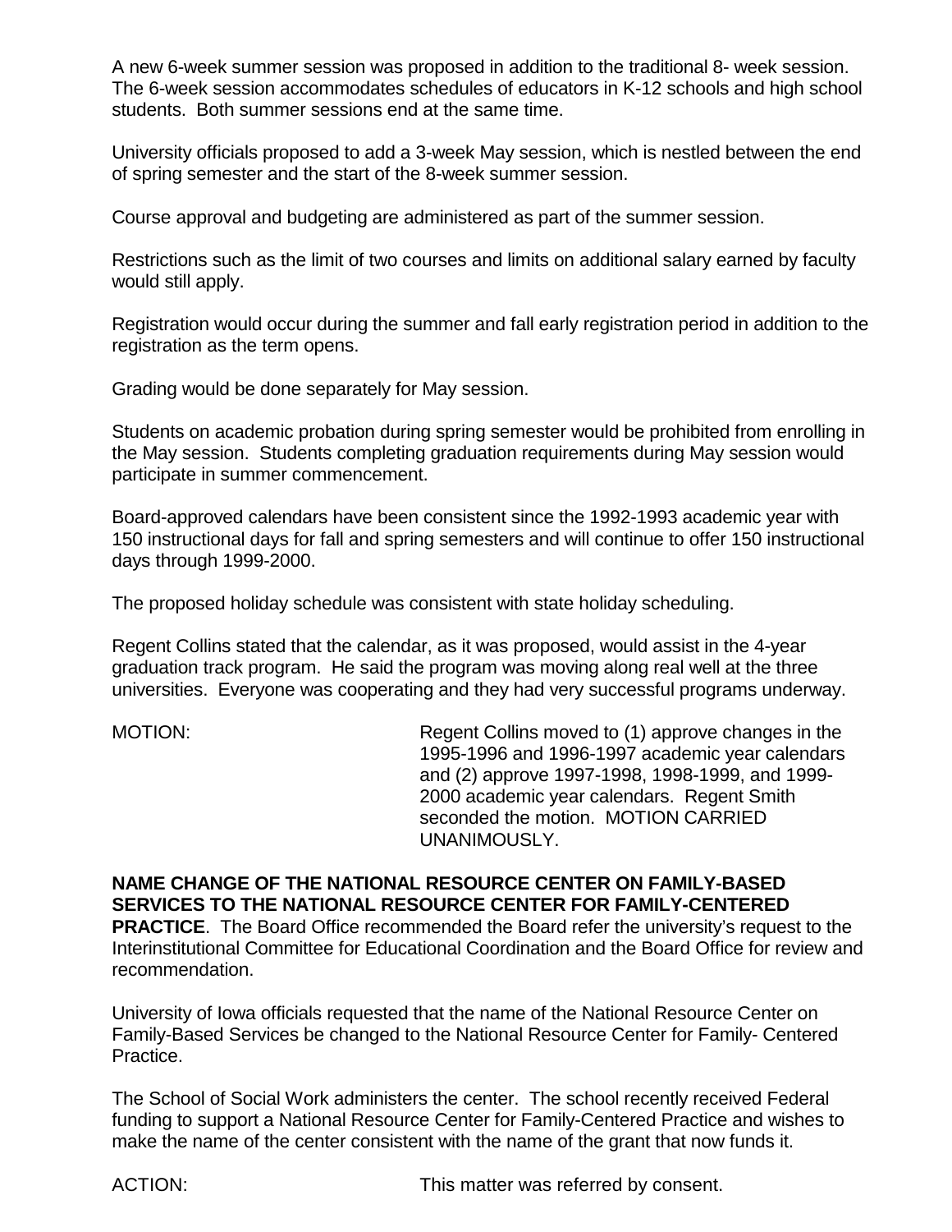A new 6-week summer session was proposed in addition to the traditional 8- week session. The 6-week session accommodates schedules of educators in K-12 schools and high school students. Both summer sessions end at the same time.

University officials proposed to add a 3-week May session, which is nestled between the end of spring semester and the start of the 8-week summer session.

Course approval and budgeting are administered as part of the summer session.

Restrictions such as the limit of two courses and limits on additional salary earned by faculty would still apply.

Registration would occur during the summer and fall early registration period in addition to the registration as the term opens.

Grading would be done separately for May session.

Students on academic probation during spring semester would be prohibited from enrolling in the May session. Students completing graduation requirements during May session would participate in summer commencement.

Board-approved calendars have been consistent since the 1992-1993 academic year with 150 instructional days for fall and spring semesters and will continue to offer 150 instructional days through 1999-2000.

The proposed holiday schedule was consistent with state holiday scheduling.

Regent Collins stated that the calendar, as it was proposed, would assist in the 4-year graduation track program. He said the program was moving along real well at the three universities. Everyone was cooperating and they had very successful programs underway.

MOTION: Regent Collins moved to (1) approve changes in the 1995-1996 and 1996-1997 academic year calendars and (2) approve 1997-1998, 1998-1999, and 1999-2000 academic year calendars. Regent Smith seconded the motion. MOTION CARRIED UNANIMOUSLY.

**NAME CHANGE OF THE NATIONAL RESOURCE CENTER ON FAMILY-BASED SERVICES TO THE NATIONAL RESOURCE CENTER FOR FAMILY-CENTERED PRACTICE**. The Board Office recommended the Board refer the university's request to the Interinstitutional Committee for Educational Coordination and the Board Office for review and recommendation.

University of Iowa officials requested that the name of the National Resource Center on Family-Based Services be changed to the National Resource Center for Family- Centered Practice.

The School of Social Work administers the center. The school recently received Federal funding to support a National Resource Center for Family-Centered Practice and wishes to make the name of the center consistent with the name of the grant that now funds it.

ACTION: This matter was referred by consent.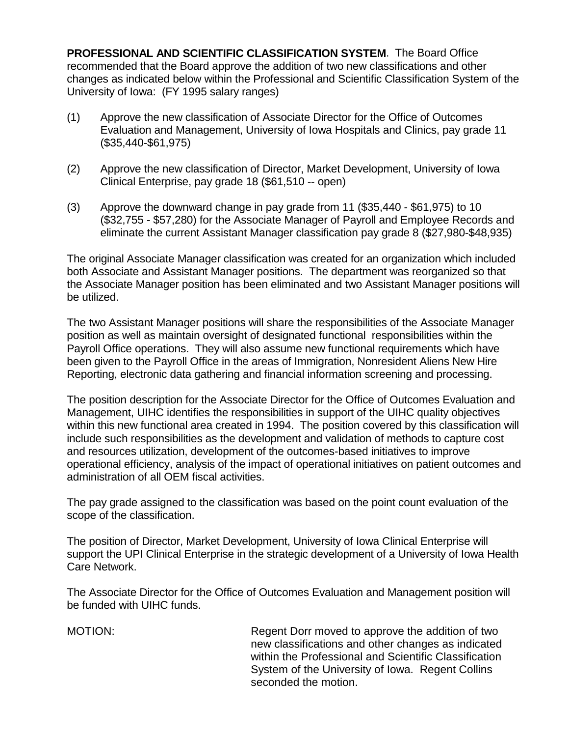**PROFESSIONAL AND SCIENTIFIC CLASSIFICATION SYSTEM**. The Board Office recommended that the Board approve the addition of two new classifications and other changes as indicated below within the Professional and Scientific Classification System of the University of Iowa: (FY 1995 salary ranges)

(1) Approve the new classification of Associate Director for the Office of Outcomes Evaluation and Management, University of Iowa Hospitals and Clinics, pay grade 11 ($35,440-$61,975)

(2) Approve the new classification of Director, Market Development, University of Iowa Clinical Enterprise, pay grade 18 ($61,510 -- open)

(3) Approve the downward change in pay grade from 11 ($35,440 - $61,975) to 10 ($32,755 - $57,280) for the Associate Manager of Payroll and Employee Records and eliminate the current Assistant Manager classification pay grade 8 ($27,980-$48,935)

The original Associate Manager classification was created for an organization which included both Associate and Assistant Manager positions. The department was reorganized so that the Associate Manager position has been eliminated and two Assistant Manager positions will be utilized.

The two Assistant Manager positions will share the responsibilities of the Associate Manager position as well as maintain oversight of designated functional responsibilities within the Payroll Office operations. They will also assume new functional requirements which have been given to the Payroll Office in the areas of Immigration, Nonresident Aliens New Hire Reporting, electronic data gathering and financial information screening and processing.

The position description for the Associate Director for the Office of Outcomes Evaluation and Management, UIHC identifies the responsibilities in support of the UIHC quality objectives within this new functional area created in 1994. The position covered by this classification will include such responsibilities as the development and validation of methods to capture cost and resources utilization, development of the outcomes-based initiatives to improve operational efficiency, analysis of the impact of operational initiatives on patient outcomes and administration of all OEM fiscal activities.

The pay grade assigned to the classification was based on the point count evaluation of the scope of the classification.

The position of Director, Market Development, University of Iowa Clinical Enterprise will support the UPI Clinical Enterprise in the strategic development of a University of Iowa Health Care Network.

The Associate Director for the Office of Outcomes Evaluation and Management position will be funded with UIHC funds.

MOTION: Regent Dorr moved to approve the addition of two new classifications and other changes as indicated within the Professional and Scientific Classification System of the University of Iowa. Regent Collins seconded the motion.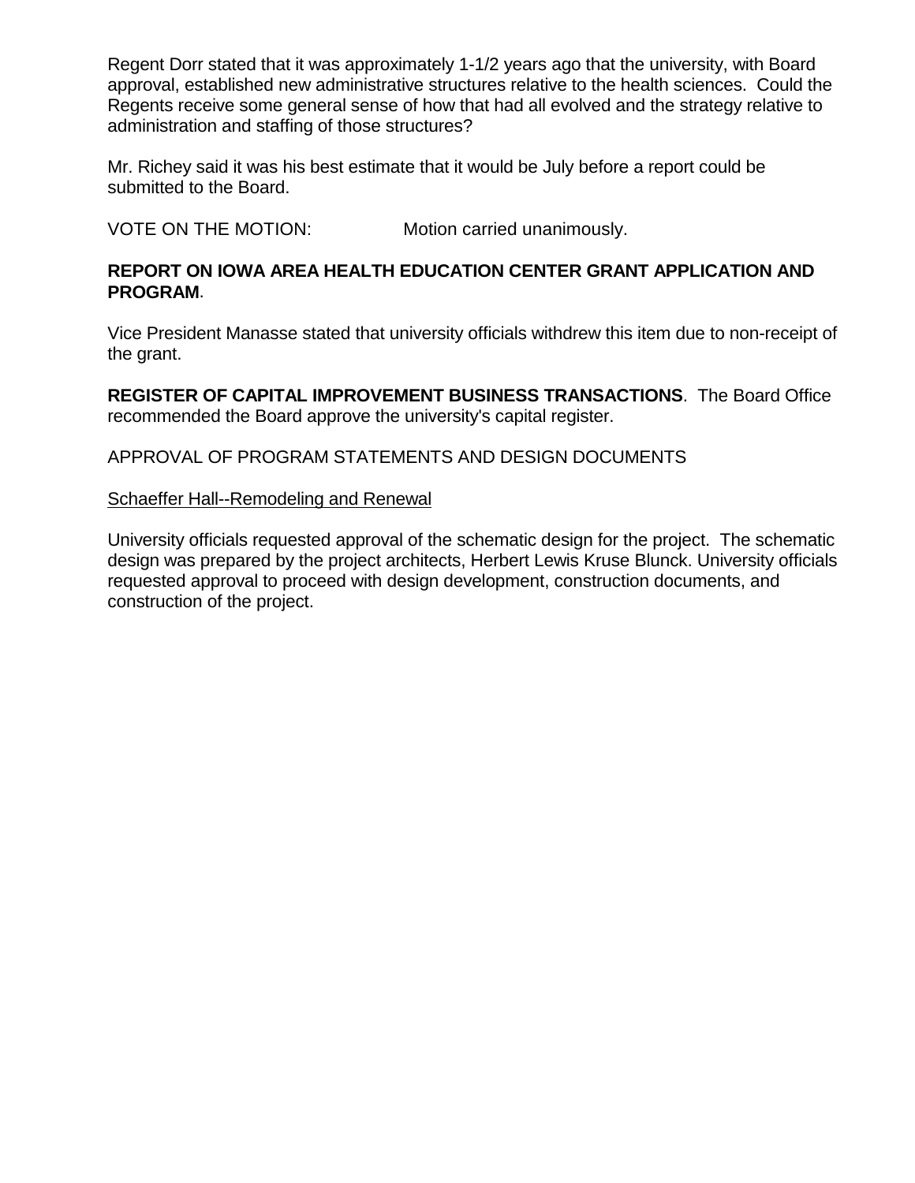Regent Dorr stated that it was approximately 1-1/2 years ago that the university, with Board approval, established new administrative structures relative to the health sciences. Could the Regents receive some general sense of how that had all evolved and the strategy relative to administration and staffing of those structures?

Mr. Richey said it was his best estimate that it would be July before a report could be submitted to the Board.

VOTE ON THE MOTION: Motion carried unanimously.

**REPORT ON IOWA AREA HEALTH EDUCATION CENTER GRANT APPLICATION AND PROGRAM**.

Vice President Manasse stated that university officials withdrew this item due to non-receipt of the grant.

**REGISTER OF CAPITAL IMPROVEMENT BUSINESS TRANSACTIONS**. The Board Office recommended the Board approve the university's capital register.

APPROVAL OF PROGRAM STATEMENTS AND DESIGN DOCUMENTS

<u>Schaeffer Hall--Remodeling and Renewal</u>

University officials requested approval of the schematic design for the project. The schematic design was prepared by the project architects, Herbert Lewis Kruse Blunck. University officials requested approval to proceed with design development, construction documents, and construction of the project.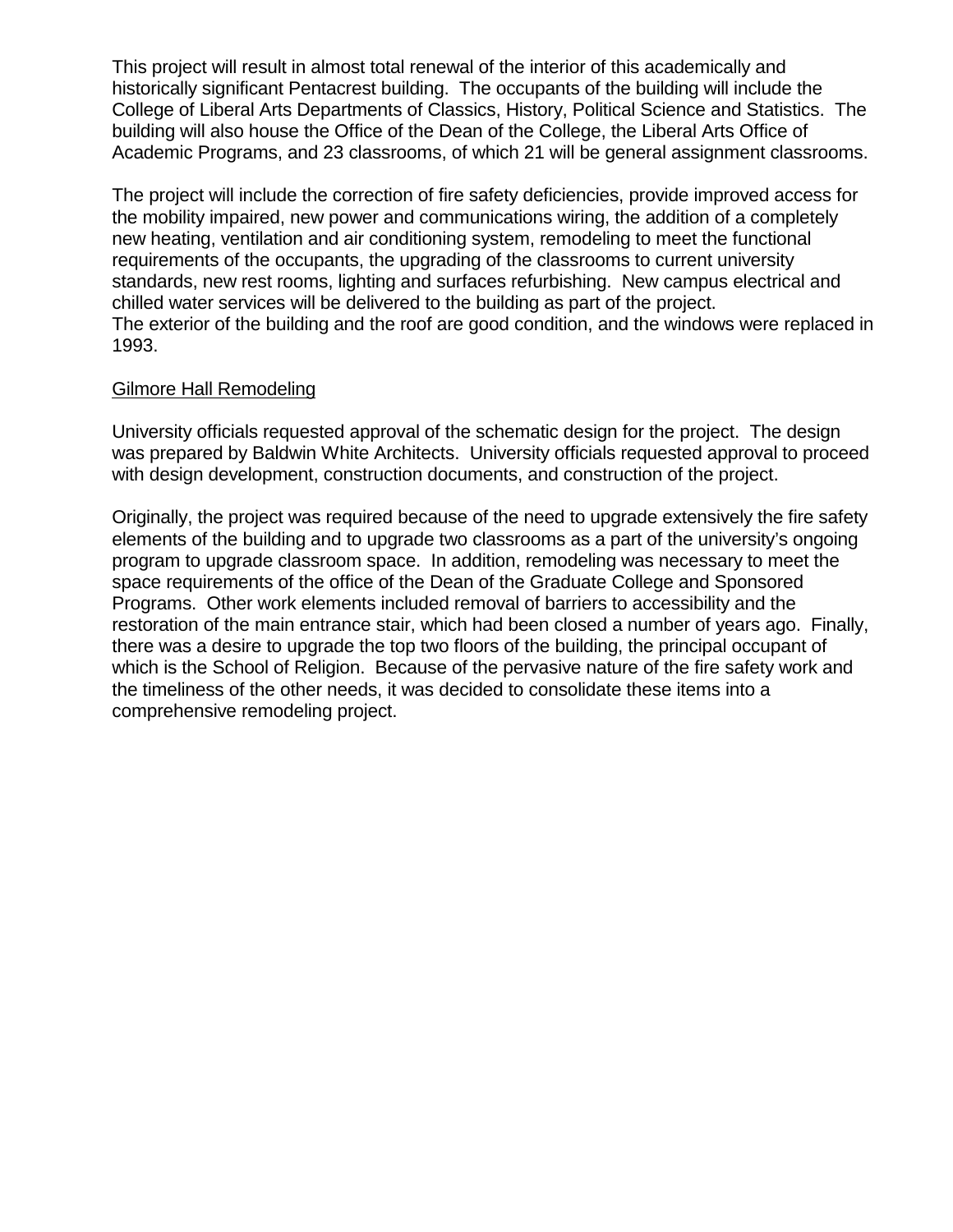This project will result in almost total renewal of the interior of this academically and historically significant Pentacrest building. The occupants of the building will include the College of Liberal Arts Departments of Classics, History, Political Science and Statistics. The building will also house the Office of the Dean of the College, the Liberal Arts Office of Academic Programs, and 23 classrooms, of which 21 will be general assignment classrooms.

The project will include the correction of fire safety deficiencies, provide improved access for the mobility impaired, new power and communications wiring, the addition of a completely new heating, ventilation and air conditioning system, remodeling to meet the functional requirements of the occupants, the upgrading of the classrooms to current university standards, new rest rooms, lighting and surfaces refurbishing. New campus electrical and chilled water services will be delivered to the building as part of the project.
The exterior of the building and the roof are good condition, and the windows were replaced in 1993.

<u>Gilmore Hall Remodeling</u>

University officials requested approval of the schematic design for the project. The design was prepared by Baldwin White Architects. University officials requested approval to proceed with design development, construction documents, and construction of the project.

Originally, the project was required because of the need to upgrade extensively the fire safety elements of the building and to upgrade two classrooms as a part of the university's ongoing program to upgrade classroom space. In addition, remodeling was necessary to meet the space requirements of the office of the Dean of the Graduate College and Sponsored Programs. Other work elements included removal of barriers to accessibility and the restoration of the main entrance stair, which had been closed a number of years ago. Finally, there was a desire to upgrade the top two floors of the building, the principal occupant of which is the School of Religion. Because of the pervasive nature of the fire safety work and the timeliness of the other needs, it was decided to consolidate these items into a comprehensive remodeling project.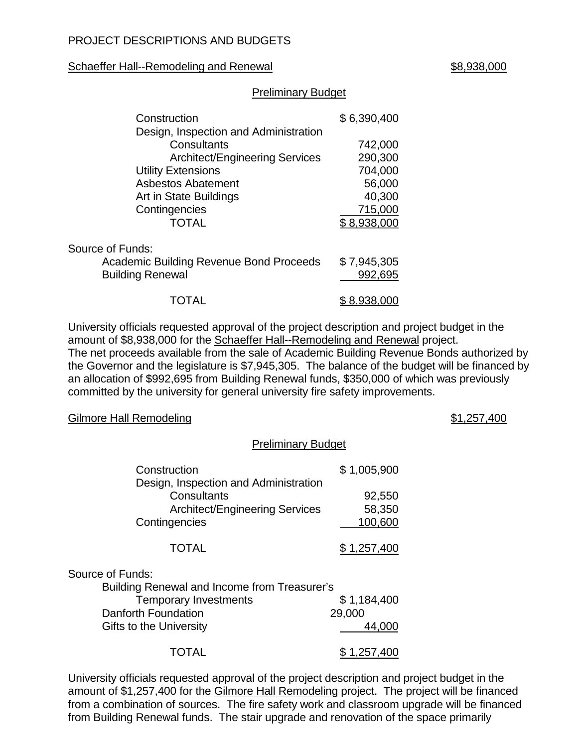PROJECT DESCRIPTIONS AND BUDGETS

<u>Schaeffer Hall--Remodeling and Renewal</u> <u>$8,938,000</u>

<u>Preliminary Budget</u>

| | |
|---|---|
| Construction | $ 6,390,400 |
| Design, Inspection and Administration | |
| Consultants | 742,000 |
| Architect/Engineering Services | 290,300 |
| Utility Extensions | 704,000 |
| Asbestos Abatement | 56,000 |
| Art in State Buildings | 40,300 |
| Contingencies | 715,000 |
| TOTAL | $ 8,938,000 |

Source of Funds:

| | |
|---|---|
| Academic Building Revenue Bond Proceeds | $ 7,945,305 |
| Building Renewal | 992,695 |
| TOTAL | $ 8,938,000 |

University officials requested approval of the project description and project budget in the amount of $8,938,000 for the <u>Schaeffer Hall--Remodeling and Renewal</u> project. The net proceeds available from the sale of Academic Building Revenue Bonds authorized by the Governor and the legislature is $7,945,305. The balance of the budget will be financed by an allocation of $992,695 from Building Renewal funds, $350,000 of which was previously committed by the university for general university fire safety improvements.

<u>Gilmore Hall Remodeling</u> <u>$1,257,400</u>

<u>Preliminary Budget</u>

| | |
|---|---|
| Construction | $ 1,005,900 |
| Design, Inspection and Administration | |
| Consultants | 92,550 |
| Architect/Engineering Services | 58,350 |
| Contingencies | 100,600 |
| TOTAL | $ 1,257,400 |

Source of Funds:

| | |
|---|---|
| Building Renewal and Income from Treasurer's Temporary Investments | $ 1,184,400 |
| Danforth Foundation | 29,000 |
| Gifts to the University | 44,000 |
| TOTAL | $ 1,257,400 |

University officials requested approval of the project description and project budget in the amount of $1,257,400 for the <u>Gilmore Hall Remodeling</u> project. The project will be financed from a combination of sources. The fire safety work and classroom upgrade will be financed from Building Renewal funds. The stair upgrade and renovation of the space primarily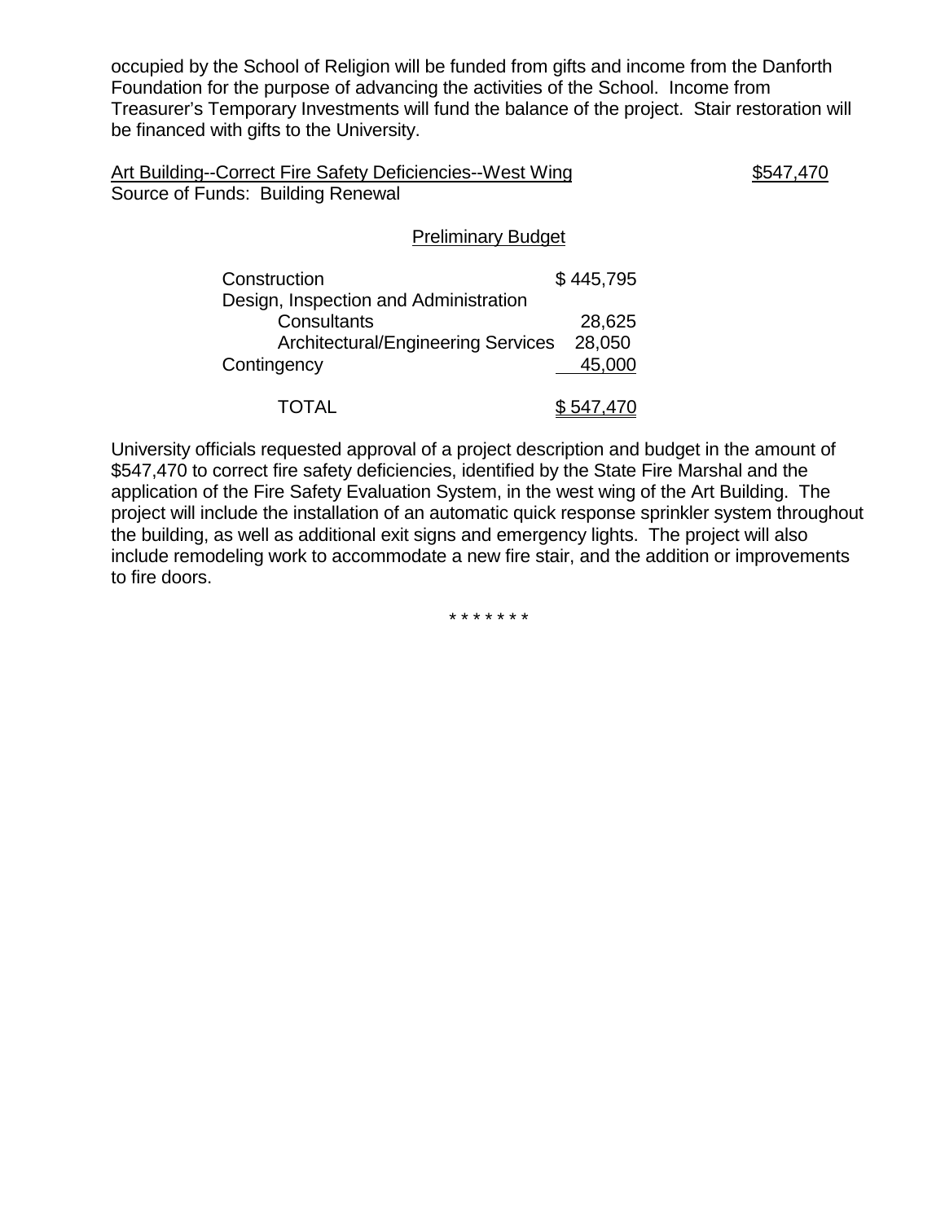occupied by the School of Religion will be funded from gifts and income from the Danforth Foundation for the purpose of advancing the activities of the School. Income from Treasurer's Temporary Investments will fund the balance of the project. Stair restoration will be financed with gifts to the University.

Art Building--Correct Fire Safety Deficiencies--West Wing $547,470
Source of Funds: Building Renewal

Preliminary Budget

| | |
|---|---|
| Construction | $ 445,795 |
| Design, Inspection and Administration | |
| Consultants | 28,625 |
| Architectural/Engineering Services | 28,050 |
| Contingency | 45,000 |
| TOTAL | $ 547,470 |

University officials requested approval of a project description and budget in the amount of $547,470 to correct fire safety deficiencies, identified by the State Fire Marshal and the application of the Fire Safety Evaluation System, in the west wing of the Art Building. The project will include the installation of an automatic quick response sprinkler system throughout the building, as well as additional exit signs and emergency lights. The project will also include remodeling work to accommodate a new fire stair, and the addition or improvements to fire doors.

* * * * * * *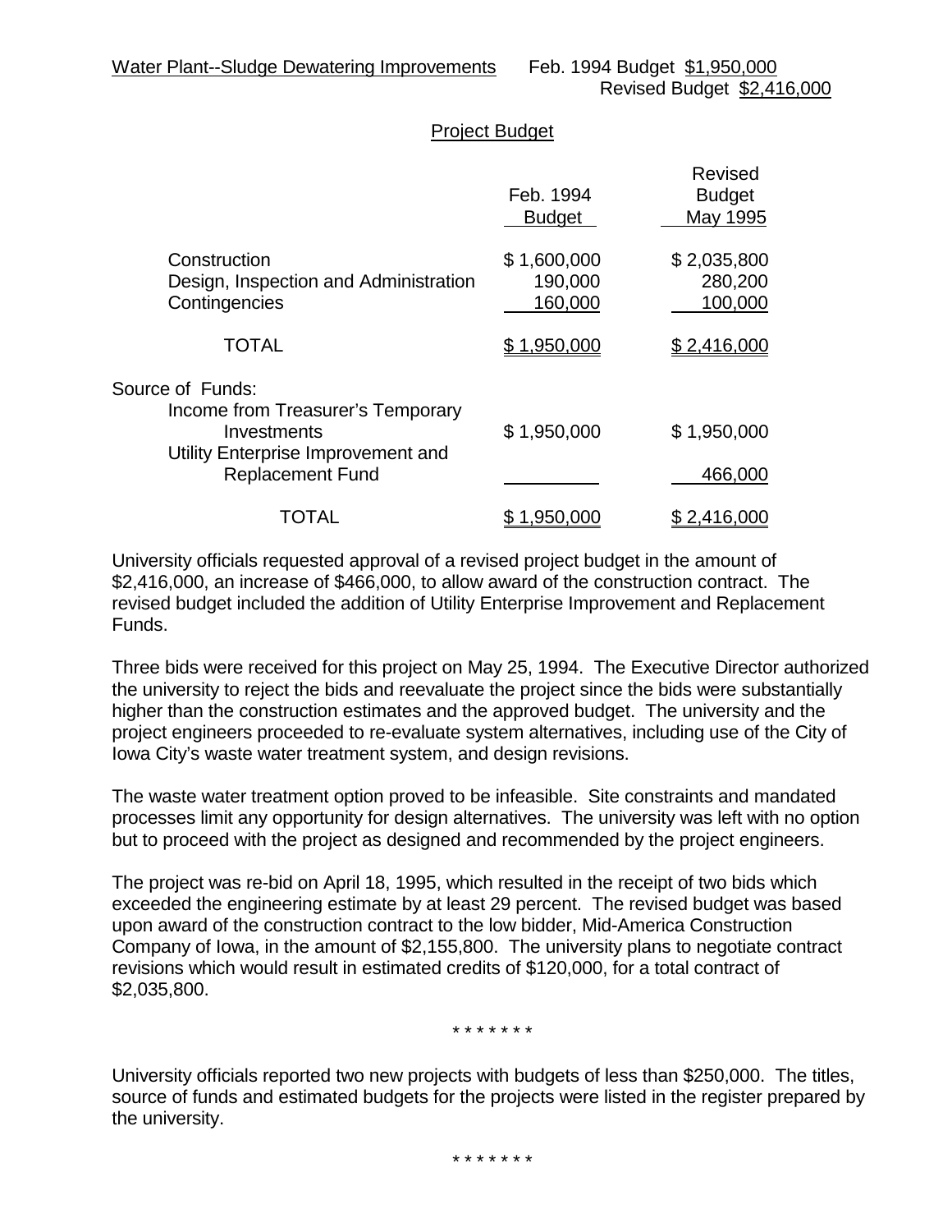Water Plant--Sludge Dewatering Improvements Feb. 1994 Budget $1,950,000
Revised Budget $2,416,000

Project Budget

| | Feb. 1994 Budget | Revised Budget May 1995 |
|---|---|---|
| Construction | $ 1,600,000 | $ 2,035,800 |
| Design, Inspection and Administration | 190,000 | 280,200 |
| Contingencies | 160,000 | 100,000 |
| TOTAL | $ 1,950,000 | $ 2,416,000 |
| Source of Funds: | | |
| Income from Treasurer's Temporary Investments | $ 1,950,000 | $ 1,950,000 |
| Utility Enterprise Improvement and Replacement Fund | | 466,000 |
| TOTAL | $ 1,950,000 | $ 2,416,000 |

University officials requested approval of a revised project budget in the amount of $2,416,000, an increase of $466,000, to allow award of the construction contract. The revised budget included the addition of Utility Enterprise Improvement and Replacement Funds.

Three bids were received for this project on May 25, 1994. The Executive Director authorized the university to reject the bids and reevaluate the project since the bids were substantially higher than the construction estimates and the approved budget. The university and the project engineers proceeded to re-evaluate system alternatives, including use of the City of Iowa City's waste water treatment system, and design revisions.

The waste water treatment option proved to be infeasible. Site constraints and mandated processes limit any opportunity for design alternatives. The university was left with no option but to proceed with the project as designed and recommended by the project engineers.

The project was re-bid on April 18, 1995, which resulted in the receipt of two bids which exceeded the engineering estimate by at least 29 percent. The revised budget was based upon award of the construction contract to the low bidder, Mid-America Construction Company of Iowa, in the amount of $2,155,800. The university plans to negotiate contract revisions which would result in estimated credits of $120,000, for a total contract of $2,035,800.

\* \* \* \* \* \* \*

University officials reported two new projects with budgets of less than $250,000. The titles, source of funds and estimated budgets for the projects were listed in the register prepared by the university.

\* \* \* \* \* \* \*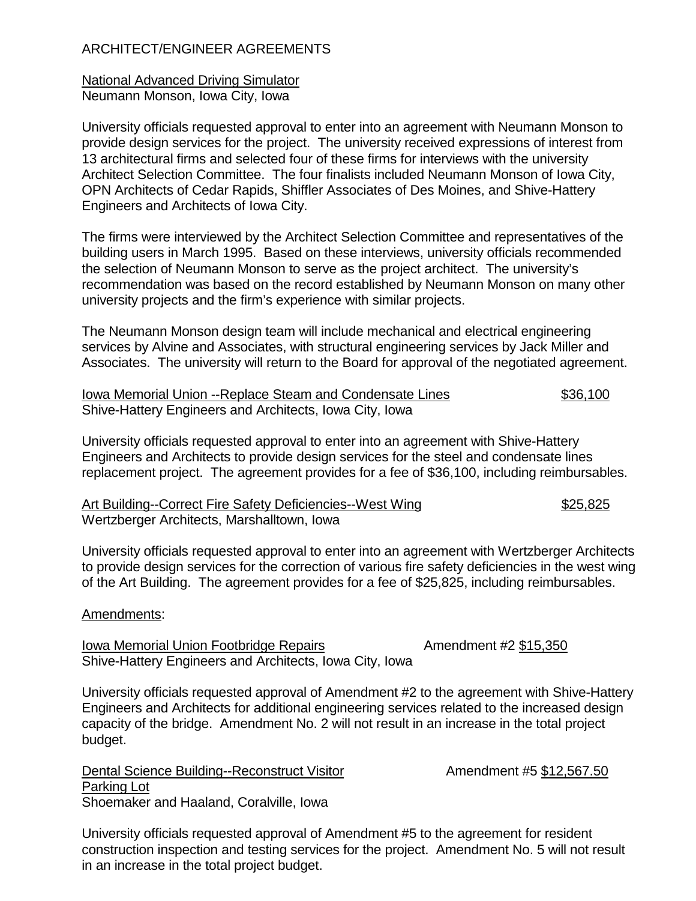ARCHITECT/ENGINEER AGREEMENTS

<u>National Advanced Driving Simulator</u>
Neumann Monson, Iowa City, Iowa

University officials requested approval to enter into an agreement with Neumann Monson to provide design services for the project. The university received expressions of interest from 13 architectural firms and selected four of these firms for interviews with the university Architect Selection Committee. The four finalists included Neumann Monson of Iowa City, OPN Architects of Cedar Rapids, Shiffler Associates of Des Moines, and Shive-Hattery Engineers and Architects of Iowa City.

The firms were interviewed by the Architect Selection Committee and representatives of the building users in March 1995. Based on these interviews, university officials recommended the selection of Neumann Monson to serve as the project architect. The university's recommendation was based on the record established by Neumann Monson on many other university projects and the firm's experience with similar projects.

The Neumann Monson design team will include mechanical and electrical engineering services by Alvine and Associates, with structural engineering services by Jack Miller and Associates. The university will return to the Board for approval of the negotiated agreement.

<u>Iowa Memorial Union --Replace Steam and Condensate Lines</u> <u>$36,100</u>
Shive-Hattery Engineers and Architects, Iowa City, Iowa

University officials requested approval to enter into an agreement with Shive-Hattery Engineers and Architects to provide design services for the steel and condensate lines replacement project. The agreement provides for a fee of $36,100, including reimbursables.

<u>Art Building--Correct Fire Safety Deficiencies--West Wing</u> <u>$25,825</u>
Wertzberger Architects, Marshalltown, Iowa

University officials requested approval to enter into an agreement with Wertzberger Architects to provide design services for the correction of various fire safety deficiencies in the west wing of the Art Building. The agreement provides for a fee of $25,825, including reimbursables.

<u>Amendments</u>:

<u>Iowa Memorial Union Footbridge Repairs</u> Amendment #2 <u>$15,350</u>
Shive-Hattery Engineers and Architects, Iowa City, Iowa

University officials requested approval of Amendment #2 to the agreement with Shive-Hattery Engineers and Architects for additional engineering services related to the increased design capacity of the bridge. Amendment No. 2 will not result in an increase in the total project budget.

<u>Dental Science Building--Reconstruct Visitor Parking Lot</u> Amendment #5 <u>$12,567.50</u>
Shoemaker and Haaland, Coralville, Iowa

University officials requested approval of Amendment #5 to the agreement for resident construction inspection and testing services for the project. Amendment No. 5 will not result in an increase in the total project budget.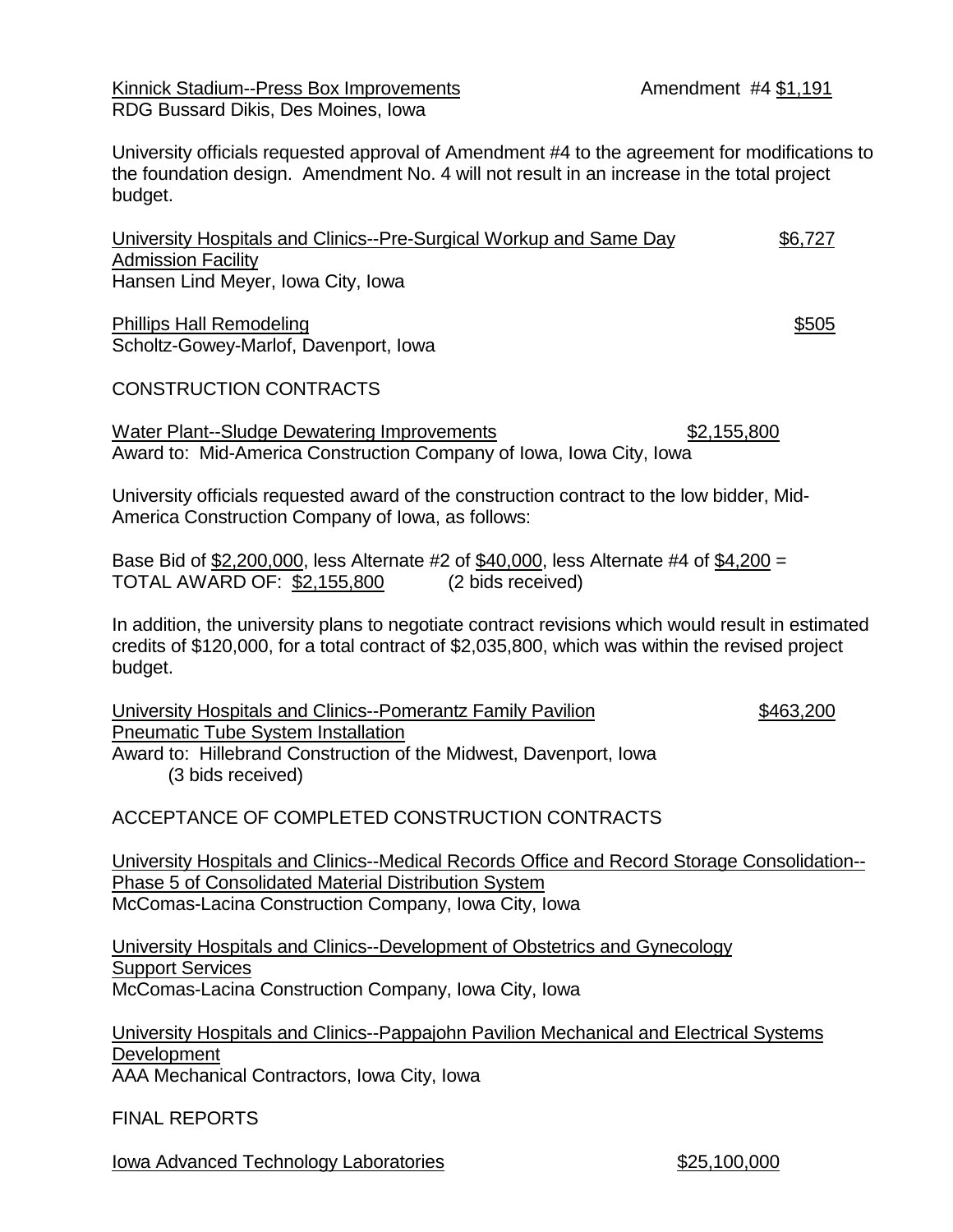Kinnick Stadium--Press Box Improvements — Amendment #4 $1,191
RDG Bussard Dikis, Des Moines, Iowa

University officials requested approval of Amendment #4 to the agreement for modifications to the foundation design. Amendment No. 4 will not result in an increase in the total project budget.

University Hospitals and Clinics--Pre-Surgical Workup and Same Day Admission Facility — $6,727
Hansen Lind Meyer, Iowa City, Iowa

Phillips Hall Remodeling — $505
Scholtz-Gowey-Marlof, Davenport, Iowa

CONSTRUCTION CONTRACTS

Water Plant--Sludge Dewatering Improvements — $2,155,800
Award to: Mid-America Construction Company of Iowa, Iowa City, Iowa

University officials requested award of the construction contract to the low bidder, Mid-America Construction Company of Iowa, as follows:

Base Bid of $2,200,000, less Alternate #2 of $40,000, less Alternate #4 of $4,200 =
TOTAL AWARD OF: $2,155,800 (2 bids received)

In addition, the university plans to negotiate contract revisions which would result in estimated credits of $120,000, for a total contract of $2,035,800, which was within the revised project budget.

University Hospitals and Clinics--Pomerantz Family Pavilion Pneumatic Tube System Installation — $463,200
Award to: Hillebrand Construction of the Midwest, Davenport, Iowa
(3 bids received)

ACCEPTANCE OF COMPLETED CONSTRUCTION CONTRACTS

University Hospitals and Clinics--Medical Records Office and Record Storage Consolidation--Phase 5 of Consolidated Material Distribution System
McComas-Lacina Construction Company, Iowa City, Iowa

University Hospitals and Clinics--Development of Obstetrics and Gynecology Support Services
McComas-Lacina Construction Company, Iowa City, Iowa

University Hospitals and Clinics--Pappajohn Pavilion Mechanical and Electrical Systems Development
AAA Mechanical Contractors, Iowa City, Iowa

FINAL REPORTS

Iowa Advanced Technology Laboratories — $25,100,000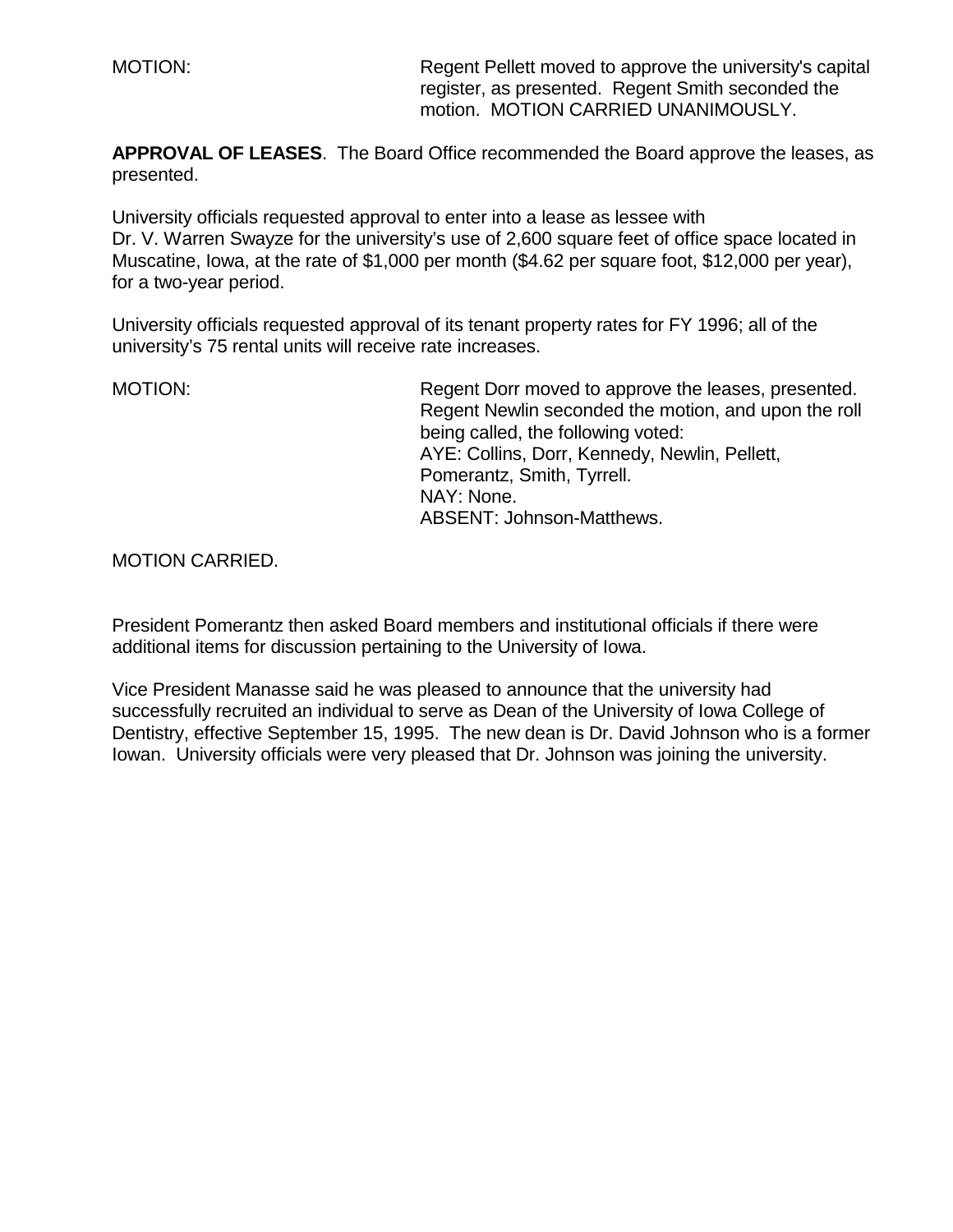MOTION: Regent Pellett moved to approve the university's capital register, as presented. Regent Smith seconded the motion. MOTION CARRIED UNANIMOUSLY.

**APPROVAL OF LEASES**. The Board Office recommended the Board approve the leases, as presented.

University officials requested approval to enter into a lease as lessee with Dr. V. Warren Swayze for the university's use of 2,600 square feet of office space located in Muscatine, Iowa, at the rate of $1,000 per month ($4.62 per square foot, $12,000 per year), for a two-year period.

University officials requested approval of its tenant property rates for FY 1996; all of the university's 75 rental units will receive rate increases.

MOTION: Regent Dorr moved to approve the leases, presented. Regent Newlin seconded the motion, and upon the roll being called, the following voted:
AYE: Collins, Dorr, Kennedy, Newlin, Pellett, Pomerantz, Smith, Tyrrell.
NAY: None.
ABSENT: Johnson-Matthews.

MOTION CARRIED.

President Pomerantz then asked Board members and institutional officials if there were additional items for discussion pertaining to the University of Iowa.

Vice President Manasse said he was pleased to announce that the university had successfully recruited an individual to serve as Dean of the University of Iowa College of Dentistry, effective September 15, 1995. The new dean is Dr. David Johnson who is a former Iowan. University officials were very pleased that Dr. Johnson was joining the university.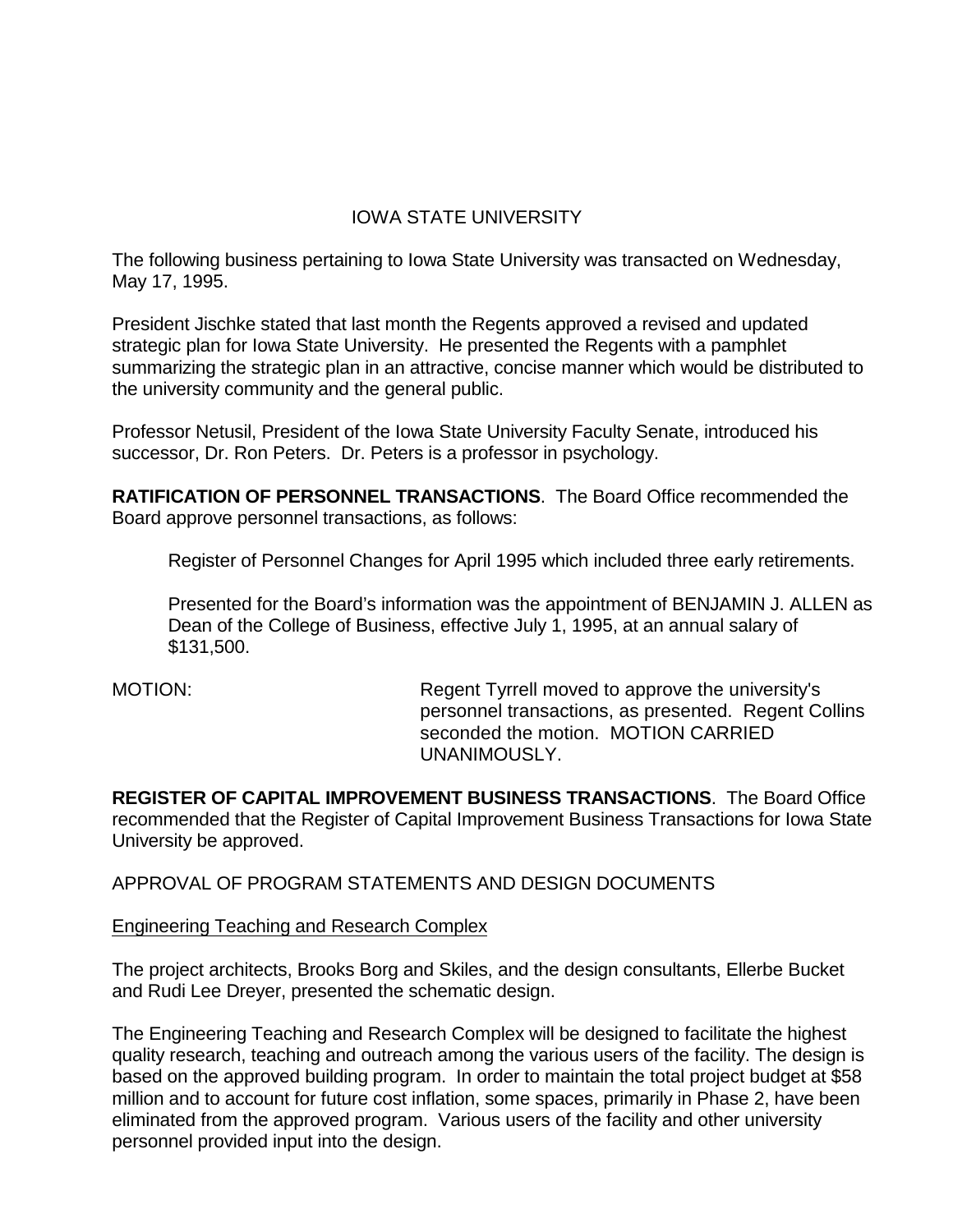# IOWA STATE UNIVERSITY

The following business pertaining to Iowa State University was transacted on Wednesday, May 17, 1995.

President Jischke stated that last month the Regents approved a revised and updated strategic plan for Iowa State University. He presented the Regents with a pamphlet summarizing the strategic plan in an attractive, concise manner which would be distributed to the university community and the general public.

Professor Netusil, President of the Iowa State University Faculty Senate, introduced his successor, Dr. Ron Peters. Dr. Peters is a professor in psychology.

**RATIFICATION OF PERSONNEL TRANSACTIONS**. The Board Office recommended the Board approve personnel transactions, as follows:

> Register of Personnel Changes for April 1995 which included three early retirements.
>
> Presented for the Board's information was the appointment of BENJAMIN J. ALLEN as Dean of the College of Business, effective July 1, 1995, at an annual salary of $131,500.

MOTION: Regent Tyrrell moved to approve the university's personnel transactions, as presented. Regent Collins seconded the motion. MOTION CARRIED UNANIMOUSLY.

**REGISTER OF CAPITAL IMPROVEMENT BUSINESS TRANSACTIONS**. The Board Office recommended that the Register of Capital Improvement Business Transactions for Iowa State University be approved.

APPROVAL OF PROGRAM STATEMENTS AND DESIGN DOCUMENTS

Engineering Teaching and Research Complex

The project architects, Brooks Borg and Skiles, and the design consultants, Ellerbe Bucket and Rudi Lee Dreyer, presented the schematic design.

The Engineering Teaching and Research Complex will be designed to facilitate the highest quality research, teaching and outreach among the various users of the facility. The design is based on the approved building program. In order to maintain the total project budget at $58 million and to account for future cost inflation, some spaces, primarily in Phase 2, have been eliminated from the approved program. Various users of the facility and other university personnel provided input into the design.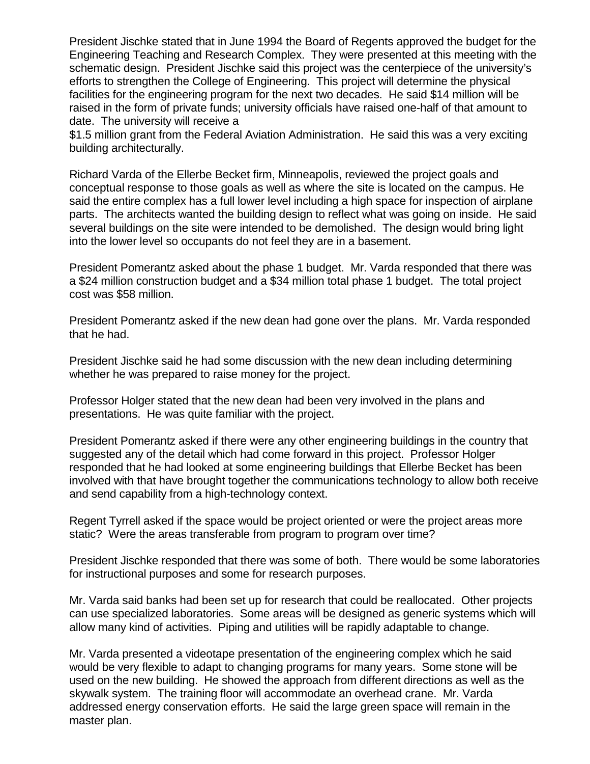President Jischke stated that in June 1994 the Board of Regents approved the budget for the Engineering Teaching and Research Complex. They were presented at this meeting with the schematic design. President Jischke said this project was the centerpiece of the university's efforts to strengthen the College of Engineering. This project will determine the physical facilities for the engineering program for the next two decades. He said $14 million will be raised in the form of private funds; university officials have raised one-half of that amount to date. The university will receive a
$1.5 million grant from the Federal Aviation Administration. He said this was a very exciting building architecturally.

Richard Varda of the Ellerbe Becket firm, Minneapolis, reviewed the project goals and conceptual response to those goals as well as where the site is located on the campus. He said the entire complex has a full lower level including a high space for inspection of airplane parts. The architects wanted the building design to reflect what was going on inside. He said several buildings on the site were intended to be demolished. The design would bring light into the lower level so occupants do not feel they are in a basement.

President Pomerantz asked about the phase 1 budget. Mr. Varda responded that there was a $24 million construction budget and a $34 million total phase 1 budget. The total project cost was $58 million.

President Pomerantz asked if the new dean had gone over the plans. Mr. Varda responded that he had.

President Jischke said he had some discussion with the new dean including determining whether he was prepared to raise money for the project.

Professor Holger stated that the new dean had been very involved in the plans and presentations. He was quite familiar with the project.

President Pomerantz asked if there were any other engineering buildings in the country that suggested any of the detail which had come forward in this project. Professor Holger responded that he had looked at some engineering buildings that Ellerbe Becket has been involved with that have brought together the communications technology to allow both receive and send capability from a high-technology context.

Regent Tyrrell asked if the space would be project oriented or were the project areas more static? Were the areas transferable from program to program over time?

President Jischke responded that there was some of both. There would be some laboratories for instructional purposes and some for research purposes.

Mr. Varda said banks had been set up for research that could be reallocated. Other projects can use specialized laboratories. Some areas will be designed as generic systems which will allow many kind of activities. Piping and utilities will be rapidly adaptable to change.

Mr. Varda presented a videotape presentation of the engineering complex which he said would be very flexible to adapt to changing programs for many years. Some stone will be used on the new building. He showed the approach from different directions as well as the skywalk system. The training floor will accommodate an overhead crane. Mr. Varda addressed energy conservation efforts. He said the large green space will remain in the master plan.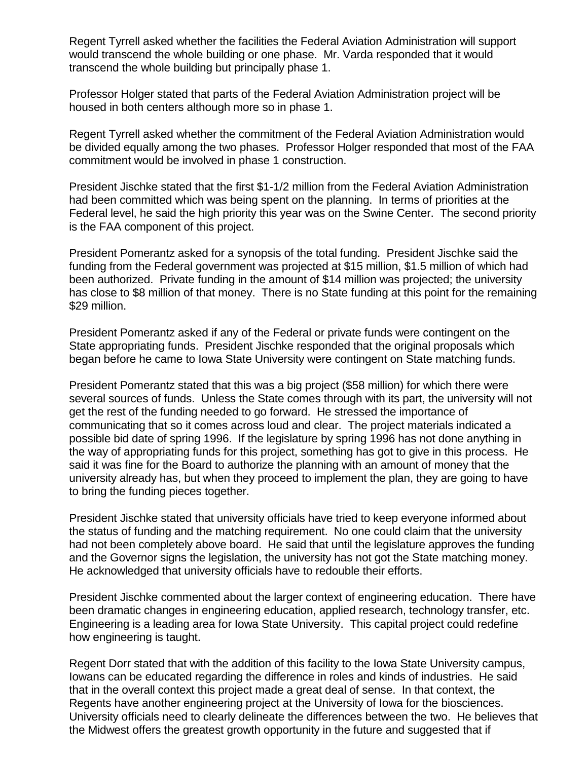Regent Tyrrell asked whether the facilities the Federal Aviation Administration will support would transcend the whole building or one phase. Mr. Varda responded that it would transcend the whole building but principally phase 1.

Professor Holger stated that parts of the Federal Aviation Administration project will be housed in both centers although more so in phase 1.

Regent Tyrrell asked whether the commitment of the Federal Aviation Administration would be divided equally among the two phases. Professor Holger responded that most of the FAA commitment would be involved in phase 1 construction.

President Jischke stated that the first $1-1/2 million from the Federal Aviation Administration had been committed which was being spent on the planning. In terms of priorities at the Federal level, he said the high priority this year was on the Swine Center. The second priority is the FAA component of this project.

President Pomerantz asked for a synopsis of the total funding. President Jischke said the funding from the Federal government was projected at $15 million, $1.5 million of which had been authorized. Private funding in the amount of $14 million was projected; the university has close to $8 million of that money. There is no State funding at this point for the remaining $29 million.

President Pomerantz asked if any of the Federal or private funds were contingent on the State appropriating funds. President Jischke responded that the original proposals which began before he came to Iowa State University were contingent on State matching funds.

President Pomerantz stated that this was a big project ($58 million) for which there were several sources of funds. Unless the State comes through with its part, the university will not get the rest of the funding needed to go forward. He stressed the importance of communicating that so it comes across loud and clear. The project materials indicated a possible bid date of spring 1996. If the legislature by spring 1996 has not done anything in the way of appropriating funds for this project, something has got to give in this process. He said it was fine for the Board to authorize the planning with an amount of money that the university already has, but when they proceed to implement the plan, they are going to have to bring the funding pieces together.

President Jischke stated that university officials have tried to keep everyone informed about the status of funding and the matching requirement. No one could claim that the university had not been completely above board. He said that until the legislature approves the funding and the Governor signs the legislation, the university has not got the State matching money. He acknowledged that university officials have to redouble their efforts.

President Jischke commented about the larger context of engineering education. There have been dramatic changes in engineering education, applied research, technology transfer, etc. Engineering is a leading area for Iowa State University. This capital project could redefine how engineering is taught.

Regent Dorr stated that with the addition of this facility to the Iowa State University campus, Iowans can be educated regarding the difference in roles and kinds of industries. He said that in the overall context this project made a great deal of sense. In that context, the Regents have another engineering project at the University of Iowa for the biosciences. University officials need to clearly delineate the differences between the two. He believes that the Midwest offers the greatest growth opportunity in the future and suggested that if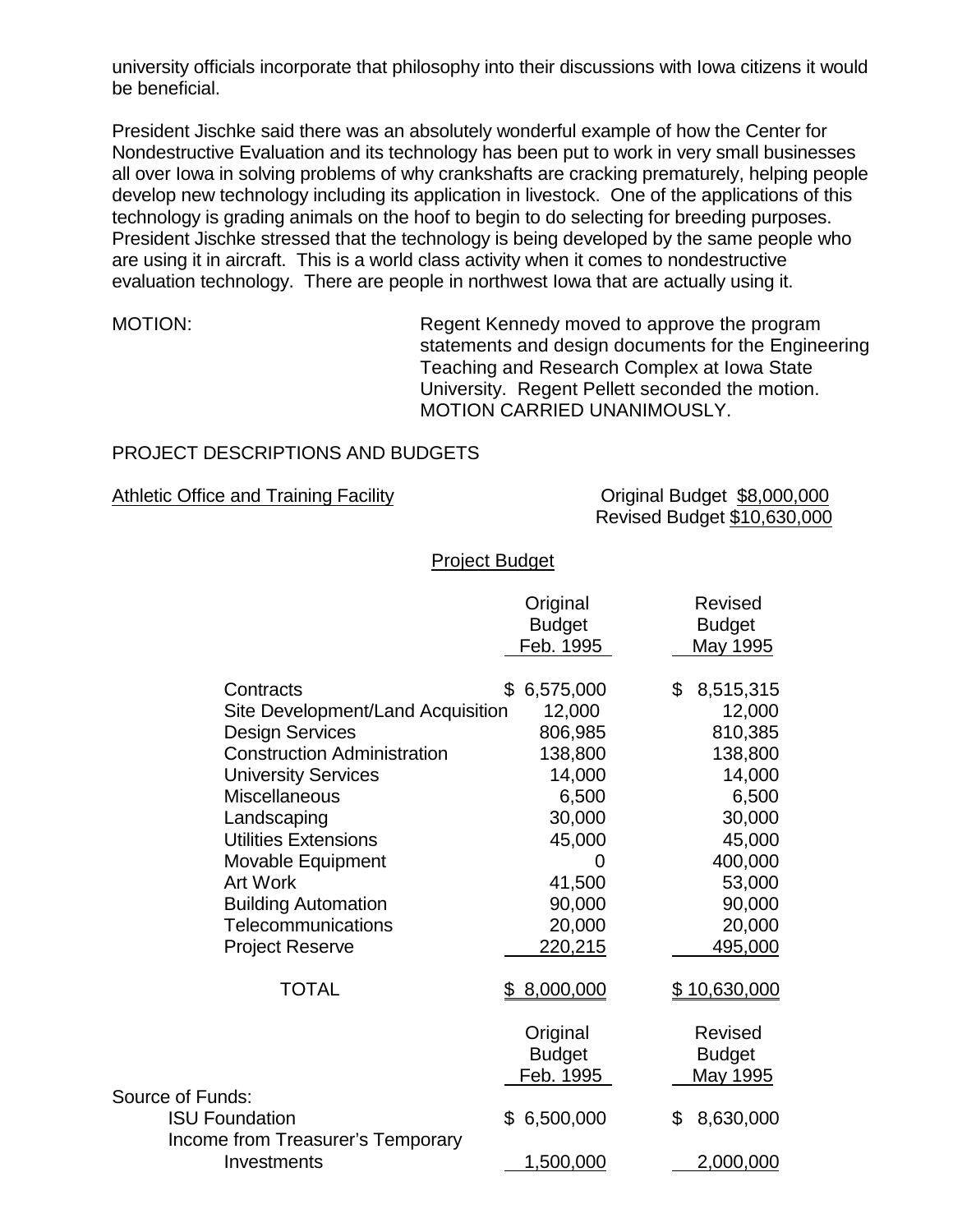university officials incorporate that philosophy into their discussions with Iowa citizens it would be beneficial.

President Jischke said there was an absolutely wonderful example of how the Center for Nondestructive Evaluation and its technology has been put to work in very small businesses all over Iowa in solving problems of why crankshafts are cracking prematurely, helping people develop new technology including its application in livestock. One of the applications of this technology is grading animals on the hoof to begin to do selecting for breeding purposes. President Jischke stressed that the technology is being developed by the same people who are using it in aircraft. This is a world class activity when it comes to nondestructive evaluation technology. There are people in northwest Iowa that are actually using it.

MOTION: Regent Kennedy moved to approve the program statements and design documents for the Engineering Teaching and Research Complex at Iowa State University. Regent Pellett seconded the motion. MOTION CARRIED UNANIMOUSLY.

PROJECT DESCRIPTIONS AND BUDGETS

Athletic Office and Training Facility

Original Budget $8,000,000
Revised Budget $10,630,000

Project Budget

| | Original Budget Feb. 1995 | Revised Budget May 1995 |
|---|---|---|
| Contracts | $ 6,575,000 | $ 8,515,315 |
| Site Development/Land Acquisition | 12,000 | 12,000 |
| Design Services | 806,985 | 810,385 |
| Construction Administration | 138,800 | 138,800 |
| University Services | 14,000 | 14,000 |
| Miscellaneous | 6,500 | 6,500 |
| Landscaping | 30,000 | 30,000 |
| Utilities Extensions | 45,000 | 45,000 |
| Movable Equipment | 0 | 400,000 |
| Art Work | 41,500 | 53,000 |
| Building Automation | 90,000 | 90,000 |
| Telecommunications | 20,000 | 20,000 |
| Project Reserve | 220,215 | 495,000 |
| TOTAL | $ 8,000,000 | $ 10,630,000 |

| | Original Budget Feb. 1995 | Revised Budget May 1995 |
|---|---|---|
| Source of Funds: | | |
| ISU Foundation | $ 6,500,000 | $ 8,630,000 |
| Income from Treasurer's Temporary Investments | 1,500,000 | 2,000,000 |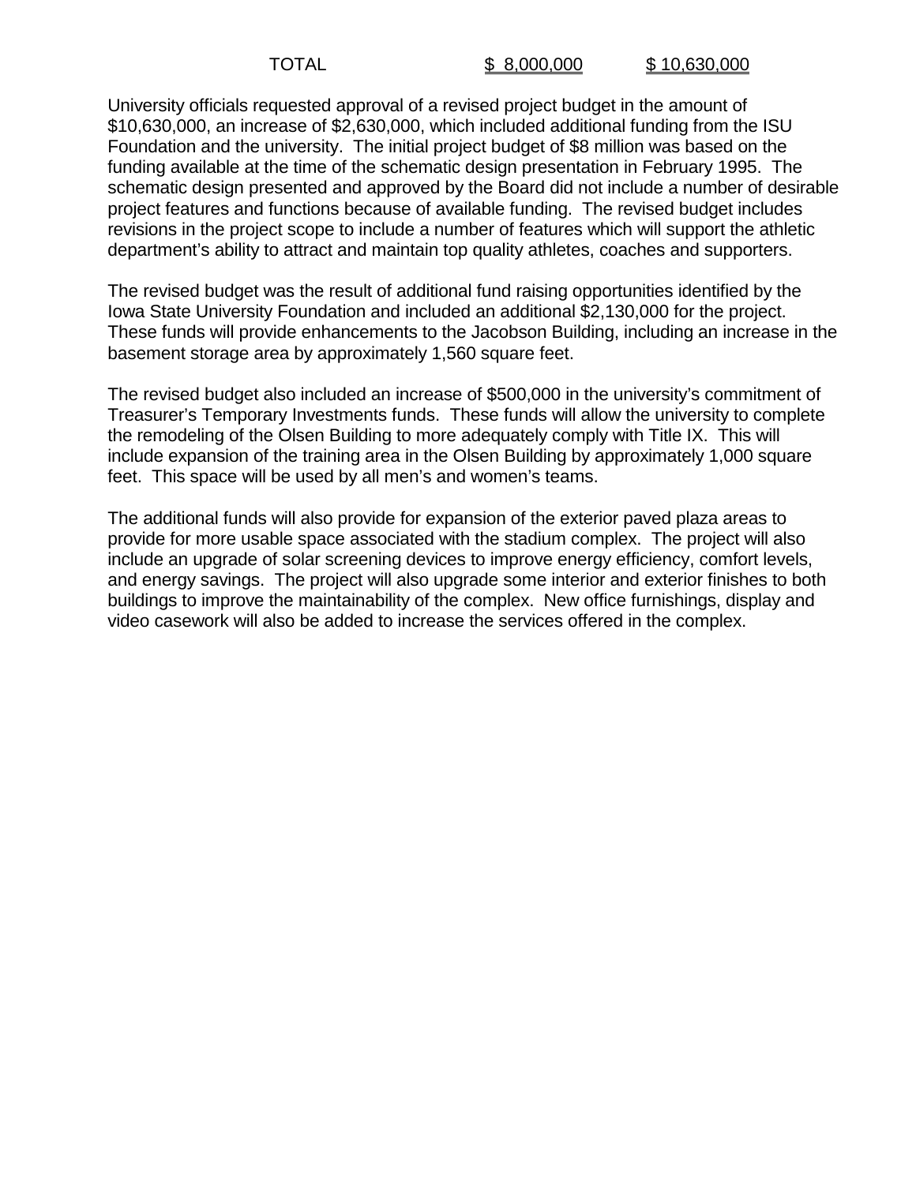| TOTAL | $ 8,000,000 | $ 10,630,000 |
|---|---|---|

University officials requested approval of a revised project budget in the amount of $10,630,000, an increase of $2,630,000, which included additional funding from the ISU Foundation and the university. The initial project budget of $8 million was based on the funding available at the time of the schematic design presentation in February 1995. The schematic design presented and approved by the Board did not include a number of desirable project features and functions because of available funding. The revised budget includes revisions in the project scope to include a number of features which will support the athletic department's ability to attract and maintain top quality athletes, coaches and supporters.

The revised budget was the result of additional fund raising opportunities identified by the Iowa State University Foundation and included an additional $2,130,000 for the project. These funds will provide enhancements to the Jacobson Building, including an increase in the basement storage area by approximately 1,560 square feet.

The revised budget also included an increase of $500,000 in the university's commitment of Treasurer's Temporary Investments funds. These funds will allow the university to complete the remodeling of the Olsen Building to more adequately comply with Title IX. This will include expansion of the training area in the Olsen Building by approximately 1,000 square feet. This space will be used by all men's and women's teams.

The additional funds will also provide for expansion of the exterior paved plaza areas to provide for more usable space associated with the stadium complex. The project will also include an upgrade of solar screening devices to improve energy efficiency, comfort levels, and energy savings. The project will also upgrade some interior and exterior finishes to both buildings to improve the maintainability of the complex. New office furnishings, display and video casework will also be added to increase the services offered in the complex.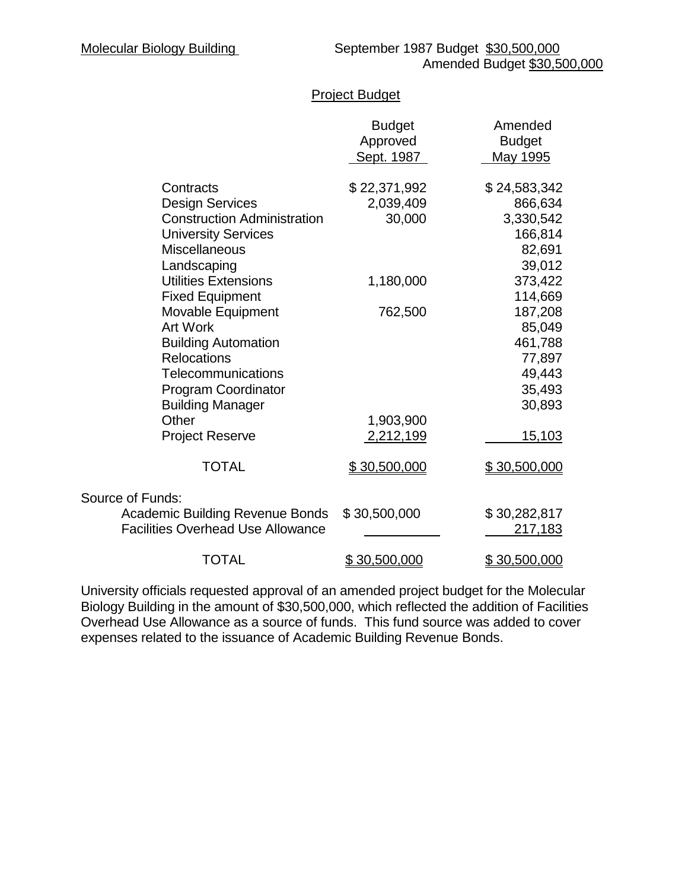Molecular Biology Building — September 1987 Budget $30,500,000
Amended Budget $30,500,000

Project Budget

| | Budget Approved Sept. 1987 | Amended Budget May 1995 |
|---|---|---|
| Contracts | $ 22,371,992 | $ 24,583,342 |
| Design Services | 2,039,409 | 866,634 |
| Construction Administration | 30,000 | 3,330,542 |
| University Services | | 166,814 |
| Miscellaneous | | 82,691 |
| Landscaping | | 39,012 |
| Utilities Extensions | 1,180,000 | 373,422 |
| Fixed Equipment | | 114,669 |
| Movable Equipment | 762,500 | 187,208 |
| Art Work | | 85,049 |
| Building Automation | | 461,788 |
| Relocations | | 77,897 |
| Telecommunications | | 49,443 |
| Program Coordinator | | 35,493 |
| Building Manager | | 30,893 |
| Other | 1,903,900 | |
| Project Reserve | 2,212,199 | 15,103 |
| TOTAL | $ 30,500,000 | $ 30,500,000 |
| Source of Funds: | | |
| Academic Building Revenue Bonds | $ 30,500,000 | $ 30,282,817 |
| Facilities Overhead Use Allowance | | 217,183 |
| TOTAL | $ 30,500,000 | $ 30,500,000 |

University officials requested approval of an amended project budget for the Molecular Biology Building in the amount of $30,500,000, which reflected the addition of Facilities Overhead Use Allowance as a source of funds. This fund source was added to cover expenses related to the issuance of Academic Building Revenue Bonds.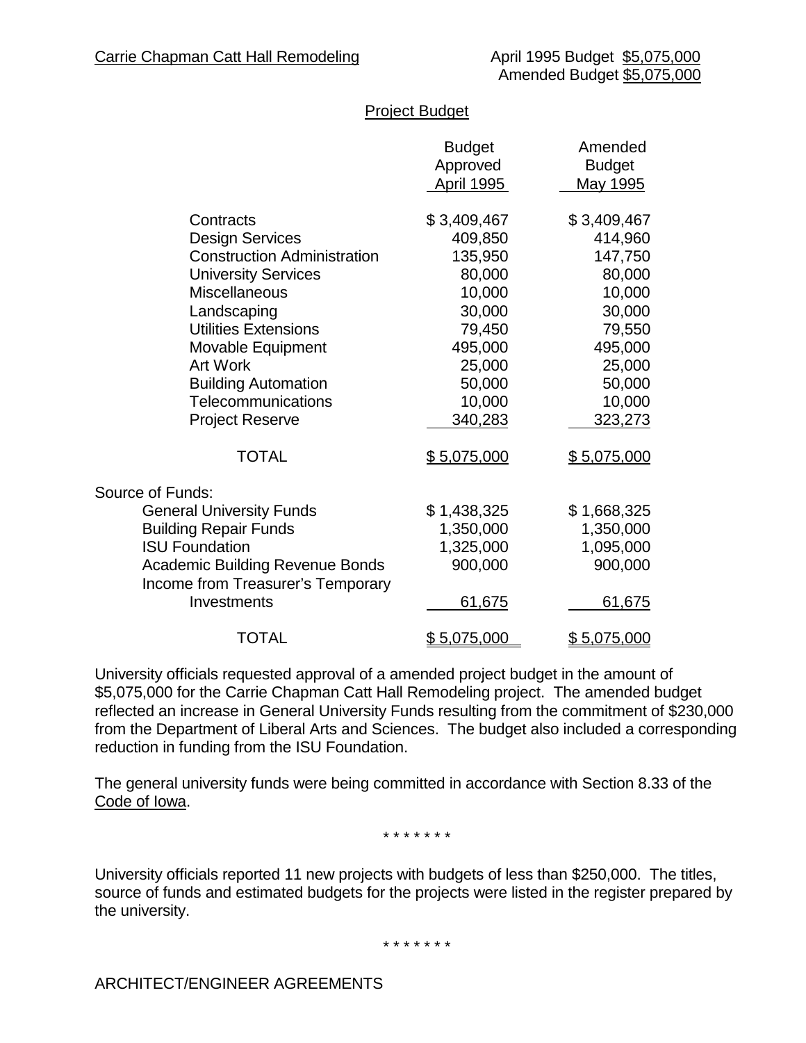Carrie Chapman Catt Hall Remodeling

April 1995 Budget $5,075,000
Amended Budget $5,075,000

Project Budget

| | Budget Approved April 1995 | Amended Budget May 1995 |
|---|---|---|
| Contracts | $ 3,409,467 | $ 3,409,467 |
| Design Services | 409,850 | 414,960 |
| Construction Administration | 135,950 | 147,750 |
| University Services | 80,000 | 80,000 |
| Miscellaneous | 10,000 | 10,000 |
| Landscaping | 30,000 | 30,000 |
| Utilities Extensions | 79,450 | 79,550 |
| Movable Equipment | 495,000 | 495,000 |
| Art Work | 25,000 | 25,000 |
| Building Automation | 50,000 | 50,000 |
| Telecommunications | 10,000 | 10,000 |
| Project Reserve | 340,283 | 323,273 |
| TOTAL | $ 5,075,000 | $ 5,075,000 |
| Source of Funds: | | |
| General University Funds | $ 1,438,325 | $ 1,668,325 |
| Building Repair Funds | 1,350,000 | 1,350,000 |
| ISU Foundation | 1,325,000 | 1,095,000 |
| Academic Building Revenue Bonds | 900,000 | 900,000 |
| Income from Treasurer's Temporary Investments | 61,675 | 61,675 |
| TOTAL | $ 5,075,000 | $ 5,075,000 |

University officials requested approval of a amended project budget in the amount of $5,075,000 for the Carrie Chapman Catt Hall Remodeling project. The amended budget reflected an increase in General University Funds resulting from the commitment of $230,000 from the Department of Liberal Arts and Sciences. The budget also included a corresponding reduction in funding from the ISU Foundation.

The general university funds were being committed in accordance with Section 8.33 of the Code of Iowa.

\* \* \* \* \* \* \*

University officials reported 11 new projects with budgets of less than $250,000. The titles, source of funds and estimated budgets for the projects were listed in the register prepared by the university.

\* \* \* \* \* \* \*

ARCHITECT/ENGINEER AGREEMENTS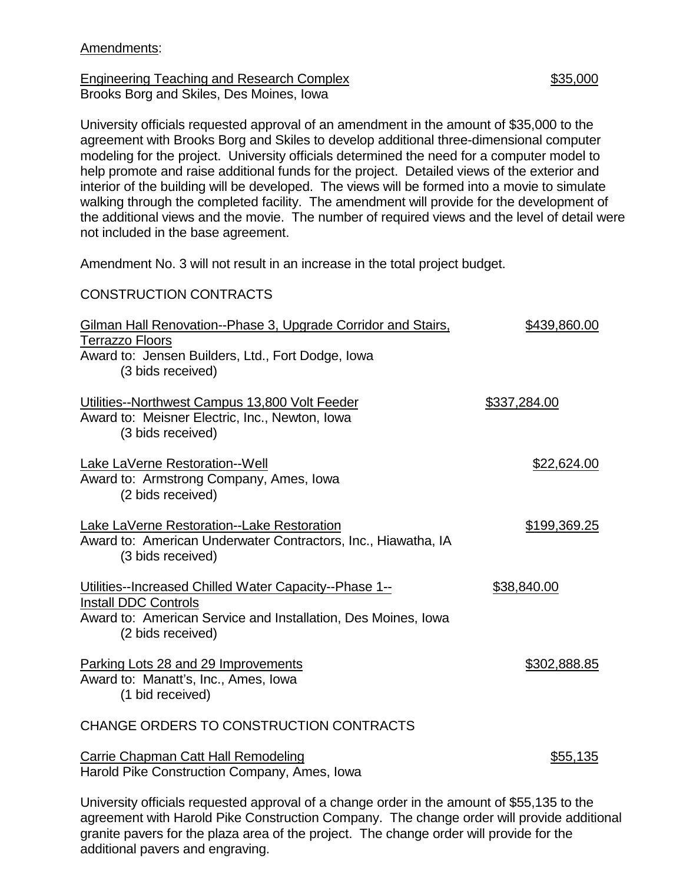Amendments:

Engineering Teaching and Research Complex $35,000
Brooks Borg and Skiles, Des Moines, Iowa

University officials requested approval of an amendment in the amount of $35,000 to the agreement with Brooks Borg and Skiles to develop additional three-dimensional computer modeling for the project. University officials determined the need for a computer model to help promote and raise additional funds for the project. Detailed views of the exterior and interior of the building will be developed. The views will be formed into a movie to simulate walking through the completed facility. The amendment will provide for the development of the additional views and the movie. The number of required views and the level of detail were not included in the base agreement.

Amendment No. 3 will not result in an increase in the total project budget.

CONSTRUCTION CONTRACTS

Gilman Hall Renovation--Phase 3, Upgrade Corridor and Stairs, Terrazzo Floors $439,860.00
Award to: Jensen Builders, Ltd., Fort Dodge, Iowa
(3 bids received)

Utilities--Northwest Campus 13,800 Volt Feeder $337,284.00
Award to: Meisner Electric, Inc., Newton, Iowa
(3 bids received)

Lake LaVerne Restoration--Well $22,624.00
Award to: Armstrong Company, Ames, Iowa
(2 bids received)

Lake LaVerne Restoration--Lake Restoration $199,369.25
Award to: American Underwater Contractors, Inc., Hiawatha, IA
(3 bids received)

Utilities--Increased Chilled Water Capacity--Phase 1--Install DDC Controls $38,840.00
Award to: American Service and Installation, Des Moines, Iowa
(2 bids received)

Parking Lots 28 and 29 Improvements $302,888.85
Award to: Manatt's, Inc., Ames, Iowa
(1 bid received)

CHANGE ORDERS TO CONSTRUCTION CONTRACTS

Carrie Chapman Catt Hall Remodeling $55,135
Harold Pike Construction Company, Ames, Iowa

University officials requested approval of a change order in the amount of $55,135 to the agreement with Harold Pike Construction Company. The change order will provide additional granite pavers for the plaza area of the project. The change order will provide for the additional pavers and engraving.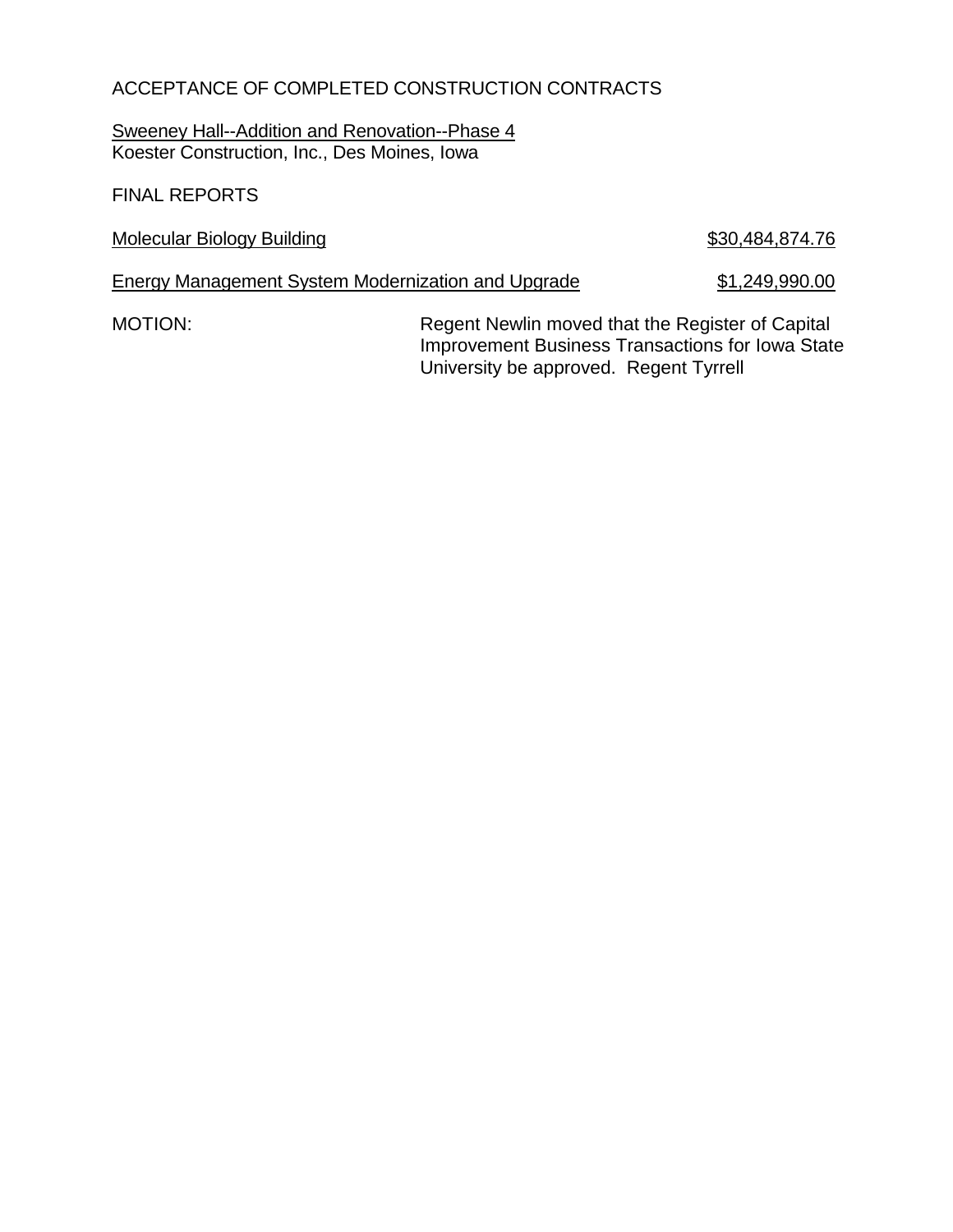ACCEPTANCE OF COMPLETED CONSTRUCTION CONTRACTS

Sweeney Hall--Addition and Renovation--Phase 4
Koester Construction, Inc., Des Moines, Iowa

FINAL REPORTS

| | |
|---|---|
| Molecular Biology Building | $30,484,874.76 |
| Energy Management System Modernization and Upgrade | $1,249,990.00 |

MOTION: Regent Newlin moved that the Register of Capital Improvement Business Transactions for Iowa State University be approved. Regent Tyrrell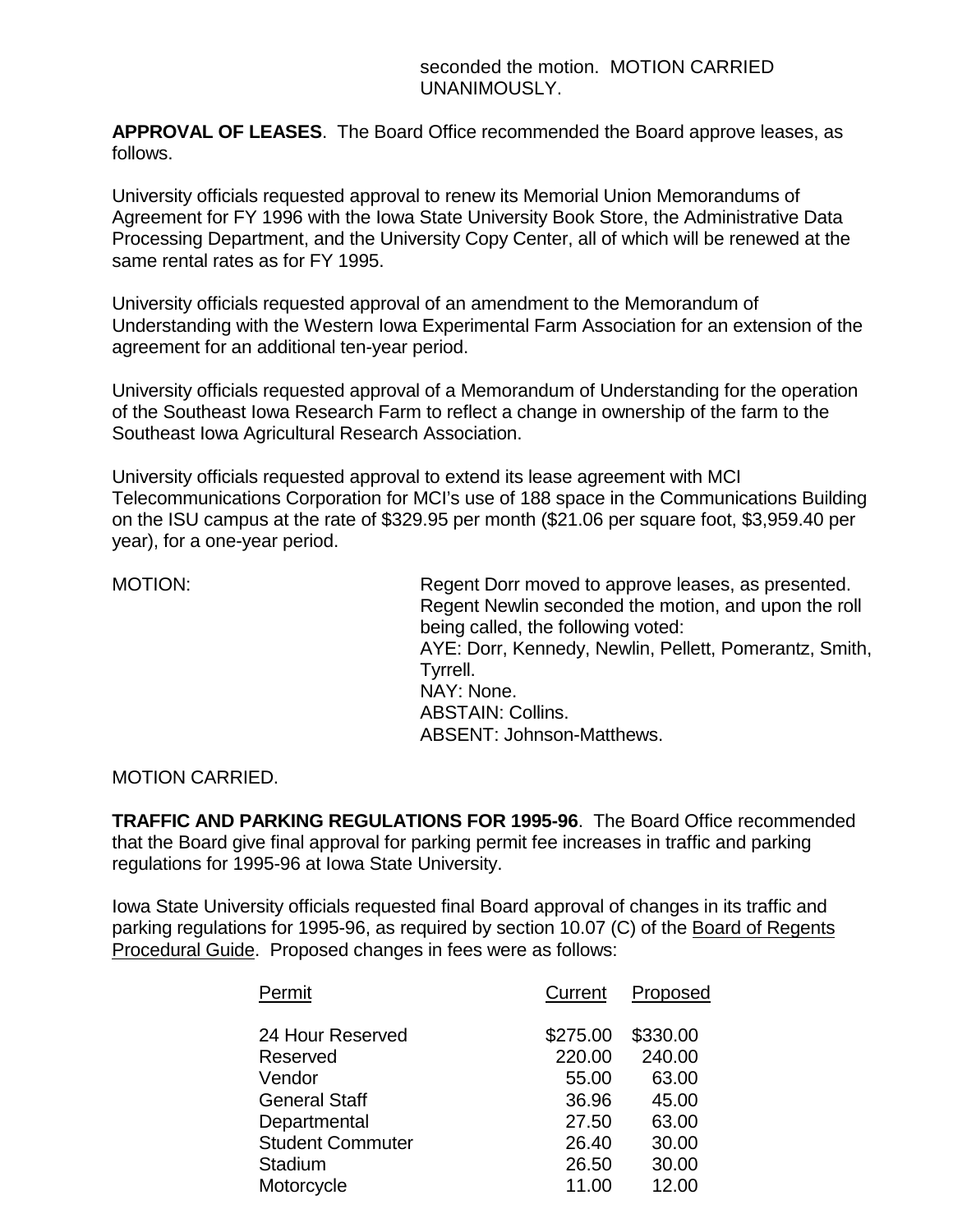seconded the motion. MOTION CARRIED UNANIMOUSLY.

**APPROVAL OF LEASES**. The Board Office recommended the Board approve leases, as follows.

University officials requested approval to renew its Memorial Union Memorandums of Agreement for FY 1996 with the Iowa State University Book Store, the Administrative Data Processing Department, and the University Copy Center, all of which will be renewed at the same rental rates as for FY 1995.

University officials requested approval of an amendment to the Memorandum of Understanding with the Western Iowa Experimental Farm Association for an extension of the agreement for an additional ten-year period.

University officials requested approval of a Memorandum of Understanding for the operation of the Southeast Iowa Research Farm to reflect a change in ownership of the farm to the Southeast Iowa Agricultural Research Association.

University officials requested approval to extend its lease agreement with MCI Telecommunications Corporation for MCI's use of 188 space in the Communications Building on the ISU campus at the rate of $329.95 per month ($21.06 per square foot, $3,959.40 per year), for a one-year period.

MOTION: Regent Dorr moved to approve leases, as presented. Regent Newlin seconded the motion, and upon the roll being called, the following voted:
AYE: Dorr, Kennedy, Newlin, Pellett, Pomerantz, Smith, Tyrrell.
NAY: None.
ABSTAIN: Collins.
ABSENT: Johnson-Matthews.

MOTION CARRIED.

**TRAFFIC AND PARKING REGULATIONS FOR 1995-96**. The Board Office recommended that the Board give final approval for parking permit fee increases in traffic and parking regulations for 1995-96 at Iowa State University.

Iowa State University officials requested final Board approval of changes in its traffic and parking regulations for 1995-96, as required by section 10.07 (C) of the Board of Regents Procedural Guide. Proposed changes in fees were as follows:

| Permit | Current | Proposed |
|---|---|---|
| 24 Hour Reserved | $275.00 | $330.00 |
| Reserved | 220.00 | 240.00 |
| Vendor | 55.00 | 63.00 |
| General Staff | 36.96 | 45.00 |
| Departmental | 27.50 | 63.00 |
| Student Commuter | 26.40 | 30.00 |
| Stadium | 26.50 | 30.00 |
| Motorcycle | 11.00 | 12.00 |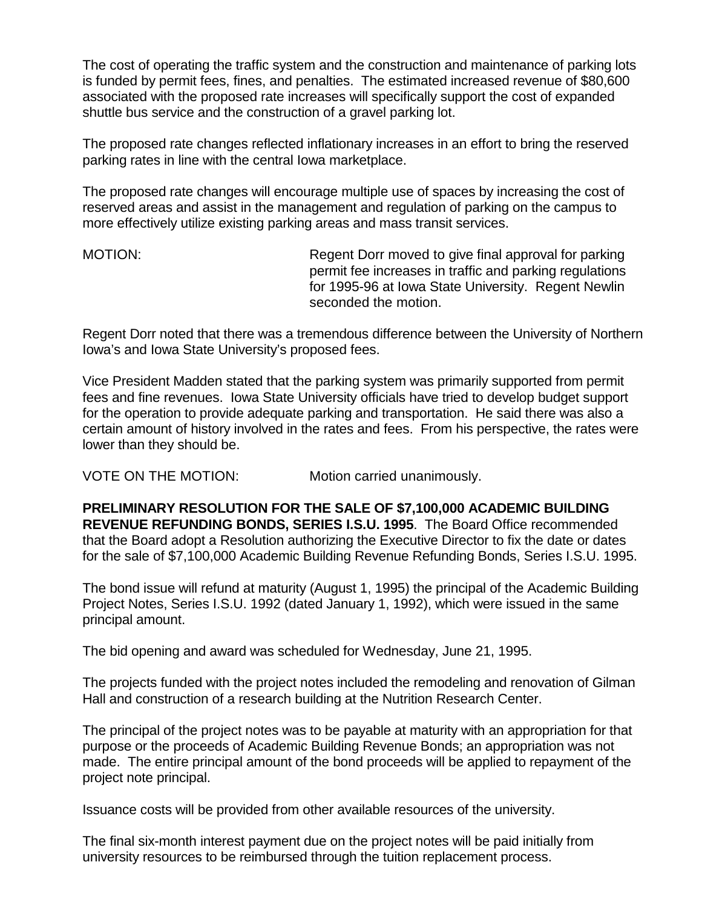The cost of operating the traffic system and the construction and maintenance of parking lots is funded by permit fees, fines, and penalties. The estimated increased revenue of $80,600 associated with the proposed rate increases will specifically support the cost of expanded shuttle bus service and the construction of a gravel parking lot.

The proposed rate changes reflected inflationary increases in an effort to bring the reserved parking rates in line with the central Iowa marketplace.

The proposed rate changes will encourage multiple use of spaces by increasing the cost of reserved areas and assist in the management and regulation of parking on the campus to more effectively utilize existing parking areas and mass transit services.

MOTION: Regent Dorr moved to give final approval for parking permit fee increases in traffic and parking regulations for 1995-96 at Iowa State University. Regent Newlin seconded the motion.

Regent Dorr noted that there was a tremendous difference between the University of Northern Iowa's and Iowa State University's proposed fees.

Vice President Madden stated that the parking system was primarily supported from permit fees and fine revenues. Iowa State University officials have tried to develop budget support for the operation to provide adequate parking and transportation. He said there was also a certain amount of history involved in the rates and fees. From his perspective, the rates were lower than they should be.

VOTE ON THE MOTION: Motion carried unanimously.

**PRELIMINARY RESOLUTION FOR THE SALE OF $7,100,000 ACADEMIC BUILDING REVENUE REFUNDING BONDS, SERIES I.S.U. 1995**. The Board Office recommended that the Board adopt a Resolution authorizing the Executive Director to fix the date or dates for the sale of $7,100,000 Academic Building Revenue Refunding Bonds, Series I.S.U. 1995.

The bond issue will refund at maturity (August 1, 1995) the principal of the Academic Building Project Notes, Series I.S.U. 1992 (dated January 1, 1992), which were issued in the same principal amount.

The bid opening and award was scheduled for Wednesday, June 21, 1995.

The projects funded with the project notes included the remodeling and renovation of Gilman Hall and construction of a research building at the Nutrition Research Center.

The principal of the project notes was to be payable at maturity with an appropriation for that purpose or the proceeds of Academic Building Revenue Bonds; an appropriation was not made. The entire principal amount of the bond proceeds will be applied to repayment of the project note principal.

Issuance costs will be provided from other available resources of the university.

The final six-month interest payment due on the project notes will be paid initially from university resources to be reimbursed through the tuition replacement process.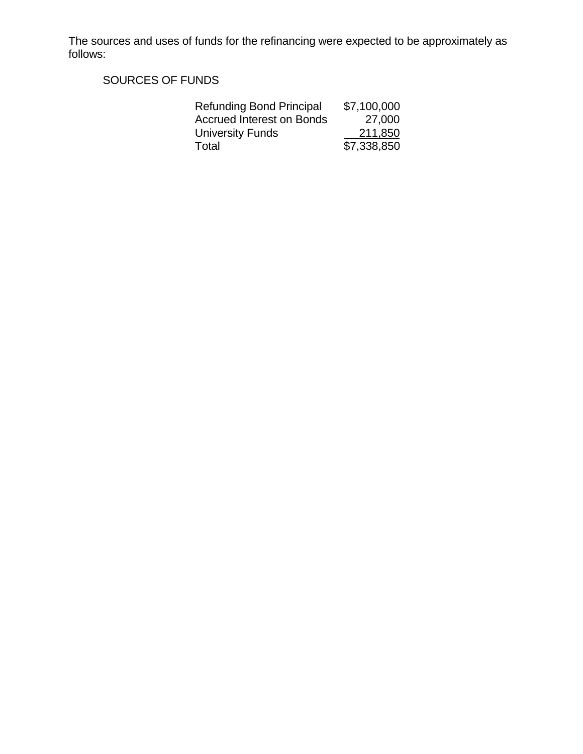The sources and uses of funds for the refinancing were expected to be approximately as follows:

SOURCES OF FUNDS

| | |
|---|---|
| Refunding Bond Principal | $7,100,000 |
| Accrued Interest on Bonds | 27,000 |
| University Funds | 211,850 |
| Total | $7,338,850 |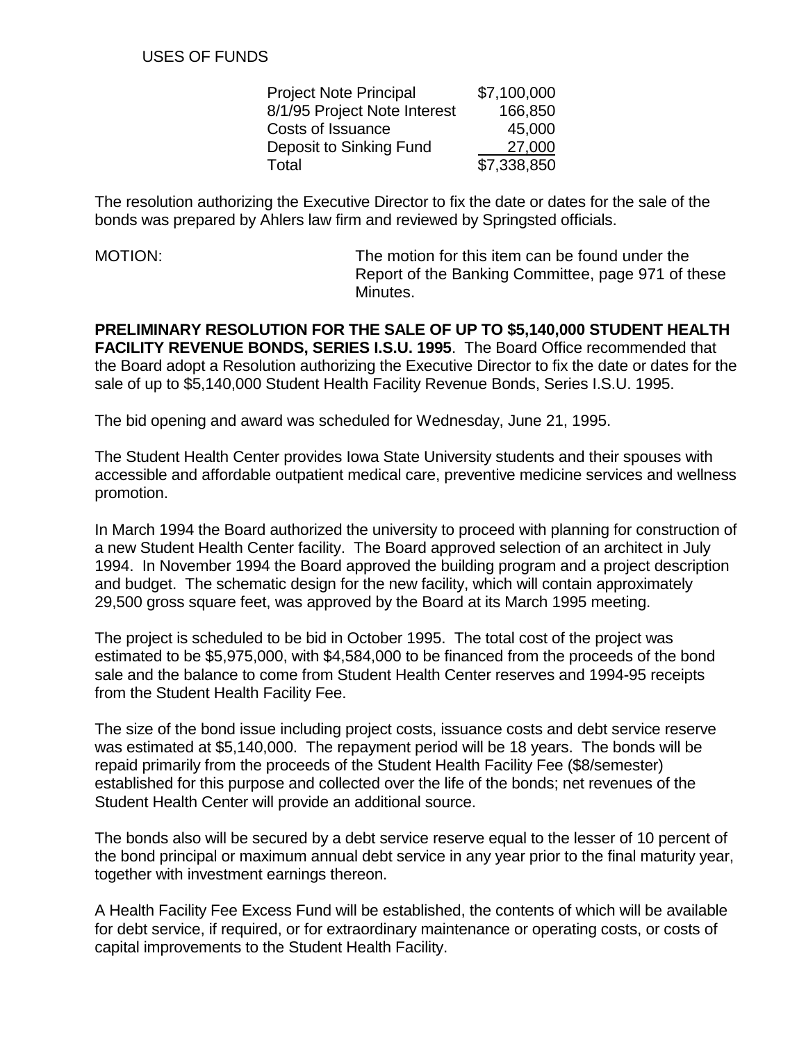USES OF FUNDS

| | |
|---|---|
| Project Note Principal | $7,100,000 |
| 8/1/95 Project Note Interest | 166,850 |
| Costs of Issuance | 45,000 |
| Deposit to Sinking Fund | 27,000 |
| Total | $7,338,850 |

The resolution authorizing the Executive Director to fix the date or dates for the sale of the bonds was prepared by Ahlers law firm and reviewed by Springsted officials.

MOTION: The motion for this item can be found under the Report of the Banking Committee, page 971 of these Minutes.

**PRELIMINARY RESOLUTION FOR THE SALE OF UP TO $5,140,000 STUDENT HEALTH FACILITY REVENUE BONDS, SERIES I.S.U. 1995**. The Board Office recommended that the Board adopt a Resolution authorizing the Executive Director to fix the date or dates for the sale of up to $5,140,000 Student Health Facility Revenue Bonds, Series I.S.U. 1995.

The bid opening and award was scheduled for Wednesday, June 21, 1995.

The Student Health Center provides Iowa State University students and their spouses with accessible and affordable outpatient medical care, preventive medicine services and wellness promotion.

In March 1994 the Board authorized the university to proceed with planning for construction of a new Student Health Center facility. The Board approved selection of an architect in July 1994. In November 1994 the Board approved the building program and a project description and budget. The schematic design for the new facility, which will contain approximately 29,500 gross square feet, was approved by the Board at its March 1995 meeting.

The project is scheduled to be bid in October 1995. The total cost of the project was estimated to be $5,975,000, with $4,584,000 to be financed from the proceeds of the bond sale and the balance to come from Student Health Center reserves and 1994-95 receipts from the Student Health Facility Fee.

The size of the bond issue including project costs, issuance costs and debt service reserve was estimated at $5,140,000. The repayment period will be 18 years. The bonds will be repaid primarily from the proceeds of the Student Health Facility Fee ($8/semester) established for this purpose and collected over the life of the bonds; net revenues of the Student Health Center will provide an additional source.

The bonds also will be secured by a debt service reserve equal to the lesser of 10 percent of the bond principal or maximum annual debt service in any year prior to the final maturity year, together with investment earnings thereon.

A Health Facility Fee Excess Fund will be established, the contents of which will be available for debt service, if required, or for extraordinary maintenance or operating costs, or costs of capital improvements to the Student Health Facility.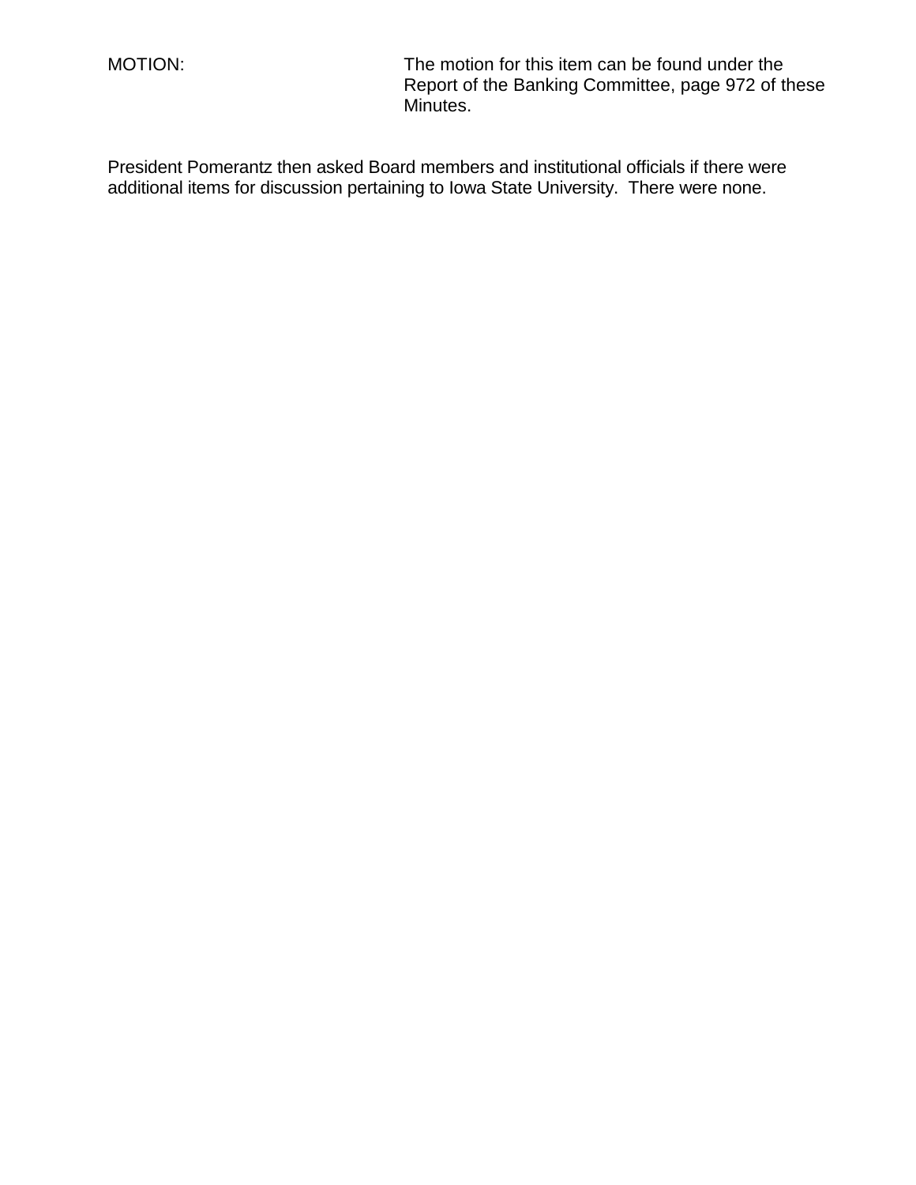MOTION: The motion for this item can be found under the Report of the Banking Committee, page 972 of these Minutes.

President Pomerantz then asked Board members and institutional officials if there were additional items for discussion pertaining to Iowa State University. There were none.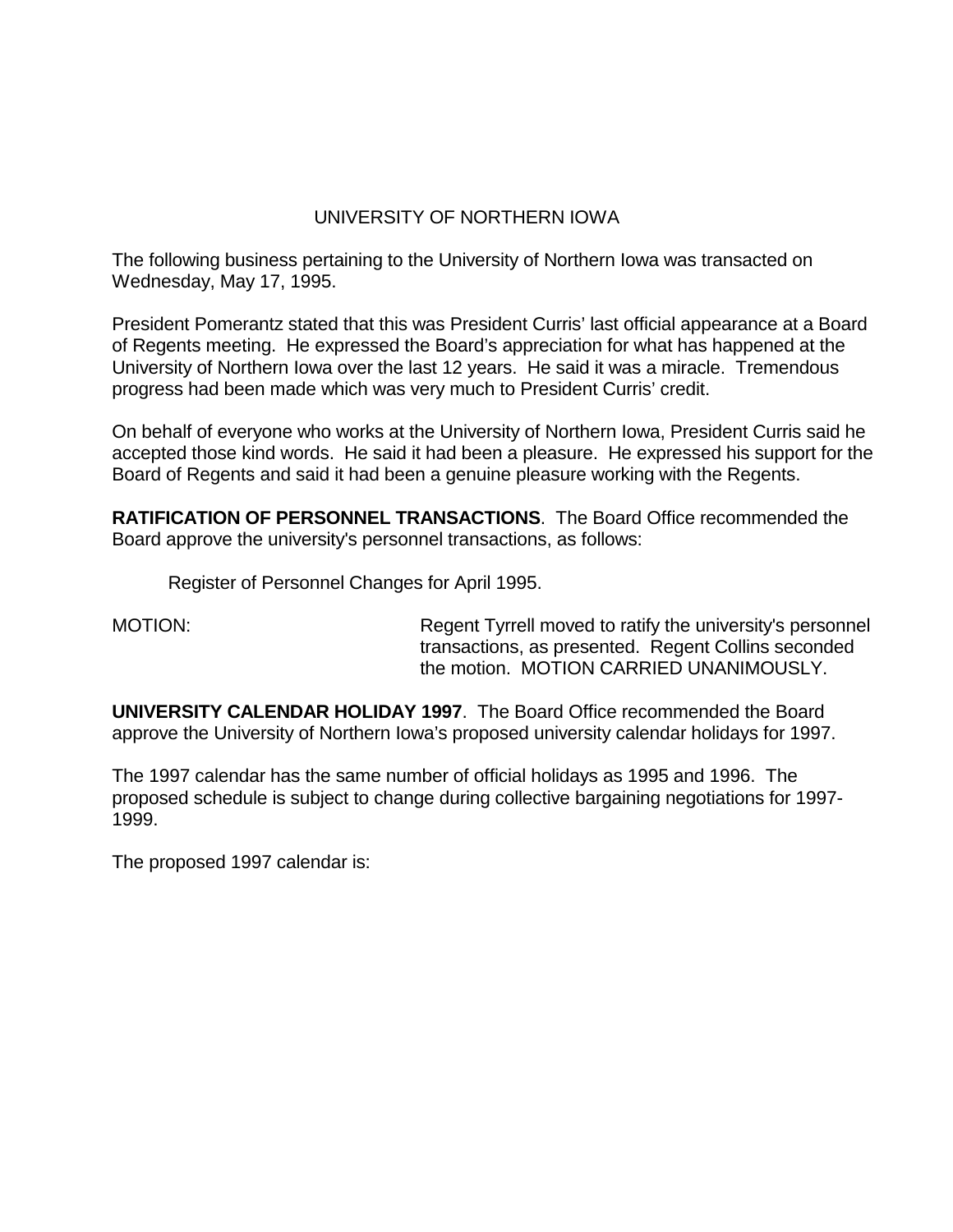UNIVERSITY OF NORTHERN IOWA

The following business pertaining to the University of Northern Iowa was transacted on Wednesday, May 17, 1995.

President Pomerantz stated that this was President Curris' last official appearance at a Board of Regents meeting. He expressed the Board's appreciation for what has happened at the University of Northern Iowa over the last 12 years. He said it was a miracle. Tremendous progress had been made which was very much to President Curris' credit.

On behalf of everyone who works at the University of Northern Iowa, President Curris said he accepted those kind words. He said it had been a pleasure. He expressed his support for the Board of Regents and said it had been a genuine pleasure working with the Regents.

**RATIFICATION OF PERSONNEL TRANSACTIONS**. The Board Office recommended the Board approve the university's personnel transactions, as follows:

Register of Personnel Changes for April 1995.

MOTION: Regent Tyrrell moved to ratify the university's personnel transactions, as presented. Regent Collins seconded the motion. MOTION CARRIED UNANIMOUSLY.

**UNIVERSITY CALENDAR HOLIDAY 1997**. The Board Office recommended the Board approve the University of Northern Iowa's proposed university calendar holidays for 1997.

The 1997 calendar has the same number of official holidays as 1995 and 1996. The proposed schedule is subject to change during collective bargaining negotiations for 1997-1999.

The proposed 1997 calendar is: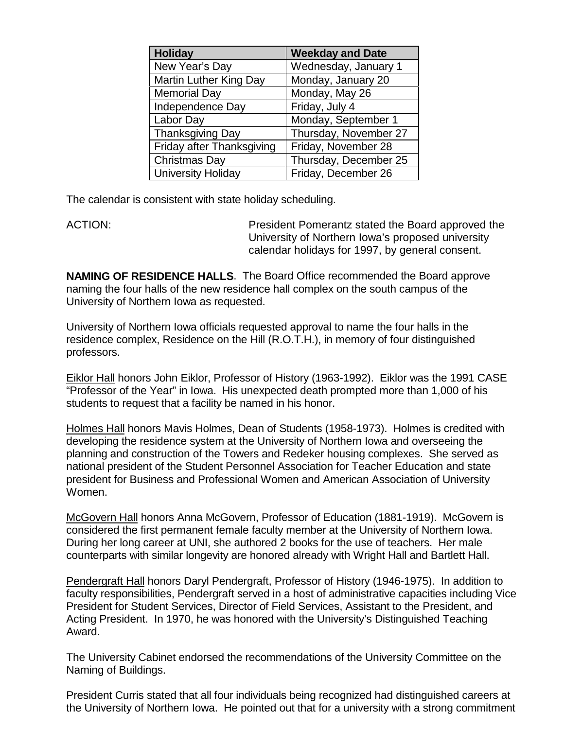| Holiday | Weekday and Date |
|---|---|
| New Year's Day | Wednesday, January 1 |
| Martin Luther King Day | Monday, January 20 |
| Memorial Day | Monday, May 26 |
| Independence Day | Friday, July 4 |
| Labor Day | Monday, September 1 |
| Thanksgiving Day | Thursday, November 27 |
| Friday after Thanksgiving | Friday, November 28 |
| Christmas Day | Thursday, December 25 |
| University Holiday | Friday, December 26 |

The calendar is consistent with state holiday scheduling.

ACTION: President Pomerantz stated the Board approved the University of Northern Iowa's proposed university calendar holidays for 1997, by general consent.

**NAMING OF RESIDENCE HALLS**. The Board Office recommended the Board approve naming the four halls of the new residence hall complex on the south campus of the University of Northern Iowa as requested.

University of Northern Iowa officials requested approval to name the four halls in the residence complex, Residence on the Hill (R.O.T.H.), in memory of four distinguished professors.

Eiklor Hall honors John Eiklor, Professor of History (1963-1992). Eiklor was the 1991 CASE "Professor of the Year" in Iowa. His unexpected death prompted more than 1,000 of his students to request that a facility be named in his honor.

Holmes Hall honors Mavis Holmes, Dean of Students (1958-1973). Holmes is credited with developing the residence system at the University of Northern Iowa and overseeing the planning and construction of the Towers and Redeker housing complexes. She served as national president of the Student Personnel Association for Teacher Education and state president for Business and Professional Women and American Association of University Women.

McGovern Hall honors Anna McGovern, Professor of Education (1881-1919). McGovern is considered the first permanent female faculty member at the University of Northern Iowa. During her long career at UNI, she authored 2 books for the use of teachers. Her male counterparts with similar longevity are honored already with Wright Hall and Bartlett Hall.

Pendergraft Hall honors Daryl Pendergraft, Professor of History (1946-1975). In addition to faculty responsibilities, Pendergraft served in a host of administrative capacities including Vice President for Student Services, Director of Field Services, Assistant to the President, and Acting President. In 1970, he was honored with the University's Distinguished Teaching Award.

The University Cabinet endorsed the recommendations of the University Committee on the Naming of Buildings.

President Curris stated that all four individuals being recognized had distinguished careers at the University of Northern Iowa. He pointed out that for a university with a strong commitment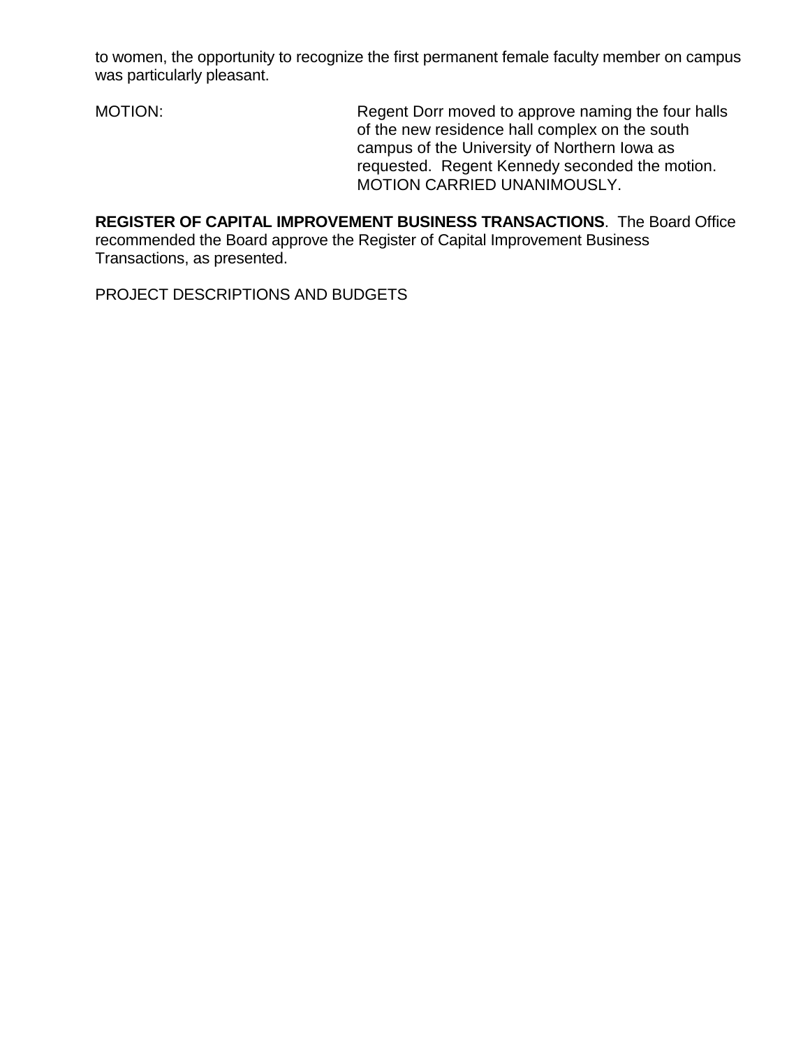to women, the opportunity to recognize the first permanent female faculty member on campus was particularly pleasant.

MOTION: Regent Dorr moved to approve naming the four halls of the new residence hall complex on the south campus of the University of Northern Iowa as requested. Regent Kennedy seconded the motion. MOTION CARRIED UNANIMOUSLY.

**REGISTER OF CAPITAL IMPROVEMENT BUSINESS TRANSACTIONS**. The Board Office recommended the Board approve the Register of Capital Improvement Business Transactions, as presented.

PROJECT DESCRIPTIONS AND BUDGETS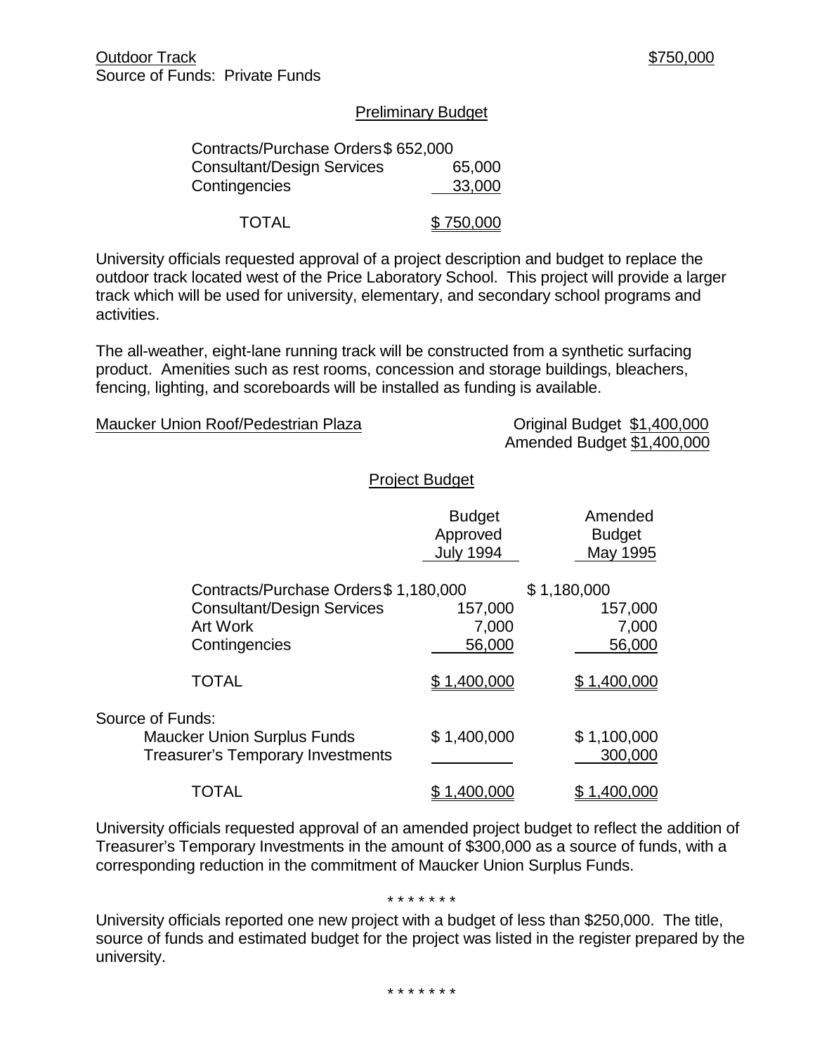Outdoor Track $750,000
Source of Funds: Private Funds

Preliminary Budget

| | |
|---|---|
| Contracts/Purchase Orders | $ 652,000 |
| Consultant/Design Services | 65,000 |
| Contingencies | 33,000 |
| TOTAL | $ 750,000 |

University officials requested approval of a project description and budget to replace the outdoor track located west of the Price Laboratory School. This project will provide a larger track which will be used for university, elementary, and secondary school programs and activities.

The all-weather, eight-lane running track will be constructed from a synthetic surfacing product. Amenities such as rest rooms, concession and storage buildings, bleachers, fencing, lighting, and scoreboards will be installed as funding is available.

Maucker Union Roof/Pedestrian Plaza
Original Budget $1,400,000
Amended Budget $1,400,000

Project Budget

| | Budget Approved July 1994 | Amended Budget May 1995 |
|---|---|---|
| Contracts/Purchase Orders | $ 1,180,000 | $ 1,180,000 |
| Consultant/Design Services | 157,000 | 157,000 |
| Art Work | 7,000 | 7,000 |
| Contingencies | 56,000 | 56,000 |
| TOTAL | $ 1,400,000 | $ 1,400,000 |
| Source of Funds: | | |
| Maucker Union Surplus Funds | $ 1,400,000 | $ 1,100,000 |
| Treasurer's Temporary Investments | | 300,000 |
| TOTAL | $ 1,400,000 | $ 1,400,000 |

University officials requested approval of an amended project budget to reflect the addition of Treasurer's Temporary Investments in the amount of $300,000 as a source of funds, with a corresponding reduction in the commitment of Maucker Union Surplus Funds.

\* \* \* \* \* \* \*

University officials reported one new project with a budget of less than $250,000. The title, source of funds and estimated budget for the project was listed in the register prepared by the university.

\* \* \* \* \* \* \*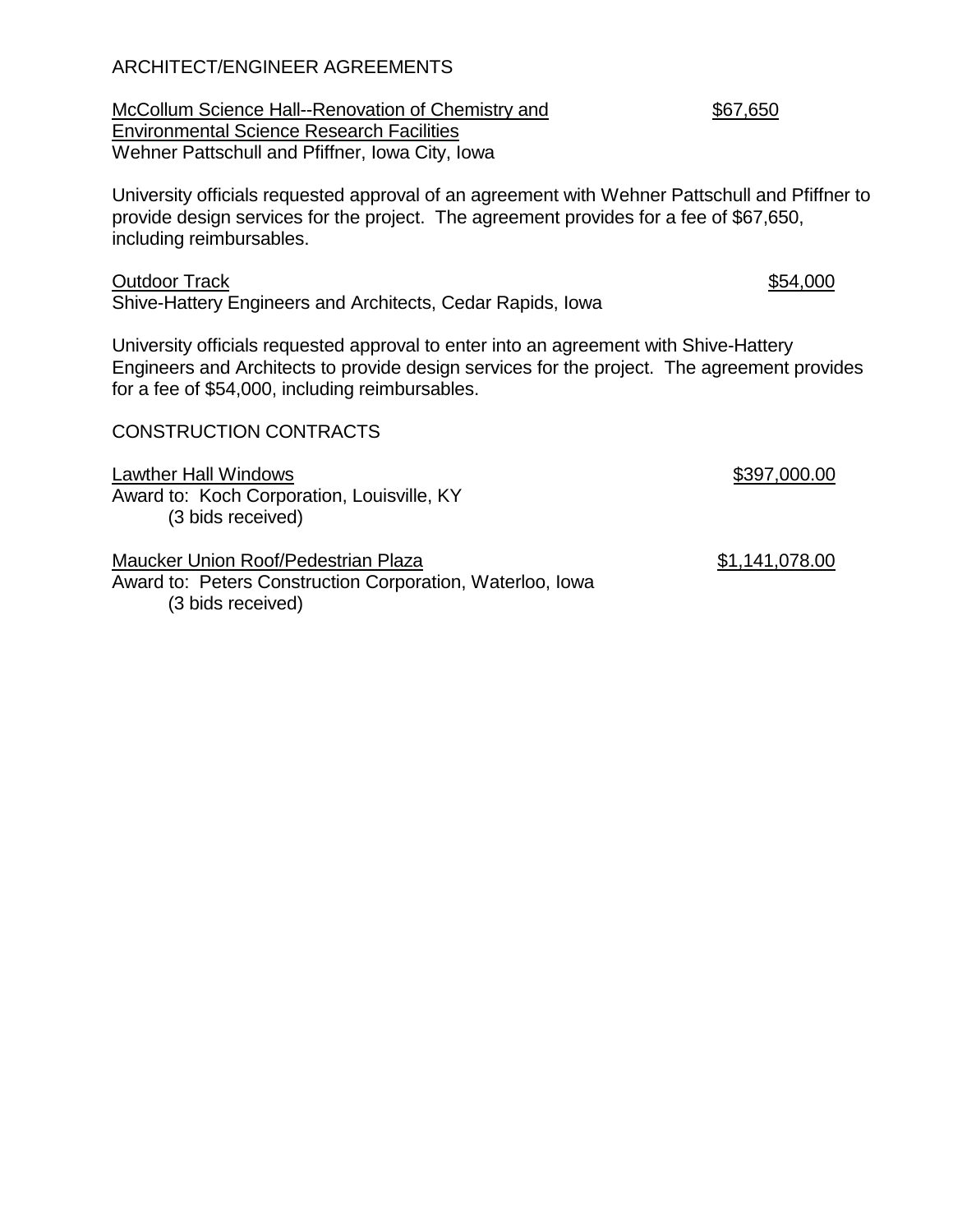ARCHITECT/ENGINEER AGREEMENTS

McCollum Science Hall--Renovation of Chemistry and Environmental Science Research Facilities — $67,650
Wehner Pattschull and Pfiffner, Iowa City, Iowa

University officials requested approval of an agreement with Wehner Pattschull and Pfiffner to provide design services for the project. The agreement provides for a fee of $67,650, including reimbursables.

Outdoor Track — $54,000
Shive-Hattery Engineers and Architects, Cedar Rapids, Iowa

University officials requested approval to enter into an agreement with Shive-Hattery Engineers and Architects to provide design services for the project. The agreement provides for a fee of $54,000, including reimbursables.

CONSTRUCTION CONTRACTS

Lawther Hall Windows — $397,000.00
Award to: Koch Corporation, Louisville, KY
(3 bids received)

Maucker Union Roof/Pedestrian Plaza — $1,141,078.00
Award to: Peters Construction Corporation, Waterloo, Iowa
(3 bids received)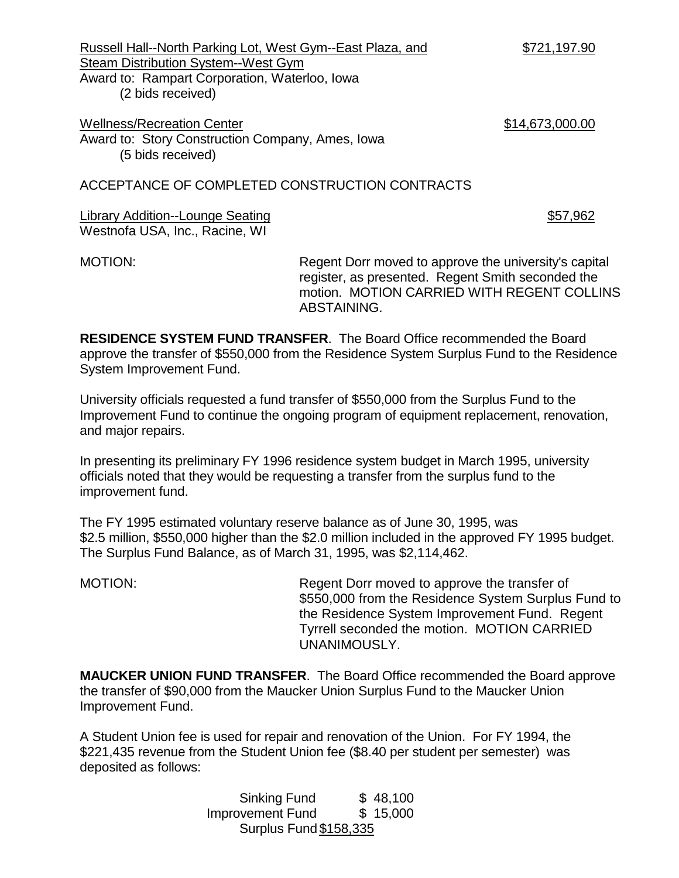Russell Hall--North Parking Lot, West Gym--East Plaza, and Steam Distribution System--West Gym — $721,197.90
Award to: Rampart Corporation, Waterloo, Iowa
(2 bids received)

Wellness/Recreation Center — $14,673,000.00
Award to: Story Construction Company, Ames, Iowa
(5 bids received)

ACCEPTANCE OF COMPLETED CONSTRUCTION CONTRACTS

Library Addition--Lounge Seating — $57,962
Westnofa USA, Inc., Racine, WI

MOTION: Regent Dorr moved to approve the university's capital register, as presented. Regent Smith seconded the motion. MOTION CARRIED WITH REGENT COLLINS ABSTAINING.

**RESIDENCE SYSTEM FUND TRANSFER**. The Board Office recommended the Board approve the transfer of $550,000 from the Residence System Surplus Fund to the Residence System Improvement Fund.

University officials requested a fund transfer of $550,000 from the Surplus Fund to the Improvement Fund to continue the ongoing program of equipment replacement, renovation, and major repairs.

In presenting its preliminary FY 1996 residence system budget in March 1995, university officials noted that they would be requesting a transfer from the surplus fund to the improvement fund.

The FY 1995 estimated voluntary reserve balance as of June 30, 1995, was $2.5 million, $550,000 higher than the $2.0 million included in the approved FY 1995 budget. The Surplus Fund Balance, as of March 31, 1995, was $2,114,462.

MOTION: Regent Dorr moved to approve the transfer of $550,000 from the Residence System Surplus Fund to the Residence System Improvement Fund. Regent Tyrrell seconded the motion. MOTION CARRIED UNANIMOUSLY.

**MAUCKER UNION FUND TRANSFER**. The Board Office recommended the Board approve the transfer of $90,000 from the Maucker Union Surplus Fund to the Maucker Union Improvement Fund.

A Student Union fee is used for repair and renovation of the Union. For FY 1994, the $221,435 revenue from the Student Union fee ($8.40 per student per semester) was deposited as follows:

| | |
|---|---|
| Sinking Fund | $ 48,100 |
| Improvement Fund | $ 15,000 |
| Surplus Fund | $158,335 |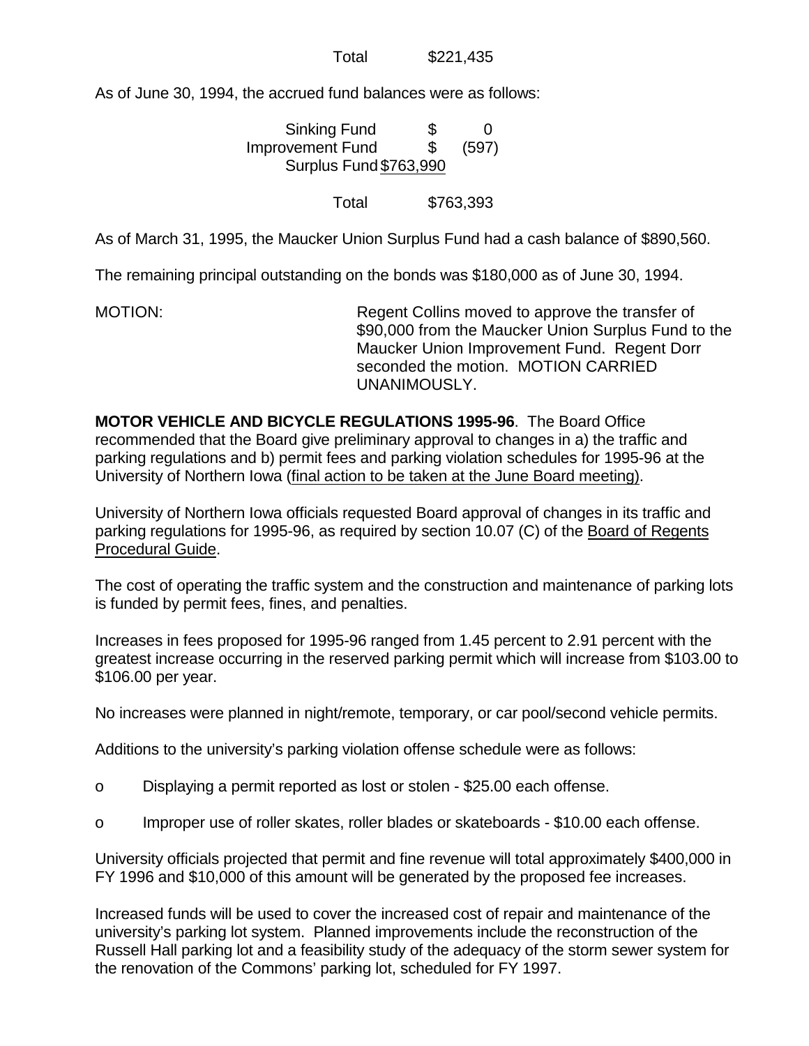| | |
|---|---|
| Total | $221,435 |

As of June 30, 1994, the accrued fund balances were as follows:

| | |
|---|---|
| Sinking Fund | $ 0 |
| Improvement Fund | $ (597) |
| Surplus Fund | $763,990 |
| Total | $763,393 |

As of March 31, 1995, the Maucker Union Surplus Fund had a cash balance of $890,560.

The remaining principal outstanding on the bonds was $180,000 as of June 30, 1994.

MOTION: Regent Collins moved to approve the transfer of $90,000 from the Maucker Union Surplus Fund to the Maucker Union Improvement Fund. Regent Dorr seconded the motion. MOTION CARRIED UNANIMOUSLY.

**MOTOR VEHICLE AND BICYCLE REGULATIONS 1995-96**. The Board Office recommended that the Board give preliminary approval to changes in a) the traffic and parking regulations and b) permit fees and parking violation schedules for 1995-96 at the University of Northern Iowa (final action to be taken at the June Board meeting).

University of Northern Iowa officials requested Board approval of changes in its traffic and parking regulations for 1995-96, as required by section 10.07 (C) of the Board of Regents Procedural Guide.

The cost of operating the traffic system and the construction and maintenance of parking lots is funded by permit fees, fines, and penalties.

Increases in fees proposed for 1995-96 ranged from 1.45 percent to 2.91 percent with the greatest increase occurring in the reserved parking permit which will increase from $103.00 to $106.00 per year.

No increases were planned in night/remote, temporary, or car pool/second vehicle permits.

Additions to the university's parking violation offense schedule were as follows:

- Displaying a permit reported as lost or stolen - $25.00 each offense.
- Improper use of roller skates, roller blades or skateboards - $10.00 each offense.

University officials projected that permit and fine revenue will total approximately $400,000 in FY 1996 and $10,000 of this amount will be generated by the proposed fee increases.

Increased funds will be used to cover the increased cost of repair and maintenance of the university's parking lot system. Planned improvements include the reconstruction of the Russell Hall parking lot and a feasibility study of the adequacy of the storm sewer system for the renovation of the Commons' parking lot, scheduled for FY 1997.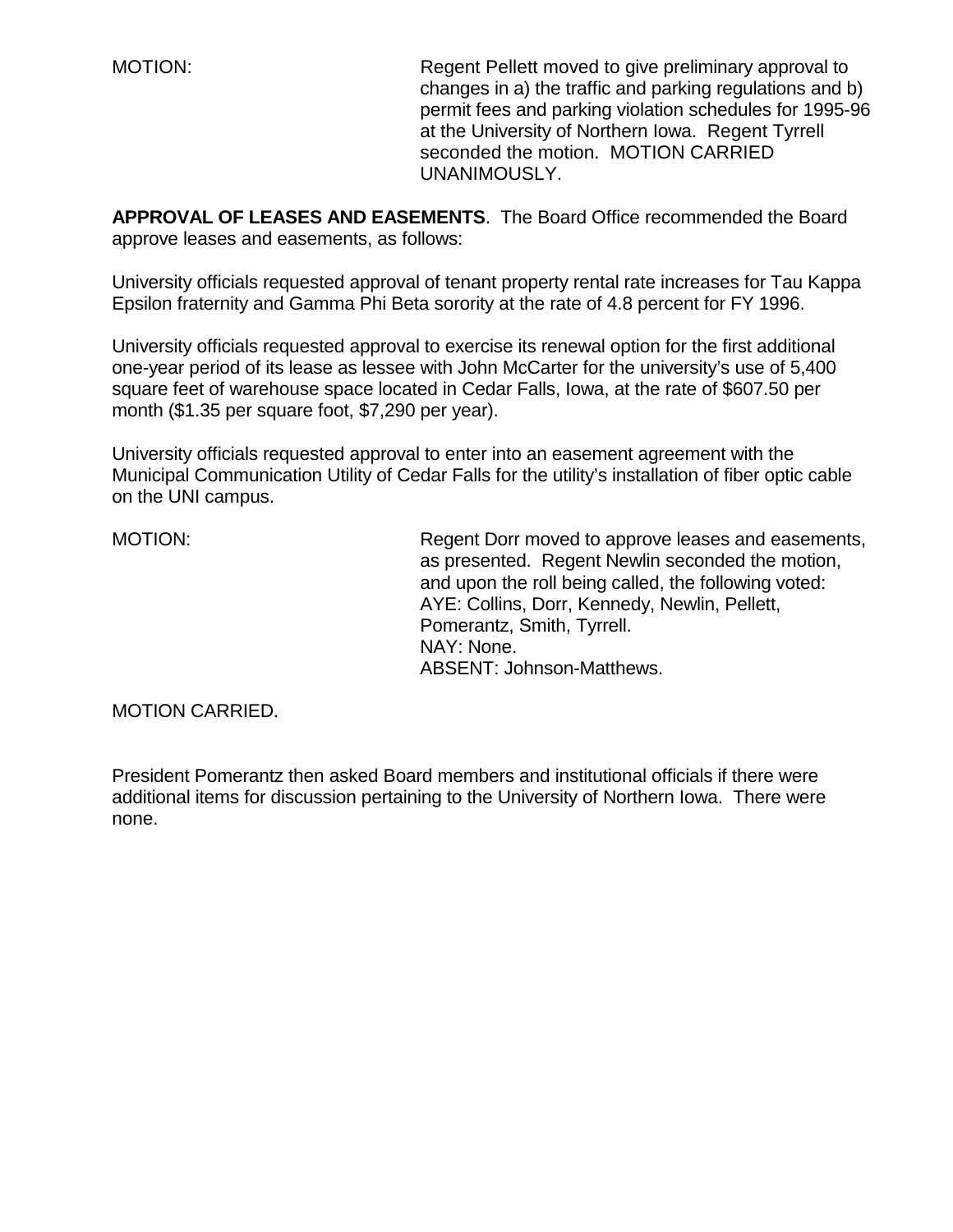MOTION: Regent Pellett moved to give preliminary approval to changes in a) the traffic and parking regulations and b) permit fees and parking violation schedules for 1995-96 at the University of Northern Iowa. Regent Tyrrell seconded the motion. MOTION CARRIED UNANIMOUSLY.

**APPROVAL OF LEASES AND EASEMENTS**. The Board Office recommended the Board approve leases and easements, as follows:

University officials requested approval of tenant property rental rate increases for Tau Kappa Epsilon fraternity and Gamma Phi Beta sorority at the rate of 4.8 percent for FY 1996.

University officials requested approval to exercise its renewal option for the first additional one-year period of its lease as lessee with John McCarter for the university's use of 5,400 square feet of warehouse space located in Cedar Falls, Iowa, at the rate of $607.50 per month ($1.35 per square foot, $7,290 per year).

University officials requested approval to enter into an easement agreement with the Municipal Communication Utility of Cedar Falls for the utility's installation of fiber optic cable on the UNI campus.

MOTION: Regent Dorr moved to approve leases and easements, as presented. Regent Newlin seconded the motion, and upon the roll being called, the following voted:
AYE: Collins, Dorr, Kennedy, Newlin, Pellett, Pomerantz, Smith, Tyrrell.
NAY: None.
ABSENT: Johnson-Matthews.

MOTION CARRIED.

President Pomerantz then asked Board members and institutional officials if there were additional items for discussion pertaining to the University of Northern Iowa. There were none.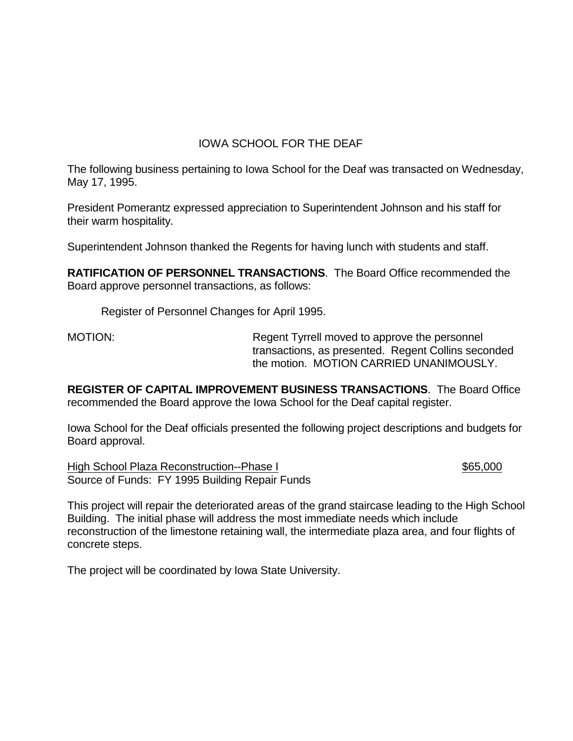## IOWA SCHOOL FOR THE DEAF

The following business pertaining to Iowa School for the Deaf was transacted on Wednesday, May 17, 1995.

President Pomerantz expressed appreciation to Superintendent Johnson and his staff for their warm hospitality.

Superintendent Johnson thanked the Regents for having lunch with students and staff.

**RATIFICATION OF PERSONNEL TRANSACTIONS**. The Board Office recommended the Board approve personnel transactions, as follows:

Register of Personnel Changes for April 1995.

MOTION: Regent Tyrrell moved to approve the personnel transactions, as presented. Regent Collins seconded the motion. MOTION CARRIED UNANIMOUSLY.

**REGISTER OF CAPITAL IMPROVEMENT BUSINESS TRANSACTIONS**. The Board Office recommended the Board approve the Iowa School for the Deaf capital register.

Iowa School for the Deaf officials presented the following project descriptions and budgets for Board approval.

High School Plaza Reconstruction--Phase I $65,000
Source of Funds: FY 1995 Building Repair Funds

This project will repair the deteriorated areas of the grand staircase leading to the High School Building. The initial phase will address the most immediate needs which include reconstruction of the limestone retaining wall, the intermediate plaza area, and four flights of concrete steps.

The project will be coordinated by Iowa State University.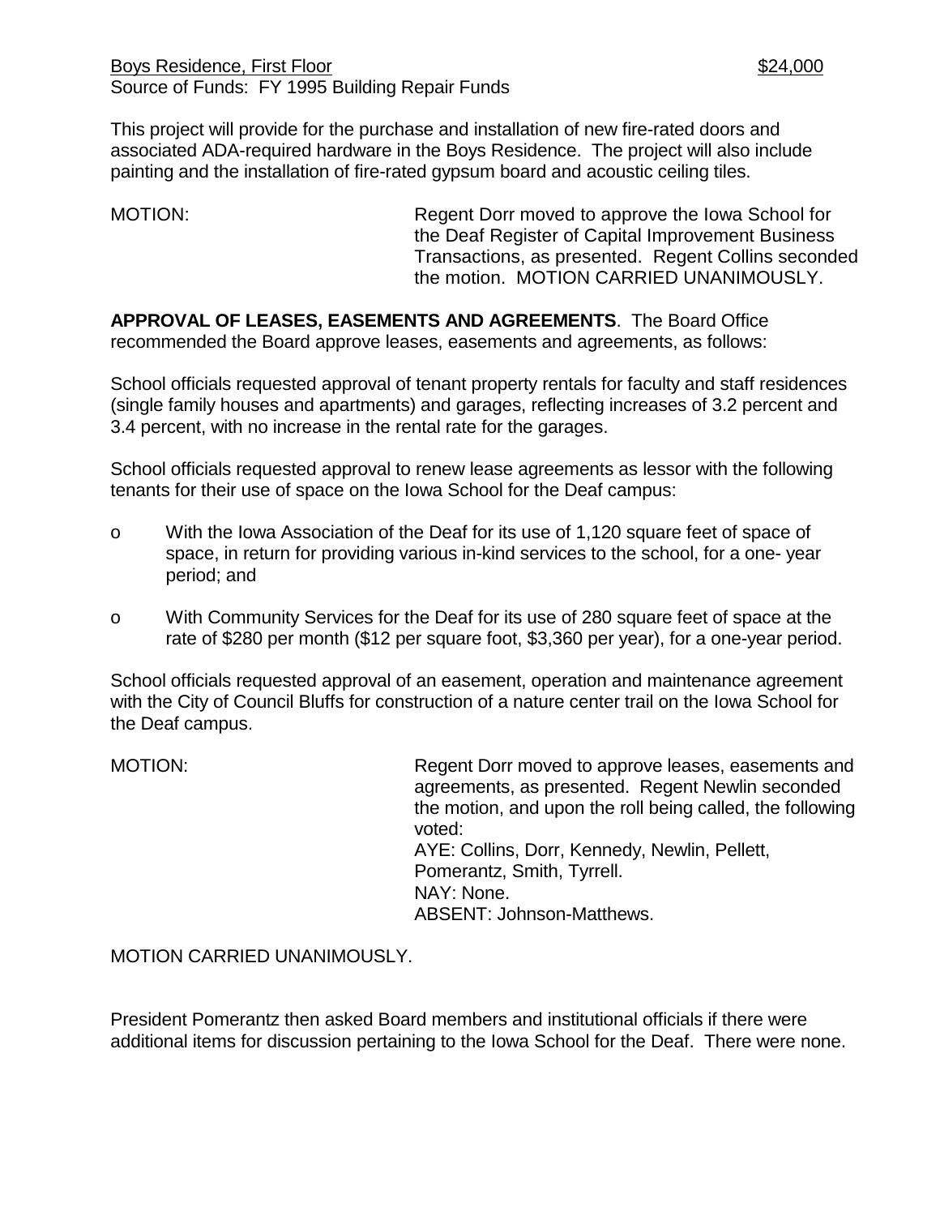Boys Residence, First Floor $24,000
Source of Funds: FY 1995 Building Repair Funds

This project will provide for the purchase and installation of new fire-rated doors and associated ADA-required hardware in the Boys Residence. The project will also include painting and the installation of fire-rated gypsum board and acoustic ceiling tiles.

MOTION: Regent Dorr moved to approve the Iowa School for the Deaf Register of Capital Improvement Business Transactions, as presented. Regent Collins seconded the motion. MOTION CARRIED UNANIMOUSLY.

**APPROVAL OF LEASES, EASEMENTS AND AGREEMENTS**. The Board Office recommended the Board approve leases, easements and agreements, as follows:

School officials requested approval of tenant property rentals for faculty and staff residences (single family houses and apartments) and garages, reflecting increases of 3.2 percent and 3.4 percent, with no increase in the rental rate for the garages.

School officials requested approval to renew lease agreements as lessor with the following tenants for their use of space on the Iowa School for the Deaf campus:

- With the Iowa Association of the Deaf for its use of 1,120 square feet of space of space, in return for providing various in-kind services to the school, for a one- year period; and
- With Community Services for the Deaf for its use of 280 square feet of space at the rate of $280 per month ($12 per square foot, $3,360 per year), for a one-year period.

School officials requested approval of an easement, operation and maintenance agreement with the City of Council Bluffs for construction of a nature center trail on the Iowa School for the Deaf campus.

MOTION: Regent Dorr moved to approve leases, easements and agreements, as presented. Regent Newlin seconded the motion, and upon the roll being called, the following voted:
AYE: Collins, Dorr, Kennedy, Newlin, Pellett, Pomerantz, Smith, Tyrrell.
NAY: None.
ABSENT: Johnson-Matthews.

MOTION CARRIED UNANIMOUSLY.

President Pomerantz then asked Board members and institutional officials if there were additional items for discussion pertaining to the Iowa School for the Deaf. There were none.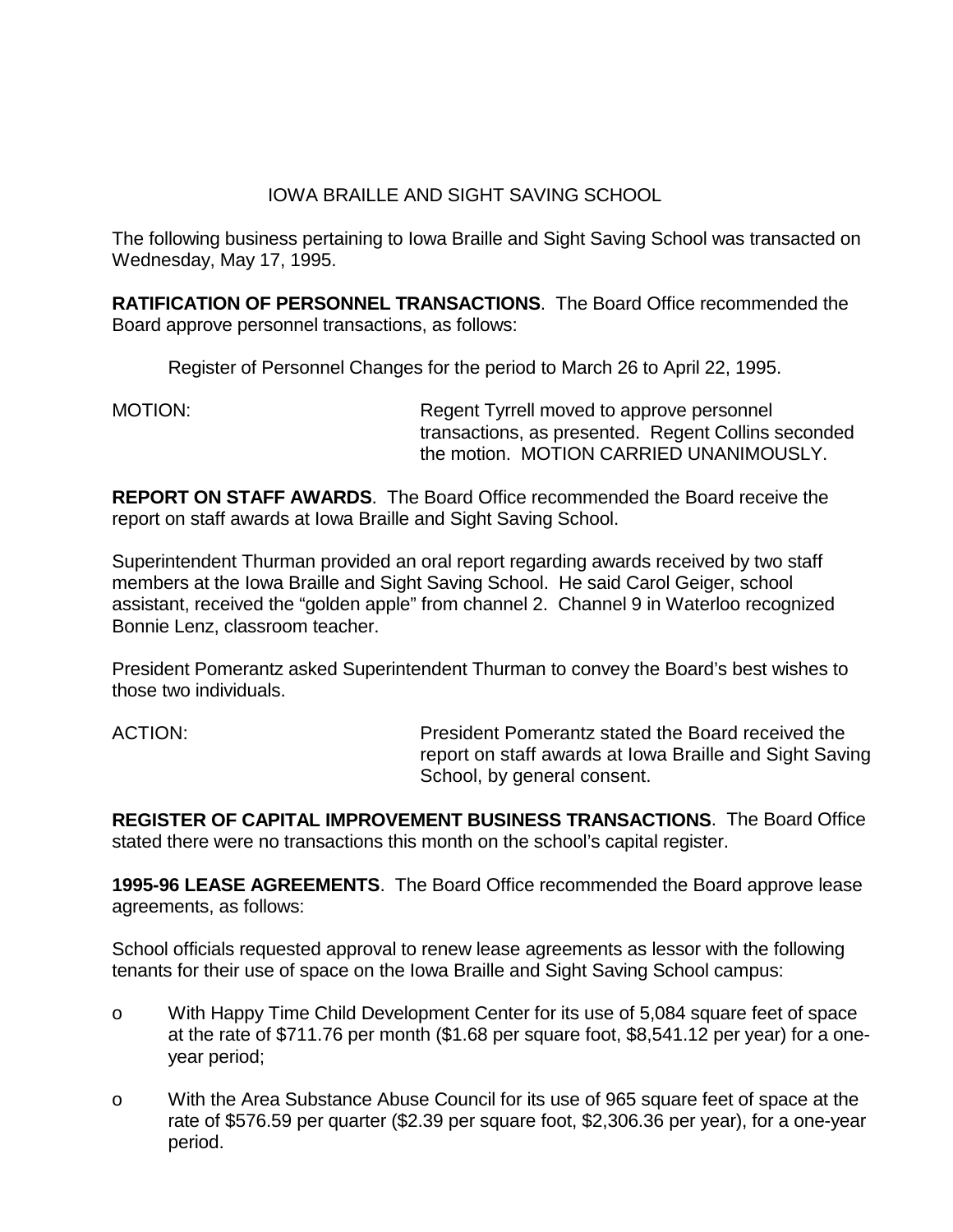# IOWA BRAILLE AND SIGHT SAVING SCHOOL

The following business pertaining to Iowa Braille and Sight Saving School was transacted on Wednesday, May 17, 1995.

**RATIFICATION OF PERSONNEL TRANSACTIONS**. The Board Office recommended the Board approve personnel transactions, as follows:

Register of Personnel Changes for the period to March 26 to April 22, 1995.

MOTION: Regent Tyrrell moved to approve personnel transactions, as presented. Regent Collins seconded the motion. MOTION CARRIED UNANIMOUSLY.

**REPORT ON STAFF AWARDS**. The Board Office recommended the Board receive the report on staff awards at Iowa Braille and Sight Saving School.

Superintendent Thurman provided an oral report regarding awards received by two staff members at the Iowa Braille and Sight Saving School. He said Carol Geiger, school assistant, received the "golden apple" from channel 2. Channel 9 in Waterloo recognized Bonnie Lenz, classroom teacher.

President Pomerantz asked Superintendent Thurman to convey the Board's best wishes to those two individuals.

ACTION: President Pomerantz stated the Board received the report on staff awards at Iowa Braille and Sight Saving School, by general consent.

**REGISTER OF CAPITAL IMPROVEMENT BUSINESS TRANSACTIONS**. The Board Office stated there were no transactions this month on the school's capital register.

**1995-96 LEASE AGREEMENTS**. The Board Office recommended the Board approve lease agreements, as follows:

School officials requested approval to renew lease agreements as lessor with the following tenants for their use of space on the Iowa Braille and Sight Saving School campus:

- With Happy Time Child Development Center for its use of 5,084 square feet of space at the rate of $711.76 per month ($1.68 per square foot, $8,541.12 per year) for a one-year period;
- With the Area Substance Abuse Council for its use of 965 square feet of space at the rate of $576.59 per quarter ($2.39 per square foot, $2,306.36 per year), for a one-year period.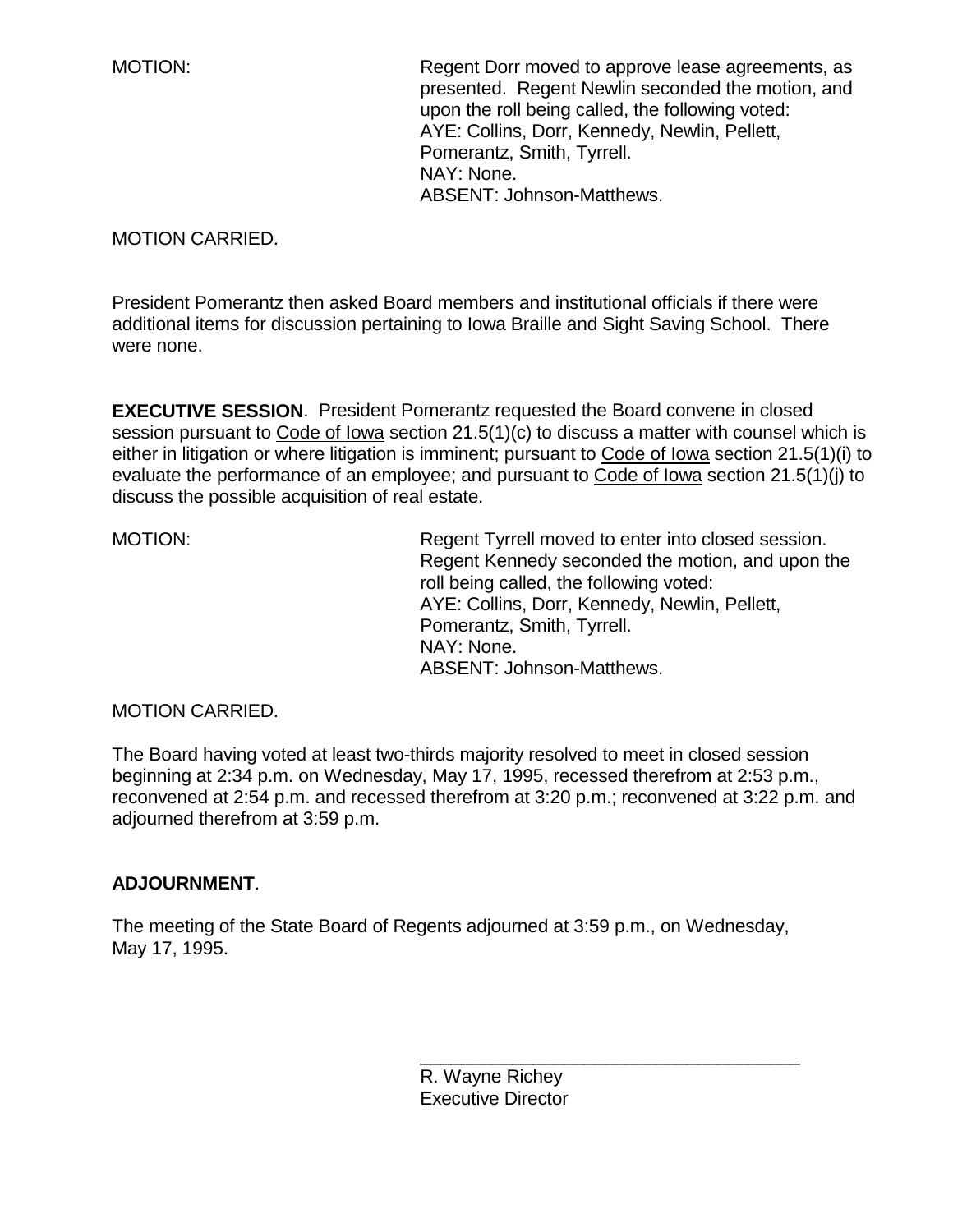MOTION: Regent Dorr moved to approve lease agreements, as presented. Regent Newlin seconded the motion, and upon the roll being called, the following voted:
AYE: Collins, Dorr, Kennedy, Newlin, Pellett, Pomerantz, Smith, Tyrrell.
NAY: None.
ABSENT: Johnson-Matthews.

MOTION CARRIED.

President Pomerantz then asked Board members and institutional officials if there were additional items for discussion pertaining to Iowa Braille and Sight Saving School. There were none.

**EXECUTIVE SESSION**. President Pomerantz requested the Board convene in closed session pursuant to Code of Iowa section 21.5(1)(c) to discuss a matter with counsel which is either in litigation or where litigation is imminent; pursuant to Code of Iowa section 21.5(1)(i) to evaluate the performance of an employee; and pursuant to Code of Iowa section 21.5(1)(j) to discuss the possible acquisition of real estate.

MOTION: Regent Tyrrell moved to enter into closed session. Regent Kennedy seconded the motion, and upon the roll being called, the following voted:
AYE: Collins, Dorr, Kennedy, Newlin, Pellett, Pomerantz, Smith, Tyrrell.
NAY: None.
ABSENT: Johnson-Matthews.

MOTION CARRIED.

The Board having voted at least two-thirds majority resolved to meet in closed session beginning at 2:34 p.m. on Wednesday, May 17, 1995, recessed therefrom at 2:53 p.m., reconvened at 2:54 p.m. and recessed therefrom at 3:20 p.m.; reconvened at 3:22 p.m. and adjourned therefrom at 3:59 p.m.

**ADJOURNMENT**.

The meeting of the State Board of Regents adjourned at 3:59 p.m., on Wednesday, May 17, 1995.

\_\_\_\_\_\_\_\_\_\_\_\_\_\_\_\_\_\_\_\_\_\_\_\_\_\_\_\_\_\_\_\_\_\_\_\_\_\_

R. Wayne Richey
Executive Director